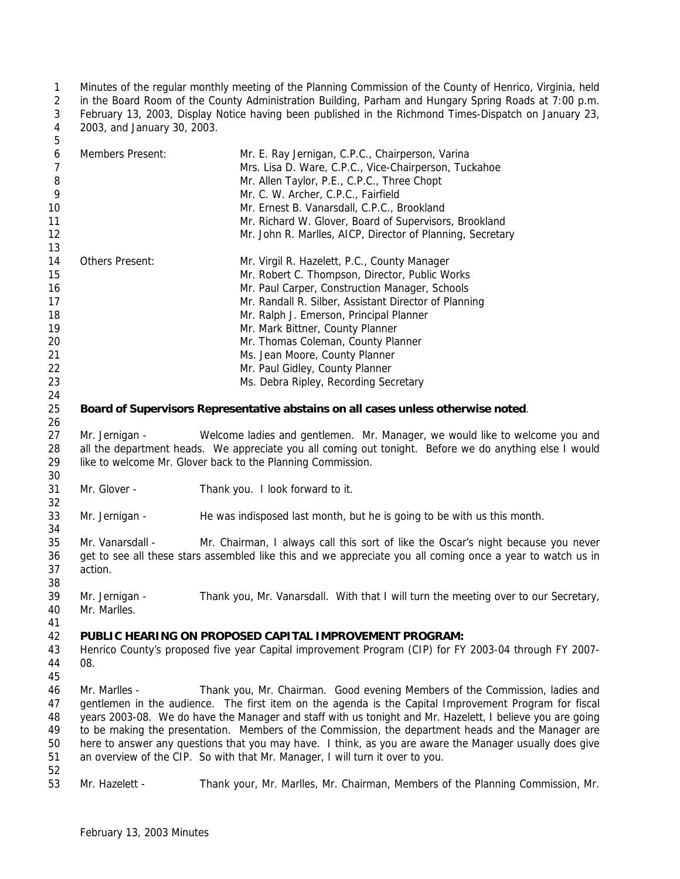Minutes of the regular monthly meeting of the Planning Commission of the County of Henrico, Virginia, held in the Board Room of the County Administration Building, Parham and Hungary Spring Roads at 7:00 p.m. February 13, 2003, Display Notice having been published in the Richmond Times-Dispatch on January 23, 2003, and January 30, 2003.

| | |
|---|---|
| Members Present: | Mr. E. Ray Jernigan, C.P.C., Chairperson, Varina |
| | Mrs. Lisa D. Ware, C.P.C., Vice-Chairperson, Tuckahoe |
| | Mr. Allen Taylor, P.E., C.P.C., Three Chopt |
| | Mr. C. W. Archer, C.P.C., Fairfield |
| | Mr. Ernest B. Vanarsdall, C.P.C., Brookland |
| | Mr. Richard W. Glover, Board of Supervisors, Brookland |
| | Mr. John R. Marlles, AICP, Director of Planning, Secretary |
| Others Present: | Mr. Virgil R. Hazelett, P.C., County Manager |
| | Mr. Robert C. Thompson, Director, Public Works |
| | Mr. Paul Carper, Construction Manager, Schools |
| | Mr. Randall R. Silber, Assistant Director of Planning |
| | Mr. Ralph J. Emerson, Principal Planner |
| | Mr. Mark Bittner, County Planner |
| | Mr. Thomas Coleman, County Planner |
| | Ms. Jean Moore, County Planner |
| | Mr. Paul Gidley, County Planner |
| | Ms. Debra Ripley, Recording Secretary |

**Board of Supervisors Representative abstains on all cases unless otherwise noted**.

Mr. Jernigan - Welcome ladies and gentlemen. Mr. Manager, we would like to welcome you and all the department heads. We appreciate you all coming out tonight. Before we do anything else I would like to welcome Mr. Glover back to the Planning Commission.

Mr. Glover - Thank you. I look forward to it.

Mr. Jernigan - He was indisposed last month, but he is going to be with us this month.

Mr. Vanarsdall - Mr. Chairman, I always call this sort of like the Oscar's night because you never get to see all these stars assembled like this and we appreciate you all coming once a year to watch us in action.

Mr. Jernigan - Thank you, Mr. Vanarsdall. With that I will turn the meeting over to our Secretary, Mr. Marlles.

**PUBLIC HEARING ON PROPOSED CAPITAL IMPROVEMENT PROGRAM:**
Henrico County's proposed five year Capital improvement Program (CIP) for FY 2003-04 through FY 2007-08.

Mr. Marlles - Thank you, Mr. Chairman. Good evening Members of the Commission, ladies and gentlemen in the audience. The first item on the agenda is the Capital Improvement Program for fiscal years 2003-08. We do have the Manager and staff with us tonight and Mr. Hazelett, I believe you are going to be making the presentation. Members of the Commission, the department heads and the Manager are here to answer any questions that you may have. I think, as you are aware the Manager usually does give an overview of the CIP. So with that Mr. Manager, I will turn it over to you.

Mr. Hazelett - Thank your, Mr. Marlles, Mr. Chairman, Members of the Planning Commission, Mr.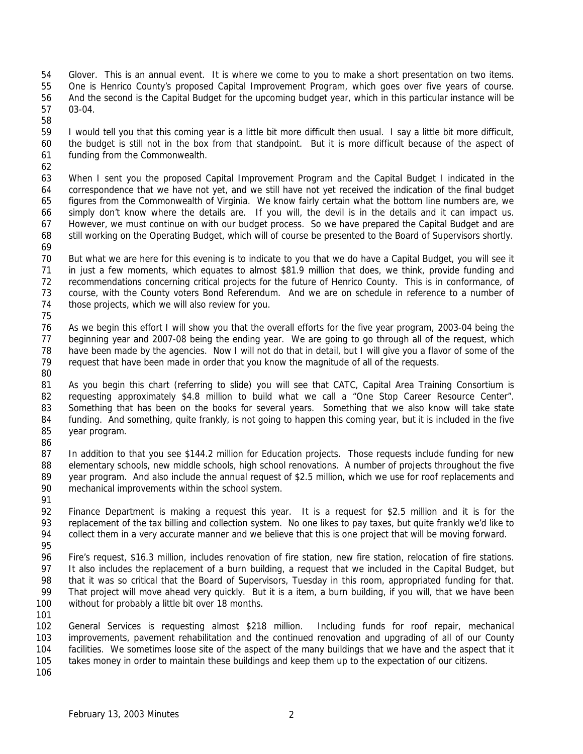Glover. This is an annual event. It is where we come to you to make a short presentation on two items. One is Henrico County's proposed Capital Improvement Program, which goes over five years of course. And the second is the Capital Budget for the upcoming budget year, which in this particular instance will be 03-04.

I would tell you that this coming year is a little bit more difficult then usual. I say a little bit more difficult, the budget is still not in the box from that standpoint. But it is more difficult because of the aspect of funding from the Commonwealth.

When I sent you the proposed Capital Improvement Program and the Capital Budget I indicated in the correspondence that we have not yet, and we still have not yet received the indication of the final budget figures from the Commonwealth of Virginia. We know fairly certain what the bottom line numbers are, we simply don't know where the details are. If you will, the devil is in the details and it can impact us. However, we must continue on with our budget process. So we have prepared the Capital Budget and are still working on the Operating Budget, which will of course be presented to the Board of Supervisors shortly.

But what we are here for this evening is to indicate to you that we do have a Capital Budget, you will see it in just a few moments, which equates to almost $81.9 million that does, we think, provide funding and recommendations concerning critical projects for the future of Henrico County. This is in conformance, of course, with the County voters Bond Referendum. And we are on schedule in reference to a number of those projects, which we will also review for you.

As we begin this effort I will show you that the overall efforts for the five year program, 2003-04 being the beginning year and 2007-08 being the ending year. We are going to go through all of the request, which have been made by the agencies. Now I will not do that in detail, but I will give you a flavor of some of the request that have been made in order that you know the magnitude of all of the requests.

As you begin this chart (referring to slide) you will see that CATC, Capital Area Training Consortium is requesting approximately $4.8 million to build what we call a "One Stop Career Resource Center". Something that has been on the books for several years. Something that we also know will take state funding. And something, quite frankly, is not going to happen this coming year, but it is included in the five year program.

In addition to that you see $144.2 million for Education projects. Those requests include funding for new elementary schools, new middle schools, high school renovations. A number of projects throughout the five year program. And also include the annual request of $2.5 million, which we use for roof replacements and mechanical improvements within the school system.

Finance Department is making a request this year. It is a request for $2.5 million and it is for the replacement of the tax billing and collection system. No one likes to pay taxes, but quite frankly we'd like to collect them in a very accurate manner and we believe that this is one project that will be moving forward.

Fire's request, $16.3 million, includes renovation of fire station, new fire station, relocation of fire stations. It also includes the replacement of a burn building, a request that we included in the Capital Budget, but that it was so critical that the Board of Supervisors, Tuesday in this room, appropriated funding for that. That project will move ahead very quickly. But it is a item, a burn building, if you will, that we have been without for probably a little bit over 18 months.

General Services is requesting almost $218 million. Including funds for roof repair, mechanical improvements, pavement rehabilitation and the continued renovation and upgrading of all of our County facilities. We sometimes loose site of the aspect of the many buildings that we have and the aspect that it takes money in order to maintain these buildings and keep them up to the expectation of our citizens.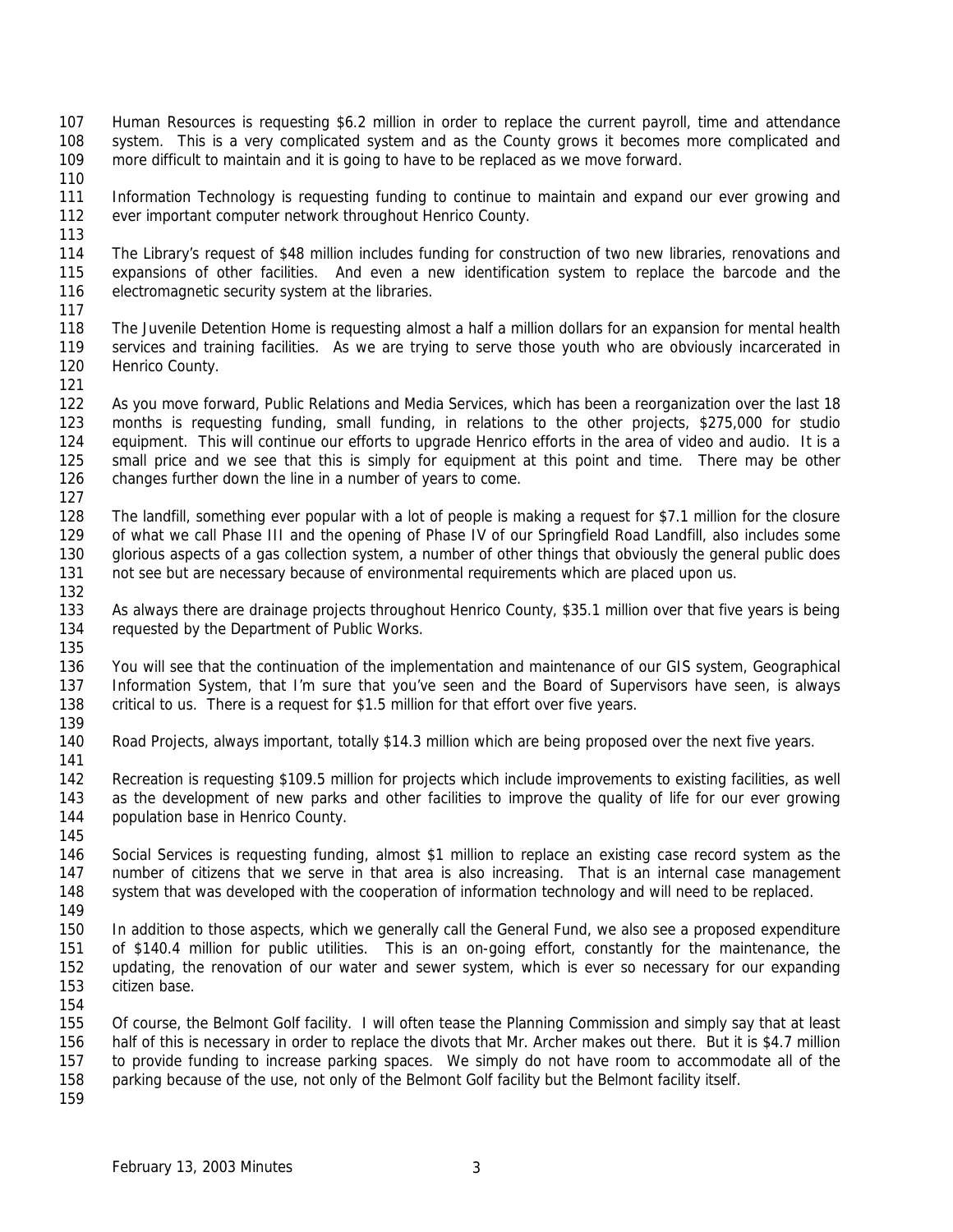Human Resources is requesting $6.2 million in order to replace the current payroll, time and attendance system. This is a very complicated system and as the County grows it becomes more complicated and more difficult to maintain and it is going to have to be replaced as we move forward.

Information Technology is requesting funding to continue to maintain and expand our ever growing and ever important computer network throughout Henrico County.

The Library's request of $48 million includes funding for construction of two new libraries, renovations and expansions of other facilities. And even a new identification system to replace the barcode and the electromagnetic security system at the libraries.

The Juvenile Detention Home is requesting almost a half a million dollars for an expansion for mental health services and training facilities. As we are trying to serve those youth who are obviously incarcerated in Henrico County.

As you move forward, Public Relations and Media Services, which has been a reorganization over the last 18 months is requesting funding, small funding, in relations to the other projects, $275,000 for studio equipment. This will continue our efforts to upgrade Henrico efforts in the area of video and audio. It is a small price and we see that this is simply for equipment at this point and time. There may be other changes further down the line in a number of years to come.

The landfill, something ever popular with a lot of people is making a request for $7.1 million for the closure of what we call Phase III and the opening of Phase IV of our Springfield Road Landfill, also includes some glorious aspects of a gas collection system, a number of other things that obviously the general public does not see but are necessary because of environmental requirements which are placed upon us.

As always there are drainage projects throughout Henrico County, $35.1 million over that five years is being requested by the Department of Public Works.

You will see that the continuation of the implementation and maintenance of our GIS system, Geographical Information System, that I'm sure that you've seen and the Board of Supervisors have seen, is always critical to us. There is a request for $1.5 million for that effort over five years.

Road Projects, always important, totally $14.3 million which are being proposed over the next five years.

Recreation is requesting $109.5 million for projects which include improvements to existing facilities, as well as the development of new parks and other facilities to improve the quality of life for our ever growing population base in Henrico County.

Social Services is requesting funding, almost $1 million to replace an existing case record system as the number of citizens that we serve in that area is also increasing. That is an internal case management system that was developed with the cooperation of information technology and will need to be replaced.

In addition to those aspects, which we generally call the General Fund, we also see a proposed expenditure of $140.4 million for public utilities. This is an on-going effort, constantly for the maintenance, the updating, the renovation of our water and sewer system, which is ever so necessary for our expanding citizen base.

Of course, the Belmont Golf facility. I will often tease the Planning Commission and simply say that at least half of this is necessary in order to replace the divots that Mr. Archer makes out there. But it is $4.7 million to provide funding to increase parking spaces. We simply do not have room to accommodate all of the parking because of the use, not only of the Belmont Golf facility but the Belmont facility itself.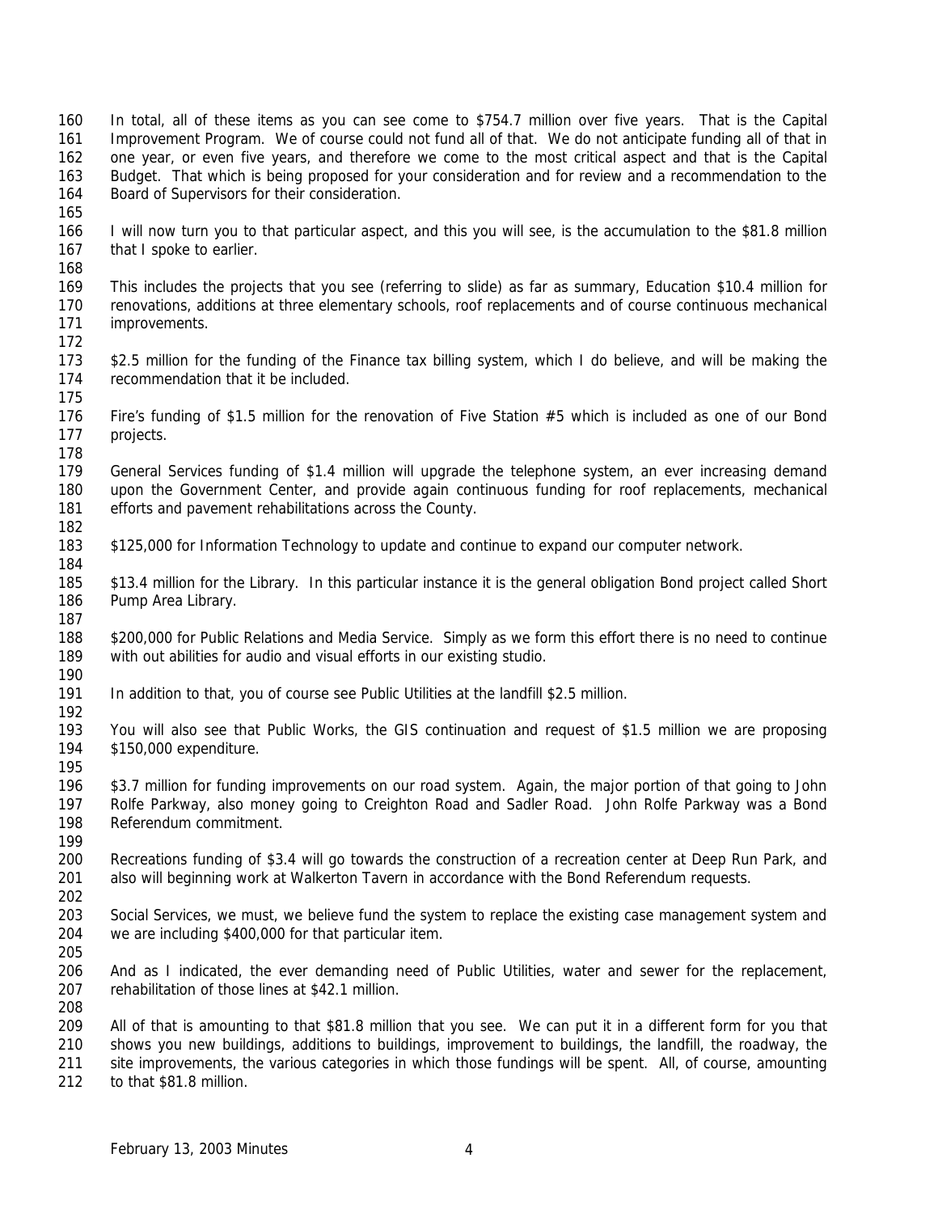In total, all of these items as you can see come to $754.7 million over five years. That is the Capital Improvement Program. We of course could not fund all of that. We do not anticipate funding all of that in one year, or even five years, and therefore we come to the most critical aspect and that is the Capital Budget. That which is being proposed for your consideration and for review and a recommendation to the Board of Supervisors for their consideration.

I will now turn you to that particular aspect, and this you will see, is the accumulation to the $81.8 million that I spoke to earlier.

This includes the projects that you see (referring to slide) as far as summary, Education $10.4 million for renovations, additions at three elementary schools, roof replacements and of course continuous mechanical improvements.

$2.5 million for the funding of the Finance tax billing system, which I do believe, and will be making the recommendation that it be included.

Fire's funding of $1.5 million for the renovation of Five Station #5 which is included as one of our Bond projects.

General Services funding of $1.4 million will upgrade the telephone system, an ever increasing demand upon the Government Center, and provide again continuous funding for roof replacements, mechanical efforts and pavement rehabilitations across the County.

$125,000 for Information Technology to update and continue to expand our computer network.

$13.4 million for the Library. In this particular instance it is the general obligation Bond project called Short Pump Area Library.

$200,000 for Public Relations and Media Service. Simply as we form this effort there is no need to continue with out abilities for audio and visual efforts in our existing studio.

In addition to that, you of course see Public Utilities at the landfill $2.5 million.

You will also see that Public Works, the GIS continuation and request of $1.5 million we are proposing $150,000 expenditure.

$3.7 million for funding improvements on our road system. Again, the major portion of that going to John Rolfe Parkway, also money going to Creighton Road and Sadler Road. John Rolfe Parkway was a Bond Referendum commitment.

Recreations funding of $3.4 will go towards the construction of a recreation center at Deep Run Park, and also will beginning work at Walkerton Tavern in accordance with the Bond Referendum requests.

Social Services, we must, we believe fund the system to replace the existing case management system and we are including $400,000 for that particular item.

And as I indicated, the ever demanding need of Public Utilities, water and sewer for the replacement, rehabilitation of those lines at $42.1 million.

All of that is amounting to that $81.8 million that you see. We can put it in a different form for you that shows you new buildings, additions to buildings, improvement to buildings, the landfill, the roadway, the site improvements, the various categories in which those fundings will be spent. All, of course, amounting to that $81.8 million.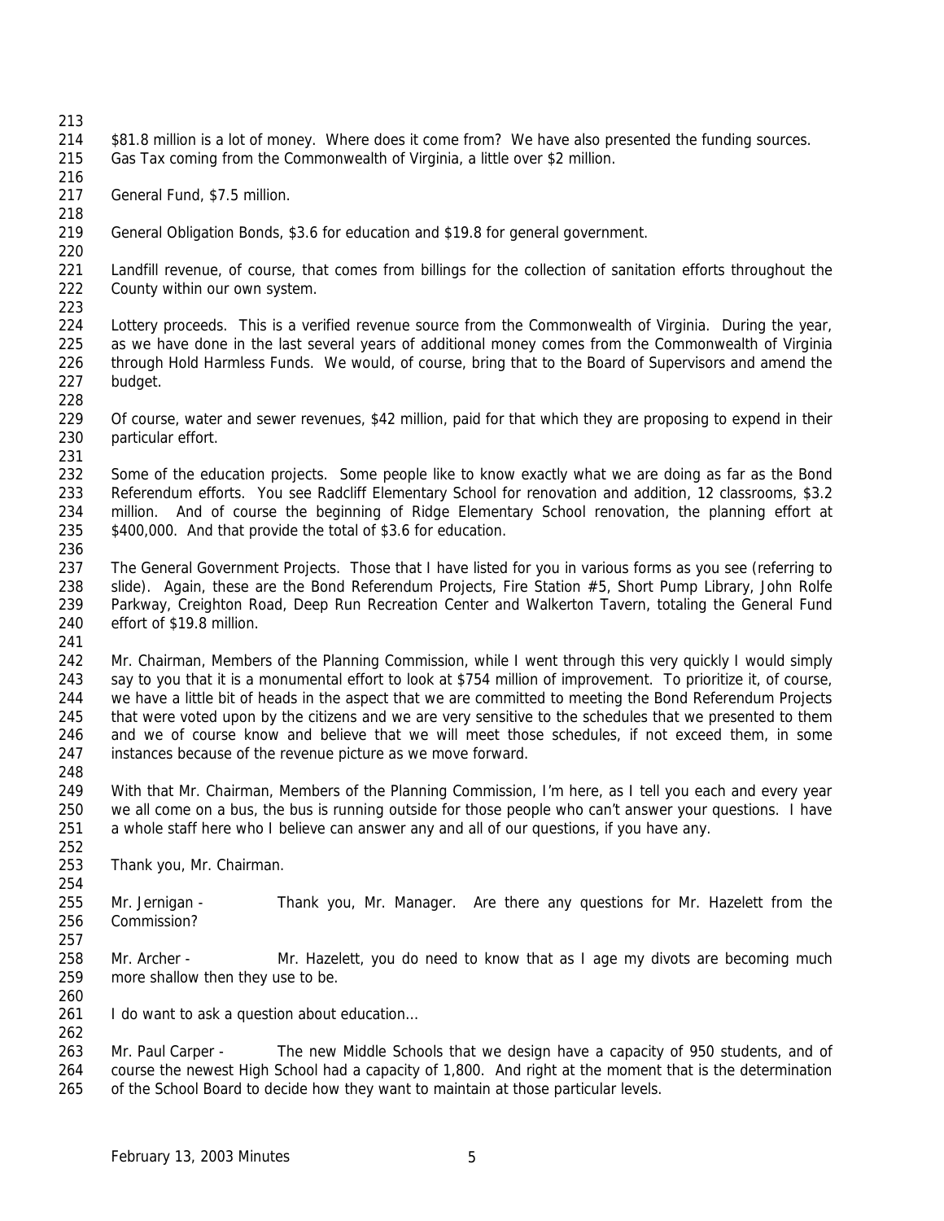$81.8 million is a lot of money. Where does it come from? We have also presented the funding sources. Gas Tax coming from the Commonwealth of Virginia, a little over $2 million.

General Fund, $7.5 million.

General Obligation Bonds, $3.6 for education and $19.8 for general government.

Landfill revenue, of course, that comes from billings for the collection of sanitation efforts throughout the County within our own system.

Lottery proceeds. This is a verified revenue source from the Commonwealth of Virginia. During the year, as we have done in the last several years of additional money comes from the Commonwealth of Virginia through Hold Harmless Funds. We would, of course, bring that to the Board of Supervisors and amend the budget.

Of course, water and sewer revenues, $42 million, paid for that which they are proposing to expend in their particular effort.

Some of the education projects. Some people like to know exactly what we are doing as far as the Bond Referendum efforts. You see Radcliff Elementary School for renovation and addition, 12 classrooms, $3.2 million. And of course the beginning of Ridge Elementary School renovation, the planning effort at $400,000. And that provide the total of $3.6 for education.

The General Government Projects. Those that I have listed for you in various forms as you see (referring to slide). Again, these are the Bond Referendum Projects, Fire Station #5, Short Pump Library, John Rolfe Parkway, Creighton Road, Deep Run Recreation Center and Walkerton Tavern, totaling the General Fund effort of $19.8 million.

Mr. Chairman, Members of the Planning Commission, while I went through this very quickly I would simply say to you that it is a monumental effort to look at $754 million of improvement. To prioritize it, of course, we have a little bit of heads in the aspect that we are committed to meeting the Bond Referendum Projects that were voted upon by the citizens and we are very sensitive to the schedules that we presented to them and we of course know and believe that we will meet those schedules, if not exceed them, in some instances because of the revenue picture as we move forward.

With that Mr. Chairman, Members of the Planning Commission, I'm here, as I tell you each and every year we all come on a bus, the bus is running outside for those people who can't answer your questions. I have a whole staff here who I believe can answer any and all of our questions, if you have any.

Thank you, Mr. Chairman.

Mr. Jernigan - Thank you, Mr. Manager. Are there any questions for Mr. Hazelett from the Commission?

Mr. Archer - Mr. Hazelett, you do need to know that as I age my divots are becoming much more shallow then they use to be.

I do want to ask a question about education…

Mr. Paul Carper - The new Middle Schools that we design have a capacity of 950 students, and of course the newest High School had a capacity of 1,800. And right at the moment that is the determination of the School Board to decide how they want to maintain at those particular levels.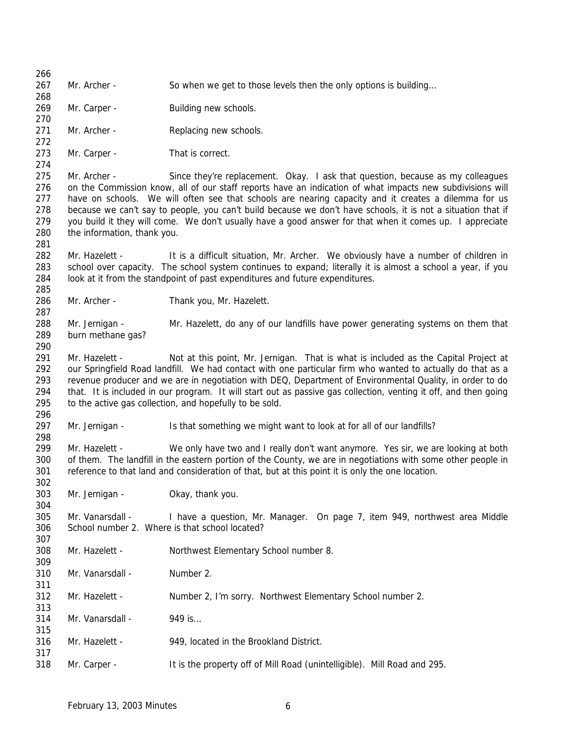Mr. Archer - So when we get to those levels then the only options is building…

Mr. Carper - Building new schools.

Mr. Archer - Replacing new schools.

Mr. Carper - That is correct.

Mr. Archer - Since they're replacement. Okay. I ask that question, because as my colleagues on the Commission know, all of our staff reports have an indication of what impacts new subdivisions will have on schools. We will often see that schools are nearing capacity and it creates a dilemma for us because we can't say to people, you can't build because we don't have schools, it is not a situation that if you build it they will come. We don't usually have a good answer for that when it comes up. I appreciate the information, thank you.

Mr. Hazelett - It is a difficult situation, Mr. Archer. We obviously have a number of children in school over capacity. The school system continues to expand; literally it is almost a school a year, if you look at it from the standpoint of past expenditures and future expenditures.

Mr. Archer - Thank you, Mr. Hazelett.

Mr. Jernigan - Mr. Hazelett, do any of our landfills have power generating systems on them that burn methane gas?

Mr. Hazelett - Not at this point, Mr. Jernigan. That is what is included as the Capital Project at our Springfield Road landfill. We had contact with one particular firm who wanted to actually do that as a revenue producer and we are in negotiation with DEQ, Department of Environmental Quality, in order to do that. It is included in our program. It will start out as passive gas collection, venting it off, and then going to the active gas collection, and hopefully to be sold.

Mr. Jernigan - Is that something we might want to look at for all of our landfills?

Mr. Hazelett - We only have two and I really don't want anymore. Yes sir, we are looking at both of them. The landfill in the eastern portion of the County, we are in negotiations with some other people in reference to that land and consideration of that, but at this point it is only the one location.

Mr. Jernigan - Okay, thank you.

Mr. Vanarsdall - I have a question, Mr. Manager. On page 7, item 949, northwest area Middle School number 2. Where is that school located?

Mr. Hazelett - Northwest Elementary School number 8.

Mr. Vanarsdall - Number 2.

Mr. Hazelett - Number 2, I'm sorry. Northwest Elementary School number 2.

Mr. Vanarsdall - 949 is…

Mr. Hazelett - 949, located in the Brookland District.

Mr. Carper - It is the property off of Mill Road (unintelligible). Mill Road and 295.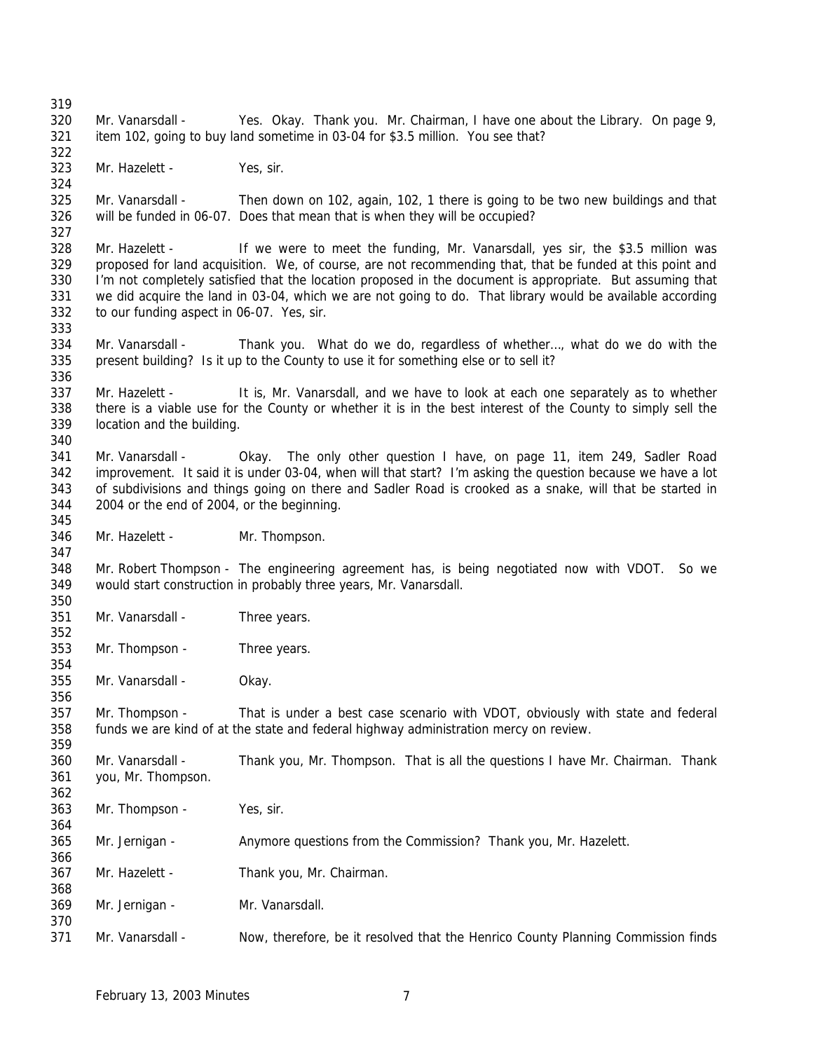Mr. Vanarsdall - Yes. Okay. Thank you. Mr. Chairman, I have one about the Library. On page 9, item 102, going to buy land sometime in 03-04 for $3.5 million. You see that?

Mr. Hazelett - Yes, sir.

Mr. Vanarsdall - Then down on 102, again, 102, 1 there is going to be two new buildings and that will be funded in 06-07. Does that mean that is when they will be occupied?

Mr. Hazelett - If we were to meet the funding, Mr. Vanarsdall, yes sir, the $3.5 million was proposed for land acquisition. We, of course, are not recommending that, that be funded at this point and I'm not completely satisfied that the location proposed in the document is appropriate. But assuming that we did acquire the land in 03-04, which we are not going to do. That library would be available according to our funding aspect in 06-07. Yes, sir.

Mr. Vanarsdall - Thank you. What do we do, regardless of whether…, what do we do with the present building? Is it up to the County to use it for something else or to sell it?

Mr. Hazelett - It is, Mr. Vanarsdall, and we have to look at each one separately as to whether there is a viable use for the County or whether it is in the best interest of the County to simply sell the location and the building.

Mr. Vanarsdall - Okay. The only other question I have, on page 11, item 249, Sadler Road improvement. It said it is under 03-04, when will that start? I'm asking the question because we have a lot of subdivisions and things going on there and Sadler Road is crooked as a snake, will that be started in 2004 or the end of 2004, or the beginning.

Mr. Hazelett - Mr. Thompson.

Mr. Robert Thompson - The engineering agreement has, is being negotiated now with VDOT. So we would start construction in probably three years, Mr. Vanarsdall.

Mr. Vanarsdall - Three years.

Mr. Thompson - Three years.

Mr. Vanarsdall - Okay.

Mr. Thompson - That is under a best case scenario with VDOT, obviously with state and federal funds we are kind of at the state and federal highway administration mercy on review.

Mr. Vanarsdall - Thank you, Mr. Thompson. That is all the questions I have Mr. Chairman. Thank you, Mr. Thompson.

Mr. Thompson - Yes, sir.

Mr. Jernigan - Anymore questions from the Commission? Thank you, Mr. Hazelett.

Mr. Hazelett - Thank you, Mr. Chairman.

Mr. Jernigan - Mr. Vanarsdall.

Mr. Vanarsdall - Now, therefore, be it resolved that the Henrico County Planning Commission finds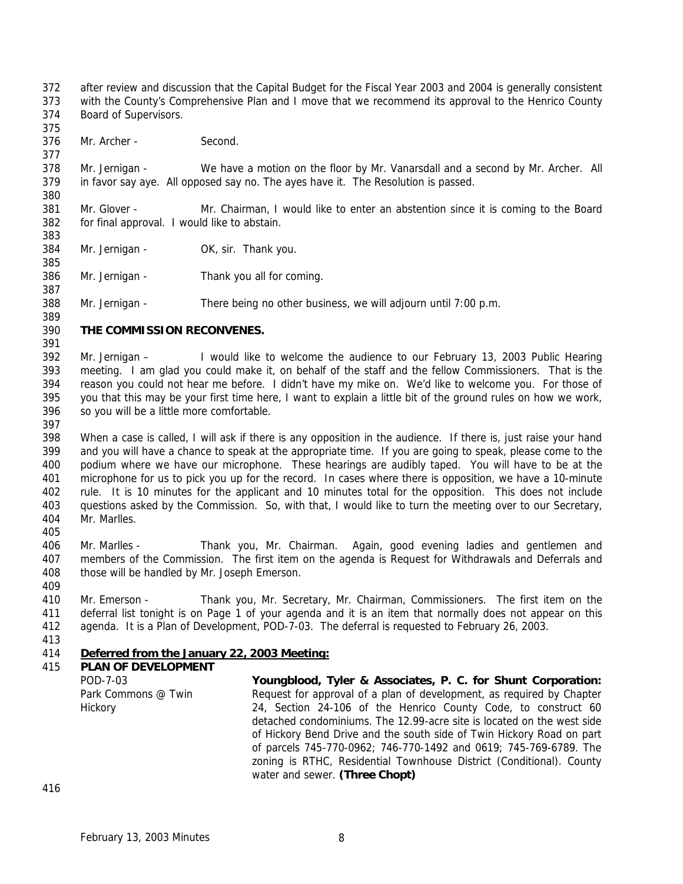after review and discussion that the Capital Budget for the Fiscal Year 2003 and 2004 is generally consistent with the County's Comprehensive Plan and I move that we recommend its approval to the Henrico County Board of Supervisors.

Mr. Archer - Second.

Mr. Jernigan - We have a motion on the floor by Mr. Vanarsdall and a second by Mr. Archer. All in favor say aye. All opposed say no. The ayes have it. The Resolution is passed.

Mr. Glover - Mr. Chairman, I would like to enter an abstention since it is coming to the Board for final approval. I would like to abstain.

Mr. Jernigan - OK, sir. Thank you.

Mr. Jernigan - Thank you all for coming.

Mr. Jernigan - There being no other business, we will adjourn until 7:00 p.m.

**THE COMMISSION RECONVENES.**

Mr. Jernigan – I would like to welcome the audience to our February 13, 2003 Public Hearing meeting. I am glad you could make it, on behalf of the staff and the fellow Commissioners. That is the reason you could not hear me before. I didn't have my mike on. We'd like to welcome you. For those of you that this may be your first time here, I want to explain a little bit of the ground rules on how we work, so you will be a little more comfortable.

When a case is called, I will ask if there is any opposition in the audience. If there is, just raise your hand and you will have a chance to speak at the appropriate time. If you are going to speak, please come to the podium where we have our microphone. These hearings are audibly taped. You will have to be at the microphone for us to pick you up for the record. In cases where there is opposition, we have a 10-minute rule. It is 10 minutes for the applicant and 10 minutes total for the opposition. This does not include questions asked by the Commission. So, with that, I would like to turn the meeting over to our Secretary, Mr. Marlles.

Mr. Marlles - Thank you, Mr. Chairman. Again, good evening ladies and gentlemen and members of the Commission. The first item on the agenda is Request for Withdrawals and Deferrals and those will be handled by Mr. Joseph Emerson.

Mr. Emerson - Thank you, Mr. Secretary, Mr. Chairman, Commissioners. The first item on the deferral list tonight is on Page 1 of your agenda and it is an item that normally does not appear on this agenda. It is a Plan of Development, POD-7-03. The deferral is requested to February 26, 2003.

**Deferred from the January 22, 2003 Meeting:**
**PLAN OF DEVELOPMENT**

POD-7-03
Park Commons @ Twin Hickory

**Youngblood, Tyler & Associates, P. C. for Shunt Corporation:** Request for approval of a plan of development, as required by Chapter 24, Section 24-106 of the Henrico County Code, to construct 60 detached condominiums. The 12.99-acre site is located on the west side of Hickory Bend Drive and the south side of Twin Hickory Road on part of parcels 745-770-0962; 746-770-1492 and 0619; 745-769-6789. The zoning is RTHC, Residential Townhouse District (Conditional). County water and sewer. **(Three Chopt)**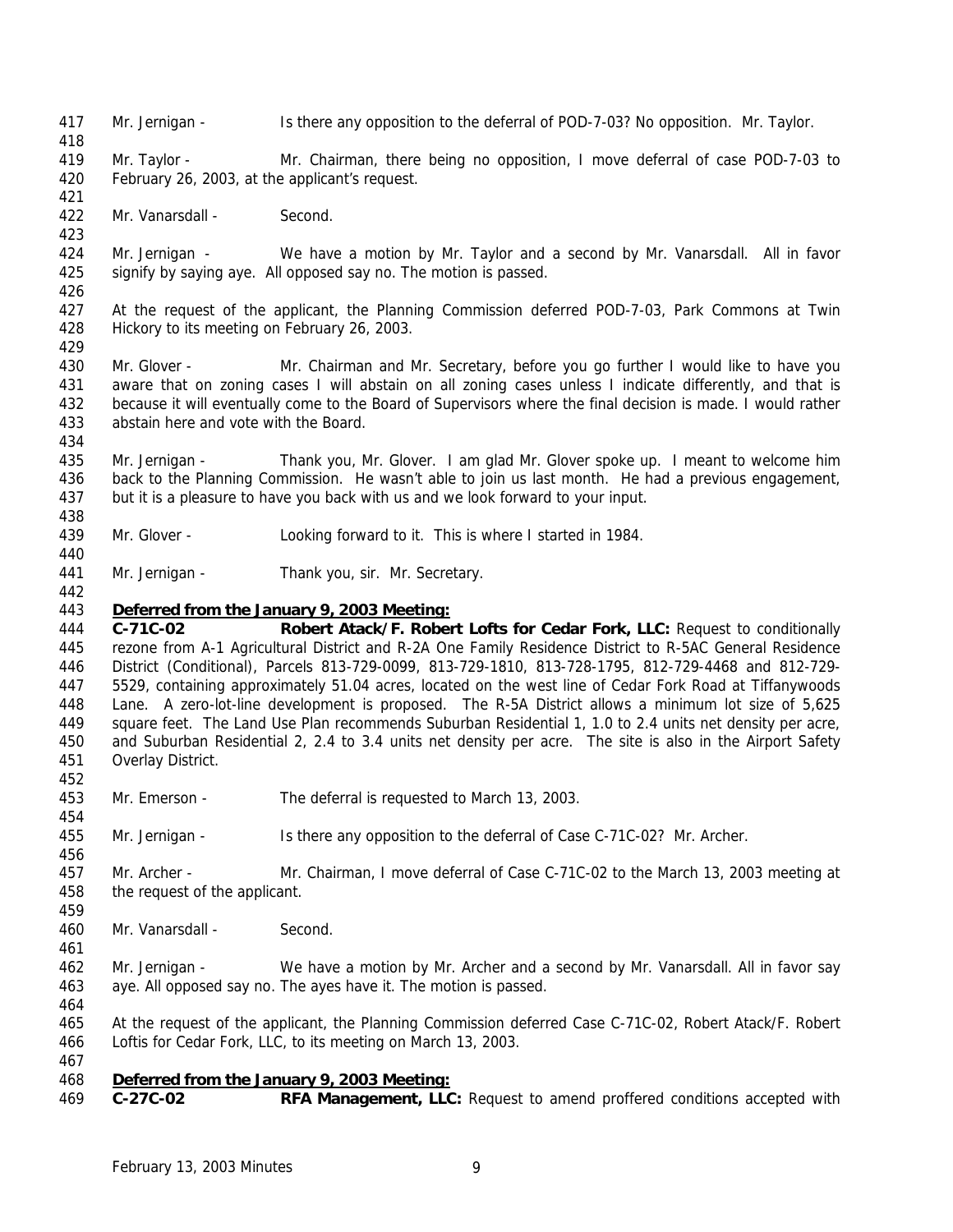Mr. Jernigan - Is there any opposition to the deferral of POD-7-03? No opposition. Mr. Taylor.

Mr. Taylor - Mr. Chairman, there being no opposition, I move deferral of case POD-7-03 to February 26, 2003, at the applicant's request.

Mr. Vanarsdall - Second.

Mr. Jernigan - We have a motion by Mr. Taylor and a second by Mr. Vanarsdall. All in favor signify by saying aye. All opposed say no. The motion is passed.

At the request of the applicant, the Planning Commission deferred POD-7-03, Park Commons at Twin Hickory to its meeting on February 26, 2003.

Mr. Glover - Mr. Chairman and Mr. Secretary, before you go further I would like to have you aware that on zoning cases I will abstain on all zoning cases unless I indicate differently, and that is because it will eventually come to the Board of Supervisors where the final decision is made. I would rather abstain here and vote with the Board.

Mr. Jernigan - Thank you, Mr. Glover. I am glad Mr. Glover spoke up. I meant to welcome him back to the Planning Commission. He wasn't able to join us last month. He had a previous engagement, but it is a pleasure to have you back with us and we look forward to your input.

Mr. Glover - Looking forward to it. This is where I started in 1984.

Mr. Jernigan - Thank you, sir. Mr. Secretary.

**Deferred from the January 9, 2003 Meeting:**

**C-71C-02 Robert Atack/F. Robert Lofts for Cedar Fork, LLC:** Request to conditionally rezone from A-1 Agricultural District and R-2A One Family Residence District to R-5AC General Residence District (Conditional), Parcels 813-729-0099, 813-729-1810, 813-728-1795, 812-729-4468 and 812-729-5529, containing approximately 51.04 acres, located on the west line of Cedar Fork Road at Tiffanywoods Lane. A zero-lot-line development is proposed. The R-5A District allows a minimum lot size of 5,625 square feet. The Land Use Plan recommends Suburban Residential 1, 1.0 to 2.4 units net density per acre, and Suburban Residential 2, 2.4 to 3.4 units net density per acre. The site is also in the Airport Safety Overlay District.

Mr. Emerson - The deferral is requested to March 13, 2003.

Mr. Jernigan - Is there any opposition to the deferral of Case C-71C-02? Mr. Archer.

Mr. Archer - Mr. Chairman, I move deferral of Case C-71C-02 to the March 13, 2003 meeting at the request of the applicant.

Mr. Vanarsdall - Second.

Mr. Jernigan - We have a motion by Mr. Archer and a second by Mr. Vanarsdall. All in favor say aye. All opposed say no. The ayes have it. The motion is passed.

At the request of the applicant, the Planning Commission deferred Case C-71C-02, Robert Atack/F. Robert Loftis for Cedar Fork, LLC, to its meeting on March 13, 2003.

**Deferred from the January 9, 2003 Meeting:**

**C-27C-02 RFA Management, LLC:** Request to amend proffered conditions accepted with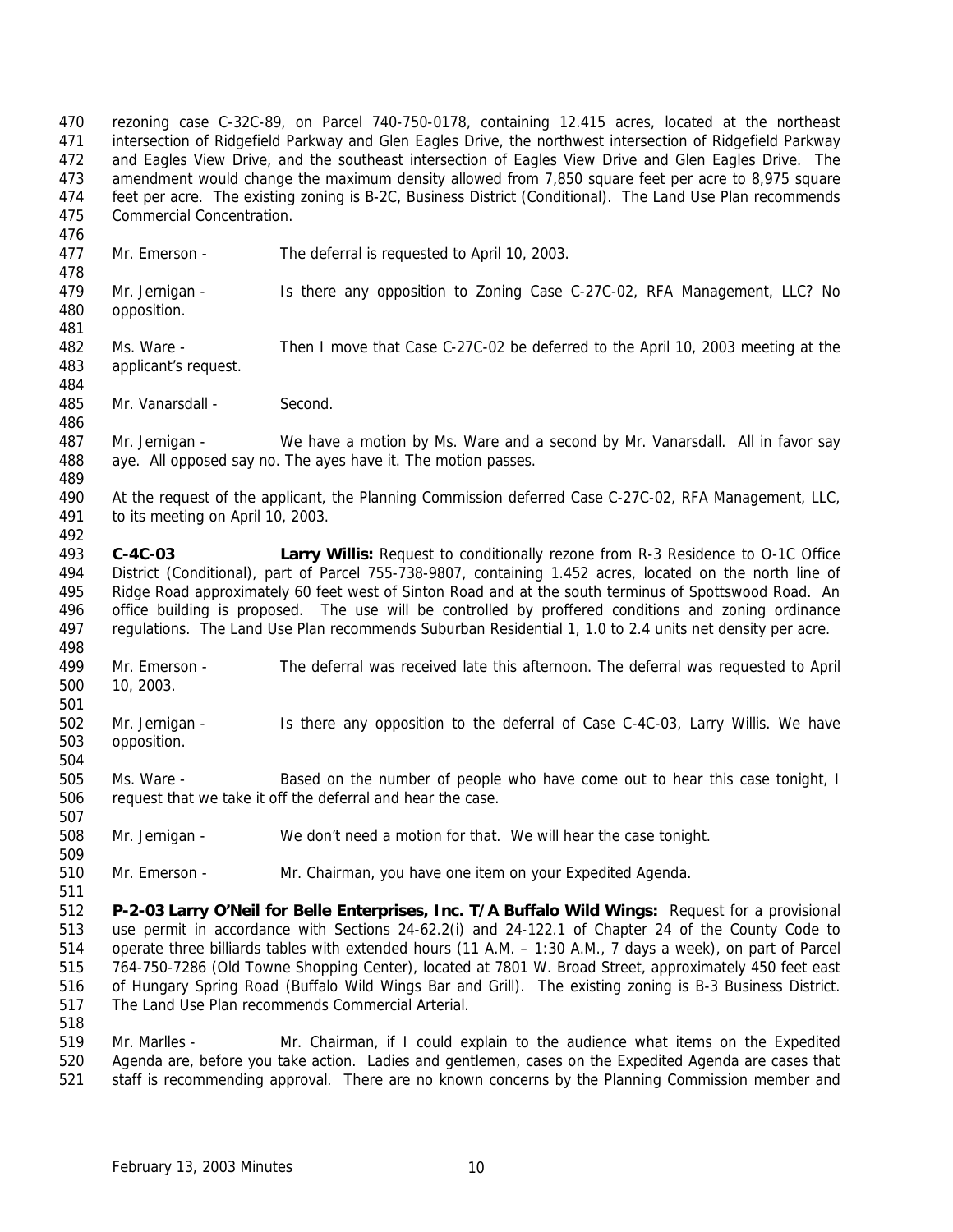rezoning case C-32C-89, on Parcel 740-750-0178, containing 12.415 acres, located at the northeast intersection of Ridgefield Parkway and Glen Eagles Drive, the northwest intersection of Ridgefield Parkway and Eagles View Drive, and the southeast intersection of Eagles View Drive and Glen Eagles Drive. The amendment would change the maximum density allowed from 7,850 square feet per acre to 8,975 square feet per acre. The existing zoning is B-2C, Business District (Conditional). The Land Use Plan recommends Commercial Concentration.

Mr. Emerson - The deferral is requested to April 10, 2003.

Mr. Jernigan - Is there any opposition to Zoning Case C-27C-02, RFA Management, LLC? No opposition.

Ms. Ware - Then I move that Case C-27C-02 be deferred to the April 10, 2003 meeting at the applicant's request.

Mr. Vanarsdall - Second.

Mr. Jernigan - We have a motion by Ms. Ware and a second by Mr. Vanarsdall. All in favor say aye. All opposed say no. The ayes have it. The motion passes.

At the request of the applicant, the Planning Commission deferred Case C-27C-02, RFA Management, LLC, to its meeting on April 10, 2003.

**C-4C-03 Larry Willis:** Request to conditionally rezone from R-3 Residence to O-1C Office District (Conditional), part of Parcel 755-738-9807, containing 1.452 acres, located on the north line of Ridge Road approximately 60 feet west of Sinton Road and at the south terminus of Spottswood Road. An office building is proposed. The use will be controlled by proffered conditions and zoning ordinance regulations. The Land Use Plan recommends Suburban Residential 1, 1.0 to 2.4 units net density per acre.

Mr. Emerson - The deferral was received late this afternoon. The deferral was requested to April 10, 2003.

Mr. Jernigan - Is there any opposition to the deferral of Case C-4C-03, Larry Willis. We have opposition.

Ms. Ware - Based on the number of people who have come out to hear this case tonight, I request that we take it off the deferral and hear the case.

Mr. Jernigan - We don't need a motion for that. We will hear the case tonight.

Mr. Emerson - Mr. Chairman, you have one item on your Expedited Agenda.

**P-2-03 Larry O'Neil for Belle Enterprises, Inc. T/A Buffalo Wild Wings:** Request for a provisional use permit in accordance with Sections 24-62.2(i) and 24-122.1 of Chapter 24 of the County Code to operate three billiards tables with extended hours (11 A.M. – 1:30 A.M., 7 days a week), on part of Parcel 764-750-7286 (Old Towne Shopping Center), located at 7801 W. Broad Street, approximately 450 feet east of Hungary Spring Road (Buffalo Wild Wings Bar and Grill). The existing zoning is B-3 Business District. The Land Use Plan recommends Commercial Arterial.

Mr. Marlles - Mr. Chairman, if I could explain to the audience what items on the Expedited Agenda are, before you take action. Ladies and gentlemen, cases on the Expedited Agenda are cases that staff is recommending approval. There are no known concerns by the Planning Commission member and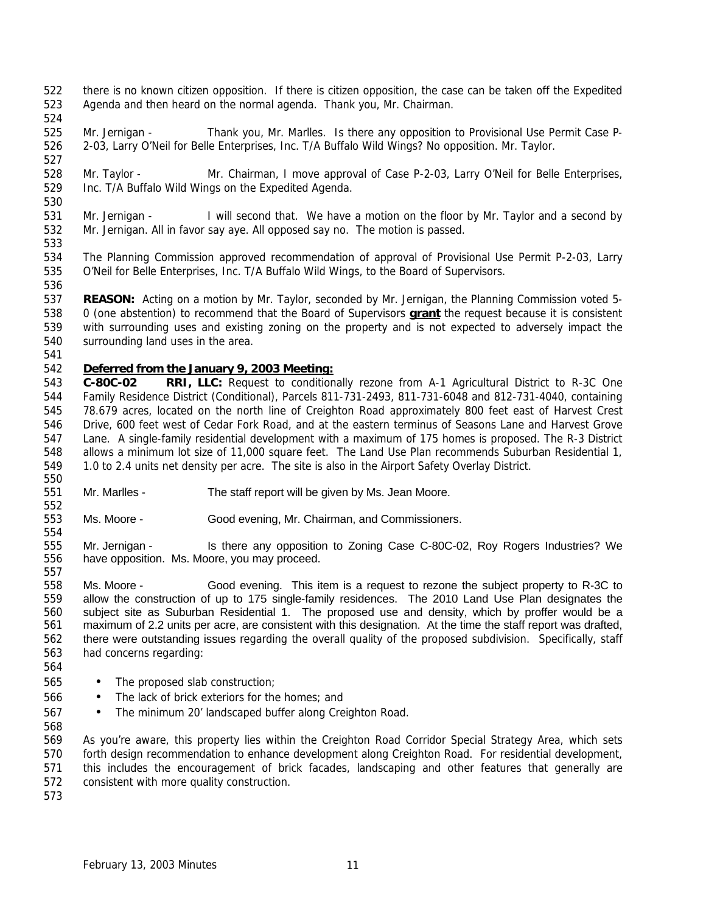there is no known citizen opposition. If there is citizen opposition, the case can be taken off the Expedited Agenda and then heard on the normal agenda. Thank you, Mr. Chairman.

Mr. Jernigan - Thank you, Mr. Marlles. Is there any opposition to Provisional Use Permit Case P-2-03, Larry O'Neil for Belle Enterprises, Inc. T/A Buffalo Wild Wings? No opposition. Mr. Taylor.

Mr. Taylor - Mr. Chairman, I move approval of Case P-2-03, Larry O'Neil for Belle Enterprises, Inc. T/A Buffalo Wild Wings on the Expedited Agenda.

Mr. Jernigan - I will second that. We have a motion on the floor by Mr. Taylor and a second by Mr. Jernigan. All in favor say aye. All opposed say no. The motion is passed.

The Planning Commission approved recommendation of approval of Provisional Use Permit P-2-03, Larry O'Neil for Belle Enterprises, Inc. T/A Buffalo Wild Wings, to the Board of Supervisors.

**REASON:** Acting on a motion by Mr. Taylor, seconded by Mr. Jernigan, the Planning Commission voted 5-0 (one abstention) to recommend that the Board of Supervisors **grant** the request because it is consistent with surrounding uses and existing zoning on the property and is not expected to adversely impact the surrounding land uses in the area.

**Deferred from the January 9, 2003 Meeting:**

**C-80C-02 RRI, LLC:** Request to conditionally rezone from A-1 Agricultural District to R-3C One Family Residence District (Conditional), Parcels 811-731-2493, 811-731-6048 and 812-731-4040, containing 78.679 acres, located on the north line of Creighton Road approximately 800 feet east of Harvest Crest Drive, 600 feet west of Cedar Fork Road, and at the eastern terminus of Seasons Lane and Harvest Grove Lane. A single-family residential development with a maximum of 175 homes is proposed. The R-3 District allows a minimum lot size of 11,000 square feet. The Land Use Plan recommends Suburban Residential 1, 1.0 to 2.4 units net density per acre. The site is also in the Airport Safety Overlay District.

Mr. Marlles - The staff report will be given by Ms. Jean Moore.

Ms. Moore - Good evening, Mr. Chairman, and Commissioners.

Mr. Jernigan - Is there any opposition to Zoning Case C-80C-02, Roy Rogers Industries? We have opposition. Ms. Moore, you may proceed.

Ms. Moore - Good evening. This item is a request to rezone the subject property to R-3C to allow the construction of up to 175 single-family residences. The 2010 Land Use Plan designates the subject site as Suburban Residential 1. The proposed use and density, which by proffer would be a maximum of 2.2 units per acre, are consistent with this designation. At the time the staff report was drafted, there were outstanding issues regarding the overall quality of the proposed subdivision. Specifically, staff had concerns regarding:

- The proposed slab construction;
- The lack of brick exteriors for the homes; and
- The minimum 20' landscaped buffer along Creighton Road.

As you're aware, this property lies within the Creighton Road Corridor Special Strategy Area, which sets forth design recommendation to enhance development along Creighton Road. For residential development, this includes the encouragement of brick facades, landscaping and other features that generally are consistent with more quality construction.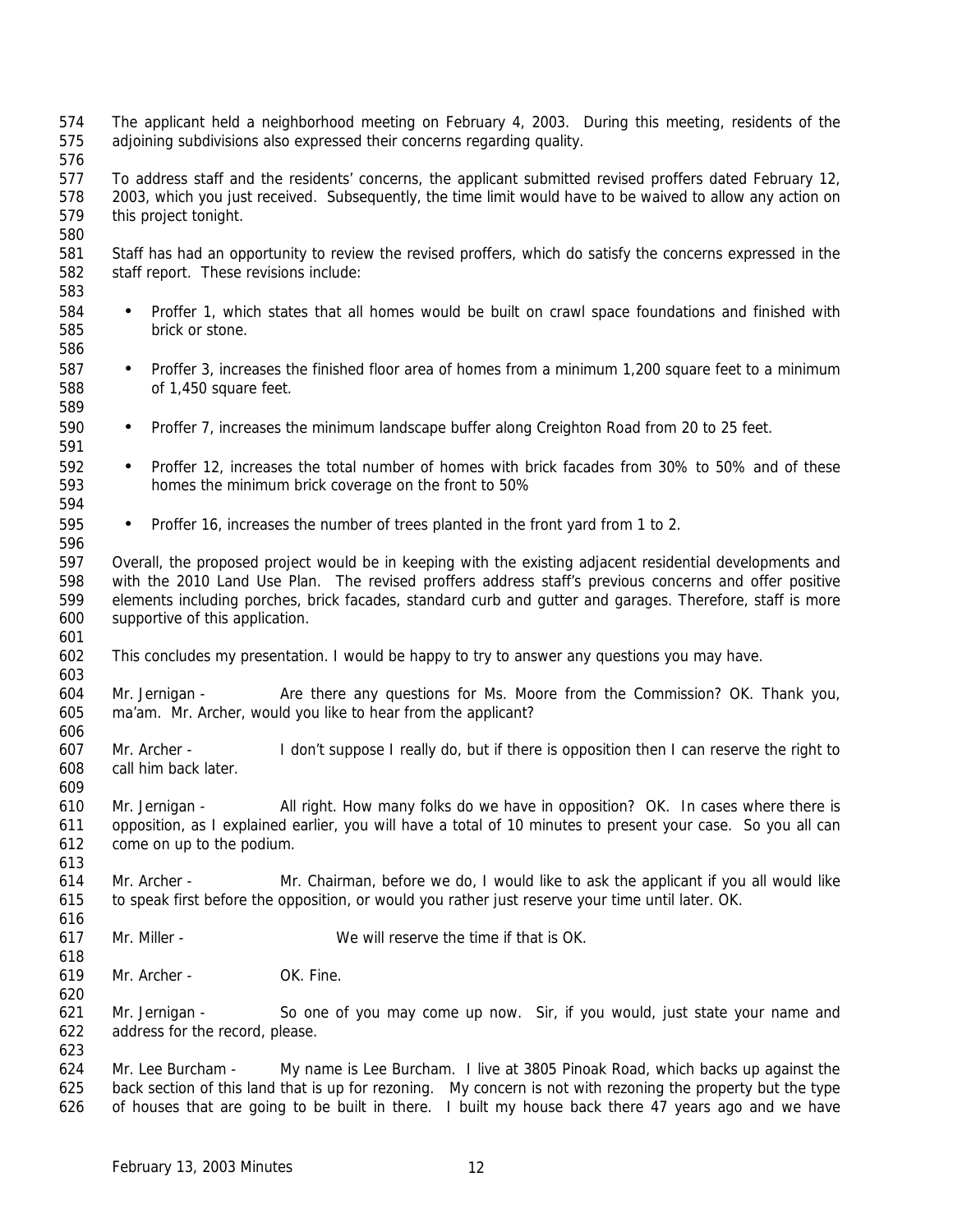The applicant held a neighborhood meeting on February 4, 2003. During this meeting, residents of the adjoining subdivisions also expressed their concerns regarding quality.

To address staff and the residents' concerns, the applicant submitted revised proffers dated February 12, 2003, which you just received. Subsequently, the time limit would have to be waived to allow any action on this project tonight.

Staff has had an opportunity to review the revised proffers, which do satisfy the concerns expressed in the staff report. These revisions include:

- Proffer 1, which states that all homes would be built on crawl space foundations and finished with brick or stone.

- Proffer 3, increases the finished floor area of homes from a minimum 1,200 square feet to a minimum of 1,450 square feet.

- Proffer 7, increases the minimum landscape buffer along Creighton Road from 20 to 25 feet.

- Proffer 12, increases the total number of homes with brick facades from 30% to 50% and of these homes the minimum brick coverage on the front to 50%

- Proffer 16, increases the number of trees planted in the front yard from 1 to 2.

Overall, the proposed project would be in keeping with the existing adjacent residential developments and with the 2010 Land Use Plan. The revised proffers address staff's previous concerns and offer positive elements including porches, brick facades, standard curb and gutter and garages. Therefore, staff is more supportive of this application.

This concludes my presentation. I would be happy to try to answer any questions you may have.

Mr. Jernigan - Are there any questions for Ms. Moore from the Commission? OK. Thank you, ma'am. Mr. Archer, would you like to hear from the applicant?

Mr. Archer - I don't suppose I really do, but if there is opposition then I can reserve the right to call him back later.

Mr. Jernigan - All right. How many folks do we have in opposition? OK. In cases where there is opposition, as I explained earlier, you will have a total of 10 minutes to present your case. So you all can come on up to the podium.

Mr. Archer - Mr. Chairman, before we do, I would like to ask the applicant if you all would like to speak first before the opposition, or would you rather just reserve your time until later. OK.

Mr. Miller - We will reserve the time if that is OK.

Mr. Archer - OK. Fine.

Mr. Jernigan - So one of you may come up now. Sir, if you would, just state your name and address for the record, please.

Mr. Lee Burcham - My name is Lee Burcham. I live at 3805 Pinoak Road, which backs up against the back section of this land that is up for rezoning. My concern is not with rezoning the property but the type of houses that are going to be built in there. I built my house back there 47 years ago and we have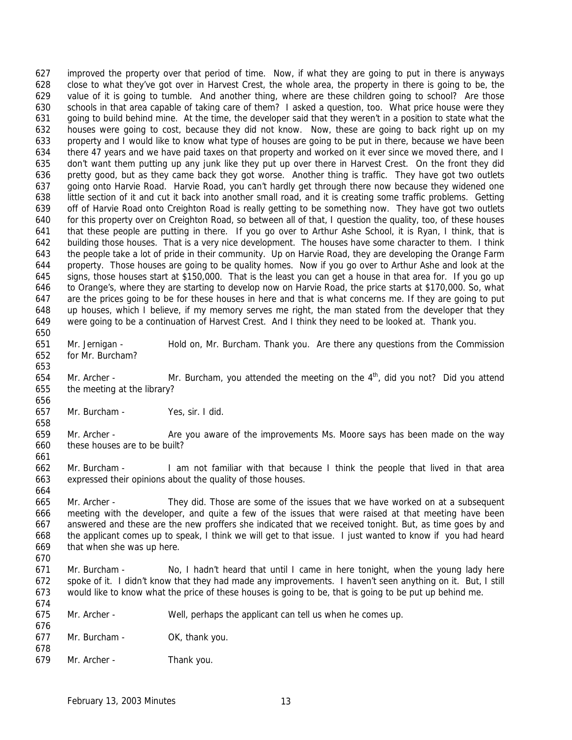improved the property over that period of time. Now, if what they are going to put in there is anyways close to what they've got over in Harvest Crest, the whole area, the property in there is going to be, the value of it is going to tumble. And another thing, where are these children going to school? Are those schools in that area capable of taking care of them? I asked a question, too. What price house were they going to build behind mine. At the time, the developer said that they weren't in a position to state what the houses were going to cost, because they did not know. Now, these are going to back right up on my property and I would like to know what type of houses are going to be put in there, because we have been there 47 years and we have paid taxes on that property and worked on it ever since we moved there, and I don't want them putting up any junk like they put up over there in Harvest Crest. On the front they did pretty good, but as they came back they got worse. Another thing is traffic. They have got two outlets going onto Harvie Road. Harvie Road, you can't hardly get through there now because they widened one little section of it and cut it back into another small road, and it is creating some traffic problems. Getting off of Harvie Road onto Creighton Road is really getting to be something now. They have got two outlets for this property over on Creighton Road, so between all of that, I question the quality, too, of these houses that these people are putting in there. If you go over to Arthur Ashe School, it is Ryan, I think, that is building those houses. That is a very nice development. The houses have some character to them. I think the people take a lot of pride in their community. Up on Harvie Road, they are developing the Orange Farm property. Those houses are going to be quality homes. Now if you go over to Arthur Ashe and look at the signs, those houses start at $150,000. That is the least you can get a house in that area for. If you go up to Orange's, where they are starting to develop now on Harvie Road, the price starts at $170,000. So, what are the prices going to be for these houses in here and that is what concerns me. If they are going to put up houses, which I believe, if my memory serves me right, the man stated from the developer that they were going to be a continuation of Harvest Crest. And I think they need to be looked at. Thank you.

Mr. Jernigan - Hold on, Mr. Burcham. Thank you. Are there any questions from the Commission for Mr. Burcham?

Mr. Archer - Mr. Burcham, you attended the meeting on the 4th, did you not? Did you attend the meeting at the library?

Mr. Burcham - Yes, sir. I did.

Mr. Archer - Are you aware of the improvements Ms. Moore says has been made on the way these houses are to be built?

Mr. Burcham - I am not familiar with that because I think the people that lived in that area expressed their opinions about the quality of those houses.

Mr. Archer - They did. Those are some of the issues that we have worked on at a subsequent meeting with the developer, and quite a few of the issues that were raised at that meeting have been answered and these are the new proffers she indicated that we received tonight. But, as time goes by and the applicant comes up to speak, I think we will get to that issue. I just wanted to know if you had heard that when she was up here.

Mr. Burcham - No, I hadn't heard that until I came in here tonight, when the young lady here spoke of it. I didn't know that they had made any improvements. I haven't seen anything on it. But, I still would like to know what the price of these houses is going to be, that is going to be put up behind me.

Mr. Archer - Well, perhaps the applicant can tell us when he comes up.

Mr. Burcham - OK, thank you.

Mr. Archer - Thank you.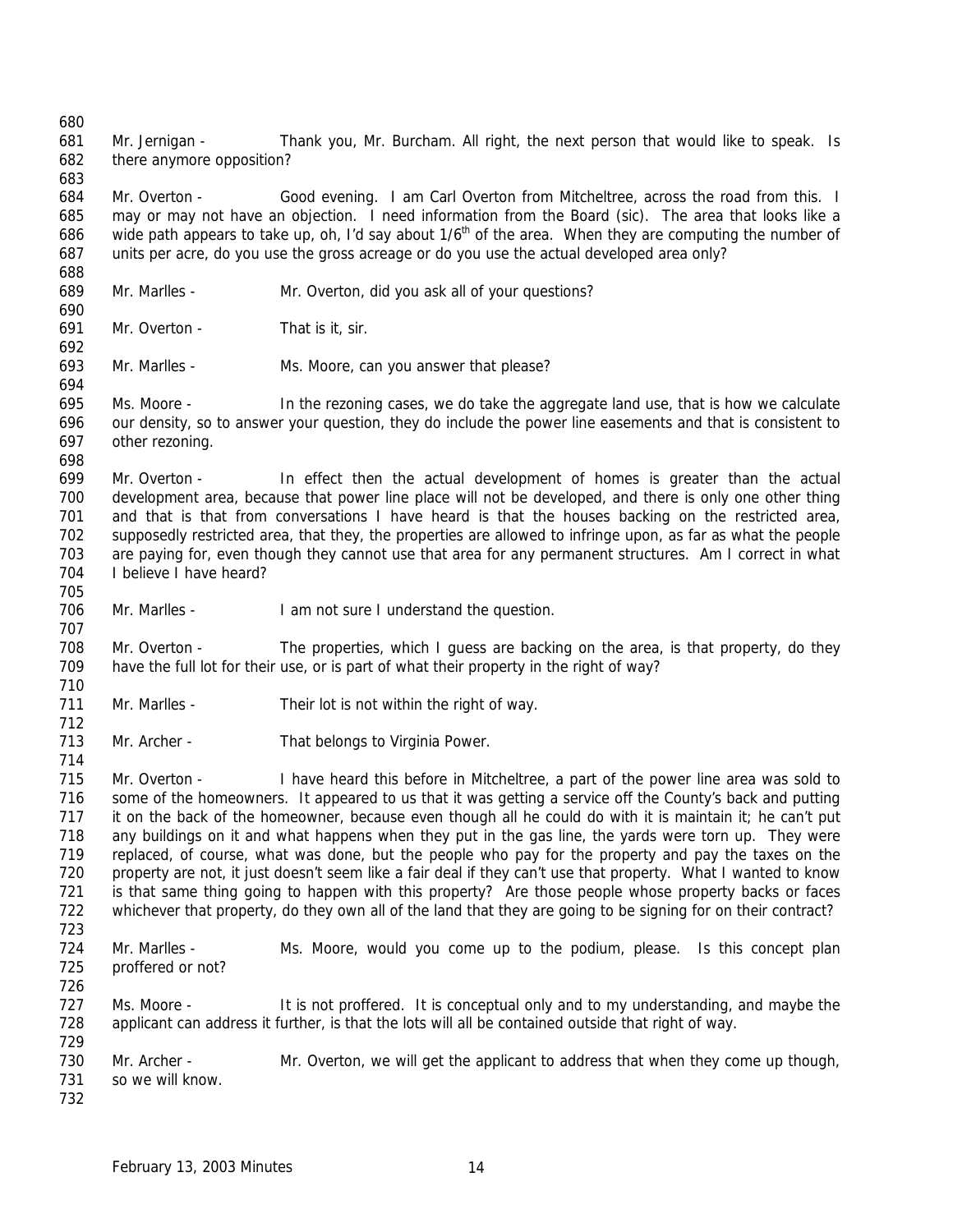Mr. Jernigan - Thank you, Mr. Burcham. All right, the next person that would like to speak. Is there anymore opposition?

Mr. Overton - Good evening. I am Carl Overton from Mitcheltree, across the road from this. I may or may not have an objection. I need information from the Board (sic). The area that looks like a wide path appears to take up, oh, I'd say about 1/6th of the area. When they are computing the number of units per acre, do you use the gross acreage or do you use the actual developed area only?

Mr. Marlles - Mr. Overton, did you ask all of your questions?

Mr. Overton - That is it, sir.

Mr. Marlles - Ms. Moore, can you answer that please?

Ms. Moore - In the rezoning cases, we do take the aggregate land use, that is how we calculate our density, so to answer your question, they do include the power line easements and that is consistent to other rezoning.

Mr. Overton - In effect then the actual development of homes is greater than the actual development area, because that power line place will not be developed, and there is only one other thing and that is that from conversations I have heard is that the houses backing on the restricted area, supposedly restricted area, that they, the properties are allowed to infringe upon, as far as what the people are paying for, even though they cannot use that area for any permanent structures. Am I correct in what I believe I have heard?

Mr. Marlles - I am not sure I understand the question.

Mr. Overton - The properties, which I guess are backing on the area, is that property, do they have the full lot for their use, or is part of what their property in the right of way?

Mr. Marlles - Their lot is not within the right of way.

Mr. Archer - That belongs to Virginia Power.

Mr. Overton - I have heard this before in Mitcheltree, a part of the power line area was sold to some of the homeowners. It appeared to us that it was getting a service off the County's back and putting it on the back of the homeowner, because even though all he could do with it is maintain it; he can't put any buildings on it and what happens when they put in the gas line, the yards were torn up. They were replaced, of course, what was done, but the people who pay for the property and pay the taxes on the property are not, it just doesn't seem like a fair deal if they can't use that property. What I wanted to know is that same thing going to happen with this property? Are those people whose property backs or faces whichever that property, do they own all of the land that they are going to be signing for on their contract?

Mr. Marlles - Ms. Moore, would you come up to the podium, please. Is this concept plan proffered or not?

Ms. Moore - It is not proffered. It is conceptual only and to my understanding, and maybe the applicant can address it further, is that the lots will all be contained outside that right of way.

Mr. Archer - Mr. Overton, we will get the applicant to address that when they come up though, so we will know.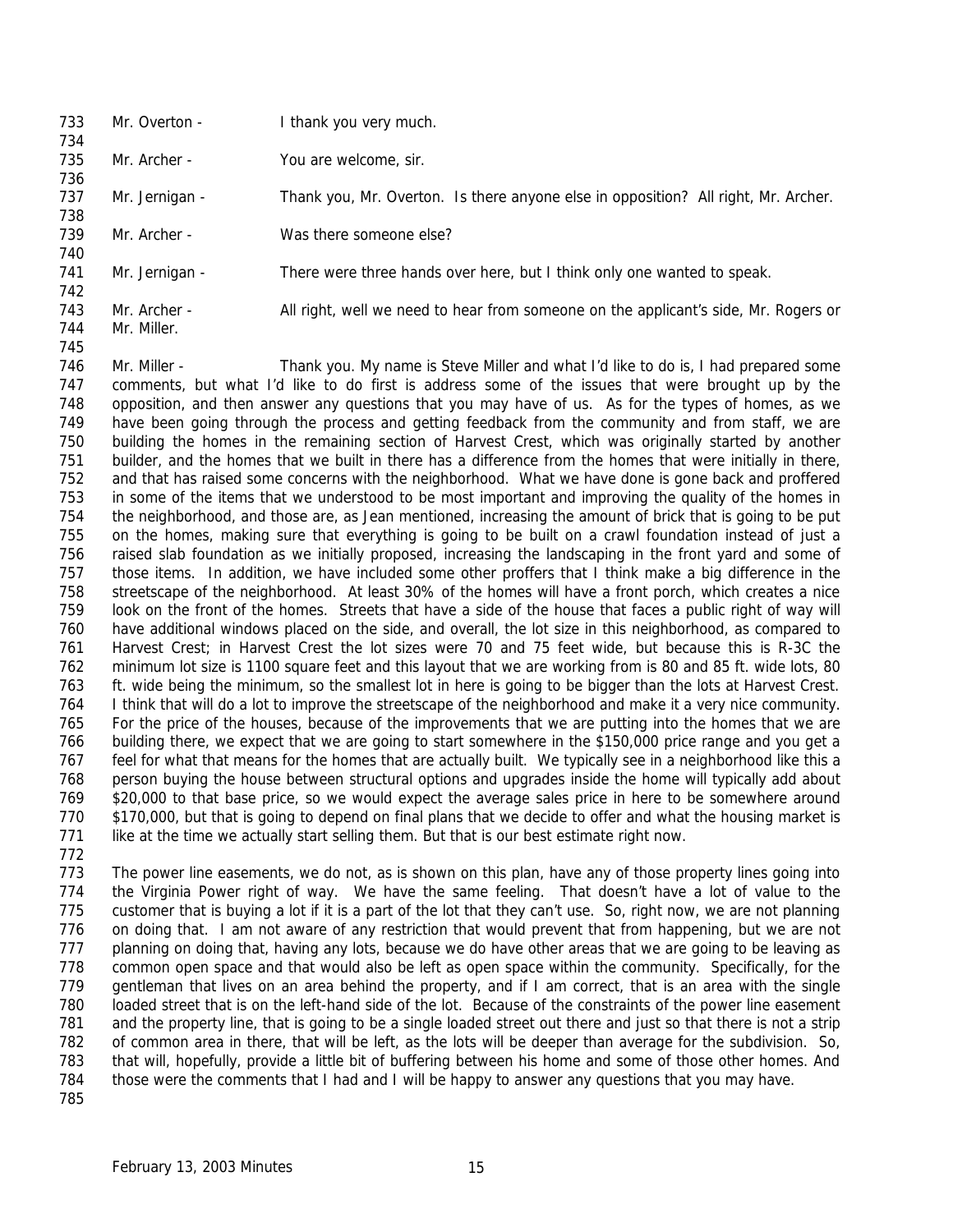733 Mr. Overton - I thank you very much.
734
735 Mr. Archer - You are welcome, sir.
736
737 Mr. Jernigan - Thank you, Mr. Overton. Is there anyone else in opposition? All right, Mr. Archer.
738
739 Mr. Archer - Was there someone else?
740
741 Mr. Jernigan - There were three hands over here, but I think only one wanted to speak.
742
743 Mr. Archer - All right, well we need to hear from someone on the applicant's side, Mr. Rogers or
744 Mr. Miller.
745
746 Mr. Miller - Thank you. My name is Steve Miller and what I'd like to do is, I had prepared some
747 comments, but what I'd like to do first is address some of the issues that were brought up by the
748 opposition, and then answer any questions that you may have of us. As for the types of homes, as we
749 have been going through the process and getting feedback from the community and from staff, we are
750 building the homes in the remaining section of Harvest Crest, which was originally started by another
751 builder, and the homes that we built in there has a difference from the homes that were initially in there,
752 and that has raised some concerns with the neighborhood. What we have done is gone back and proffered
753 in some of the items that we understood to be most important and improving the quality of the homes in
754 the neighborhood, and those are, as Jean mentioned, increasing the amount of brick that is going to be put
755 on the homes, making sure that everything is going to be built on a crawl foundation instead of just a
756 raised slab foundation as we initially proposed, increasing the landscaping in the front yard and some of
757 those items. In addition, we have included some other proffers that I think make a big difference in the
758 streetscape of the neighborhood. At least 30% of the homes will have a front porch, which creates a nice
759 look on the front of the homes. Streets that have a side of the house that faces a public right of way will
760 have additional windows placed on the side, and overall, the lot size in this neighborhood, as compared to
761 Harvest Crest; in Harvest Crest the lot sizes were 70 and 75 feet wide, but because this is R-3C the
762 minimum lot size is 1100 square feet and this layout that we are working from is 80 and 85 ft. wide lots, 80
763 ft. wide being the minimum, so the smallest lot in here is going to be bigger than the lots at Harvest Crest.
764 I think that will do a lot to improve the streetscape of the neighborhood and make it a very nice community.
765 For the price of the houses, because of the improvements that we are putting into the homes that we are
766 building there, we expect that we are going to start somewhere in the $150,000 price range and you get a
767 feel for what that means for the homes that are actually built. We typically see in a neighborhood like this a
768 person buying the house between structural options and upgrades inside the home will typically add about
769 $20,000 to that base price, so we would expect the average sales price in here to be somewhere around
770 $170,000, but that is going to depend on final plans that we decide to offer and what the housing market is
771 like at the time we actually start selling them. But that is our best estimate right now.
772
773 The power line easements, we do not, as is shown on this plan, have any of those property lines going into
774 the Virginia Power right of way. We have the same feeling. That doesn't have a lot of value to the
775 customer that is buying a lot if it is a part of the lot that they can't use. So, right now, we are not planning
776 on doing that. I am not aware of any restriction that would prevent that from happening, but we are not
777 planning on doing that, having any lots, because we do have other areas that we are going to be leaving as
778 common open space and that would also be left as open space within the community. Specifically, for the
779 gentleman that lives on an area behind the property, and if I am correct, that is an area with the single
780 loaded street that is on the left-hand side of the lot. Because of the constraints of the power line easement
781 and the property line, that is going to be a single loaded street out there and just so that there is not a strip
782 of common area in there, that will be left, as the lots will be deeper than average for the subdivision. So,
783 that will, hopefully, provide a little bit of buffering between his home and some of those other homes. And
784 those were the comments that I had and I will be happy to answer any questions that you may have.
785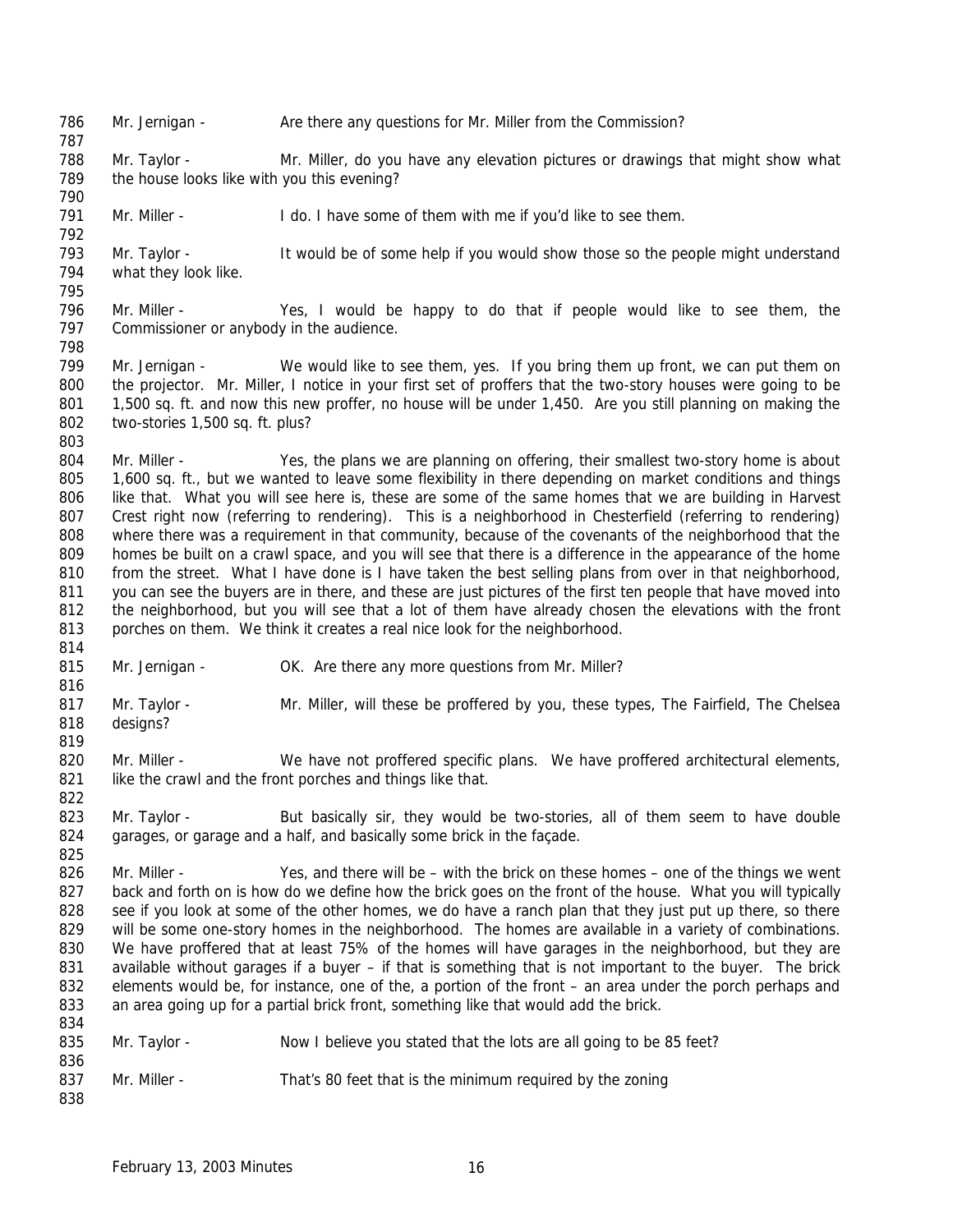Mr. Jernigan - Are there any questions for Mr. Miller from the Commission?

Mr. Taylor - Mr. Miller, do you have any elevation pictures or drawings that might show what the house looks like with you this evening?

Mr. Miller - I do. I have some of them with me if you'd like to see them.

Mr. Taylor - It would be of some help if you would show those so the people might understand what they look like.

Mr. Miller - Yes, I would be happy to do that if people would like to see them, the Commissioner or anybody in the audience.

Mr. Jernigan - We would like to see them, yes. If you bring them up front, we can put them on the projector. Mr. Miller, I notice in your first set of proffers that the two-story houses were going to be 1,500 sq. ft. and now this new proffer, no house will be under 1,450. Are you still planning on making the two-stories 1,500 sq. ft. plus?

Mr. Miller - Yes, the plans we are planning on offering, their smallest two-story home is about 1,600 sq. ft., but we wanted to leave some flexibility in there depending on market conditions and things like that. What you will see here is, these are some of the same homes that we are building in Harvest Crest right now (referring to rendering). This is a neighborhood in Chesterfield (referring to rendering) where there was a requirement in that community, because of the covenants of the neighborhood that the homes be built on a crawl space, and you will see that there is a difference in the appearance of the home from the street. What I have done is I have taken the best selling plans from over in that neighborhood, you can see the buyers are in there, and these are just pictures of the first ten people that have moved into the neighborhood, but you will see that a lot of them have already chosen the elevations with the front porches on them. We think it creates a real nice look for the neighborhood.

Mr. Jernigan - OK. Are there any more questions from Mr. Miller?

Mr. Taylor - Mr. Miller, will these be proffered by you, these types, The Fairfield, The Chelsea designs?

Mr. Miller - We have not proffered specific plans. We have proffered architectural elements, like the crawl and the front porches and things like that.

Mr. Taylor - But basically sir, they would be two-stories, all of them seem to have double garages, or garage and a half, and basically some brick in the façade.

Mr. Miller - Yes, and there will be – with the brick on these homes – one of the things we went back and forth on is how do we define how the brick goes on the front of the house. What you will typically see if you look at some of the other homes, we do have a ranch plan that they just put up there, so there will be some one-story homes in the neighborhood. The homes are available in a variety of combinations. We have proffered that at least 75% of the homes will have garages in the neighborhood, but they are available without garages if a buyer – if that is something that is not important to the buyer. The brick elements would be, for instance, one of the, a portion of the front – an area under the porch perhaps and an area going up for a partial brick front, something like that would add the brick.

Mr. Taylor - Now I believe you stated that the lots are all going to be 85 feet?

Mr. Miller - That's 80 feet that is the minimum required by the zoning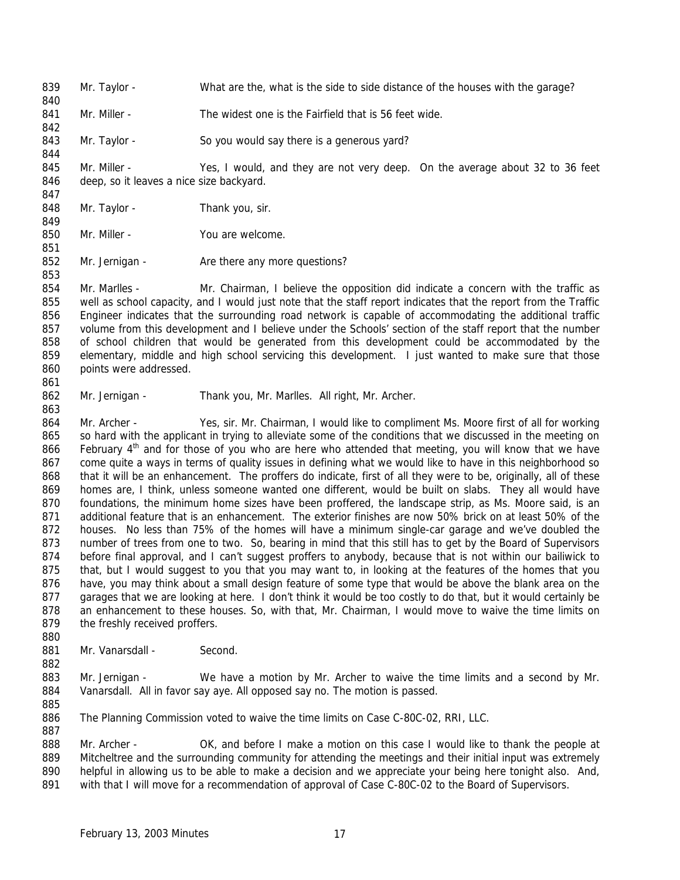Mr. Taylor - What are the, what is the side to side distance of the houses with the garage?

Mr. Miller - The widest one is the Fairfield that is 56 feet wide.

Mr. Taylor - So you would say there is a generous yard?

Mr. Miller - Yes, I would, and they are not very deep. On the average about 32 to 36 feet deep, so it leaves a nice size backyard.

Mr. Taylor - Thank you, sir.

Mr. Miller - You are welcome.

Mr. Jernigan - Are there any more questions?

Mr. Marlles - Mr. Chairman, I believe the opposition did indicate a concern with the traffic as well as school capacity, and I would just note that the staff report indicates that the report from the Traffic Engineer indicates that the surrounding road network is capable of accommodating the additional traffic volume from this development and I believe under the Schools' section of the staff report that the number of school children that would be generated from this development could be accommodated by the elementary, middle and high school servicing this development. I just wanted to make sure that those points were addressed.

Mr. Jernigan - Thank you, Mr. Marlles. All right, Mr. Archer.

Mr. Archer - Yes, sir. Mr. Chairman, I would like to compliment Ms. Moore first of all for working so hard with the applicant in trying to alleviate some of the conditions that we discussed in the meeting on February 4th and for those of you who are here who attended that meeting, you will know that we have come quite a ways in terms of quality issues in defining what we would like to have in this neighborhood so that it will be an enhancement. The proffers do indicate, first of all they were to be, originally, all of these homes are, I think, unless someone wanted one different, would be built on slabs. They all would have foundations, the minimum home sizes have been proffered, the landscape strip, as Ms. Moore said, is an additional feature that is an enhancement. The exterior finishes are now 50% brick on at least 50% of the houses. No less than 75% of the homes will have a minimum single-car garage and we've doubled the number of trees from one to two. So, bearing in mind that this still has to get by the Board of Supervisors before final approval, and I can't suggest proffers to anybody, because that is not within our bailiwick to that, but I would suggest to you that you may want to, in looking at the features of the homes that you have, you may think about a small design feature of some type that would be above the blank area on the garages that we are looking at here. I don't think it would be too costly to do that, but it would certainly be an enhancement to these houses. So, with that, Mr. Chairman, I would move to waive the time limits on the freshly received proffers.

Mr. Vanarsdall - Second.

Mr. Jernigan - We have a motion by Mr. Archer to waive the time limits and a second by Mr. Vanarsdall. All in favor say aye. All opposed say no. The motion is passed.

The Planning Commission voted to waive the time limits on Case C-80C-02, RRI, LLC.

Mr. Archer - OK, and before I make a motion on this case I would like to thank the people at Mitcheltree and the surrounding community for attending the meetings and their initial input was extremely helpful in allowing us to be able to make a decision and we appreciate your being here tonight also. And, with that I will move for a recommendation of approval of Case C-80C-02 to the Board of Supervisors.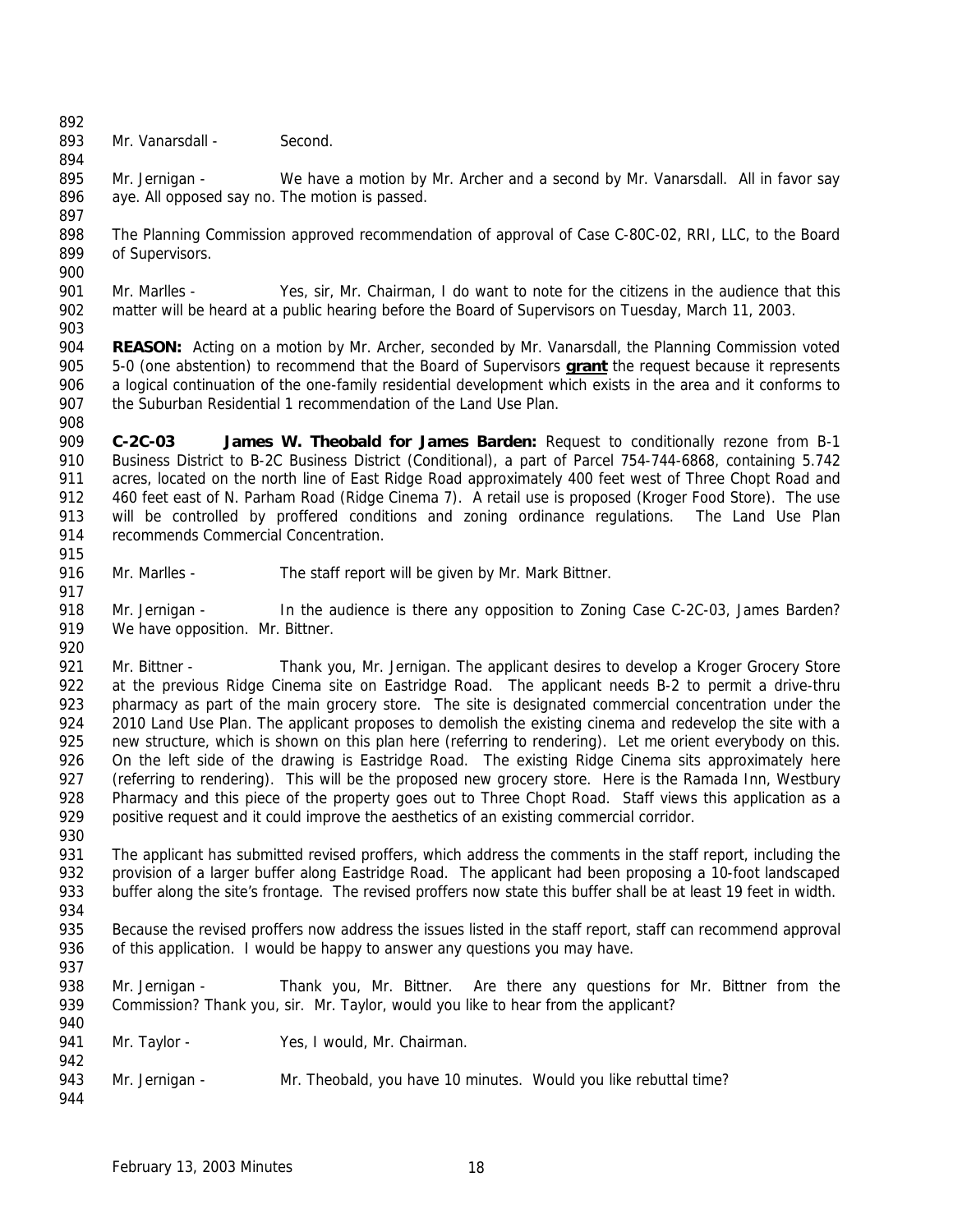Mr. Vanarsdall - Second.

Mr. Jernigan - We have a motion by Mr. Archer and a second by Mr. Vanarsdall. All in favor say aye. All opposed say no. The motion is passed.

The Planning Commission approved recommendation of approval of Case C-80C-02, RRI, LLC, to the Board of Supervisors.

Mr. Marlles - Yes, sir, Mr. Chairman, I do want to note for the citizens in the audience that this matter will be heard at a public hearing before the Board of Supervisors on Tuesday, March 11, 2003.

**REASON:** Acting on a motion by Mr. Archer, seconded by Mr. Vanarsdall, the Planning Commission voted 5-0 (one abstention) to recommend that the Board of Supervisors **grant** the request because it represents a logical continuation of the one-family residential development which exists in the area and it conforms to the Suburban Residential 1 recommendation of the Land Use Plan.

**C-2C-03 James W. Theobald for James Barden:** Request to conditionally rezone from B-1 Business District to B-2C Business District (Conditional), a part of Parcel 754-744-6868, containing 5.742 acres, located on the north line of East Ridge Road approximately 400 feet west of Three Chopt Road and 460 feet east of N. Parham Road (Ridge Cinema 7). A retail use is proposed (Kroger Food Store). The use will be controlled by proffered conditions and zoning ordinance regulations. The Land Use Plan recommends Commercial Concentration.

Mr. Marlles - The staff report will be given by Mr. Mark Bittner.

Mr. Jernigan - In the audience is there any opposition to Zoning Case C-2C-03, James Barden? We have opposition. Mr. Bittner.

Mr. Bittner - Thank you, Mr. Jernigan. The applicant desires to develop a Kroger Grocery Store at the previous Ridge Cinema site on Eastridge Road. The applicant needs B-2 to permit a drive-thru pharmacy as part of the main grocery store. The site is designated commercial concentration under the 2010 Land Use Plan. The applicant proposes to demolish the existing cinema and redevelop the site with a new structure, which is shown on this plan here (referring to rendering). Let me orient everybody on this. On the left side of the drawing is Eastridge Road. The existing Ridge Cinema sits approximately here (referring to rendering). This will be the proposed new grocery store. Here is the Ramada Inn, Westbury Pharmacy and this piece of the property goes out to Three Chopt Road. Staff views this application as a positive request and it could improve the aesthetics of an existing commercial corridor.

The applicant has submitted revised proffers, which address the comments in the staff report, including the provision of a larger buffer along Eastridge Road. The applicant had been proposing a 10-foot landscaped buffer along the site's frontage. The revised proffers now state this buffer shall be at least 19 feet in width.

Because the revised proffers now address the issues listed in the staff report, staff can recommend approval of this application. I would be happy to answer any questions you may have.

Mr. Jernigan - Thank you, Mr. Bittner. Are there any questions for Mr. Bittner from the Commission? Thank you, sir. Mr. Taylor, would you like to hear from the applicant?

Mr. Taylor - Yes, I would, Mr. Chairman.

Mr. Jernigan - Mr. Theobald, you have 10 minutes. Would you like rebuttal time?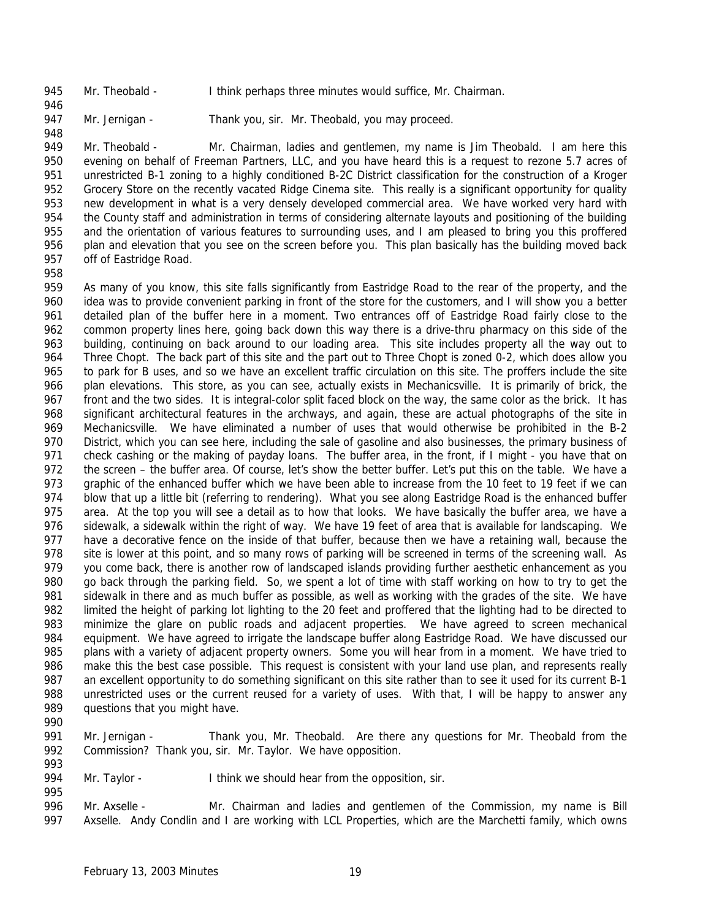Mr. Theobald - I think perhaps three minutes would suffice, Mr. Chairman.

Mr. Jernigan - Thank you, sir. Mr. Theobald, you may proceed.

Mr. Theobald - Mr. Chairman, ladies and gentlemen, my name is Jim Theobald. I am here this evening on behalf of Freeman Partners, LLC, and you have heard this is a request to rezone 5.7 acres of unrestricted B-1 zoning to a highly conditioned B-2C District classification for the construction of a Kroger Grocery Store on the recently vacated Ridge Cinema site. This really is a significant opportunity for quality new development in what is a very densely developed commercial area. We have worked very hard with the County staff and administration in terms of considering alternate layouts and positioning of the building and the orientation of various features to surrounding uses, and I am pleased to bring you this proffered plan and elevation that you see on the screen before you. This plan basically has the building moved back off of Eastridge Road.

As many of you know, this site falls significantly from Eastridge Road to the rear of the property, and the idea was to provide convenient parking in front of the store for the customers, and I will show you a better detailed plan of the buffer here in a moment. Two entrances off of Eastridge Road fairly close to the common property lines here, going back down this way there is a drive-thru pharmacy on this side of the building, continuing on back around to our loading area. This site includes property all the way out to Three Chopt. The back part of this site and the part out to Three Chopt is zoned 0-2, which does allow you to park for B uses, and so we have an excellent traffic circulation on this site. The proffers include the site plan elevations. This store, as you can see, actually exists in Mechanicsville. It is primarily of brick, the front and the two sides. It is integral-color split faced block on the way, the same color as the brick. It has significant architectural features in the archways, and again, these are actual photographs of the site in Mechanicsville. We have eliminated a number of uses that would otherwise be prohibited in the B-2 District, which you can see here, including the sale of gasoline and also businesses, the primary business of check cashing or the making of payday loans. The buffer area, in the front, if I might - you have that on the screen – the buffer area. Of course, let's show the better buffer. Let's put this on the table. We have a graphic of the enhanced buffer which we have been able to increase from the 10 feet to 19 feet if we can blow that up a little bit (referring to rendering). What you see along Eastridge Road is the enhanced buffer area. At the top you will see a detail as to how that looks. We have basically the buffer area, we have a sidewalk, a sidewalk within the right of way. We have 19 feet of area that is available for landscaping. We have a decorative fence on the inside of that buffer, because then we have a retaining wall, because the site is lower at this point, and so many rows of parking will be screened in terms of the screening wall. As you come back, there is another row of landscaped islands providing further aesthetic enhancement as you go back through the parking field. So, we spent a lot of time with staff working on how to try to get the sidewalk in there and as much buffer as possible, as well as working with the grades of the site. We have limited the height of parking lot lighting to the 20 feet and proffered that the lighting had to be directed to minimize the glare on public roads and adjacent properties. We have agreed to screen mechanical equipment. We have agreed to irrigate the landscape buffer along Eastridge Road. We have discussed our plans with a variety of adjacent property owners. Some you will hear from in a moment. We have tried to make this the best case possible. This request is consistent with your land use plan, and represents really an excellent opportunity to do something significant on this site rather than to see it used for its current B-1 unrestricted uses or the current reused for a variety of uses. With that, I will be happy to answer any questions that you might have.

Mr. Jernigan - Thank you, Mr. Theobald. Are there any questions for Mr. Theobald from the Commission? Thank you, sir. Mr. Taylor. We have opposition.

Mr. Taylor - I think we should hear from the opposition, sir.

Mr. Axselle - Mr. Chairman and ladies and gentlemen of the Commission, my name is Bill Axselle. Andy Condlin and I are working with LCL Properties, which are the Marchetti family, which owns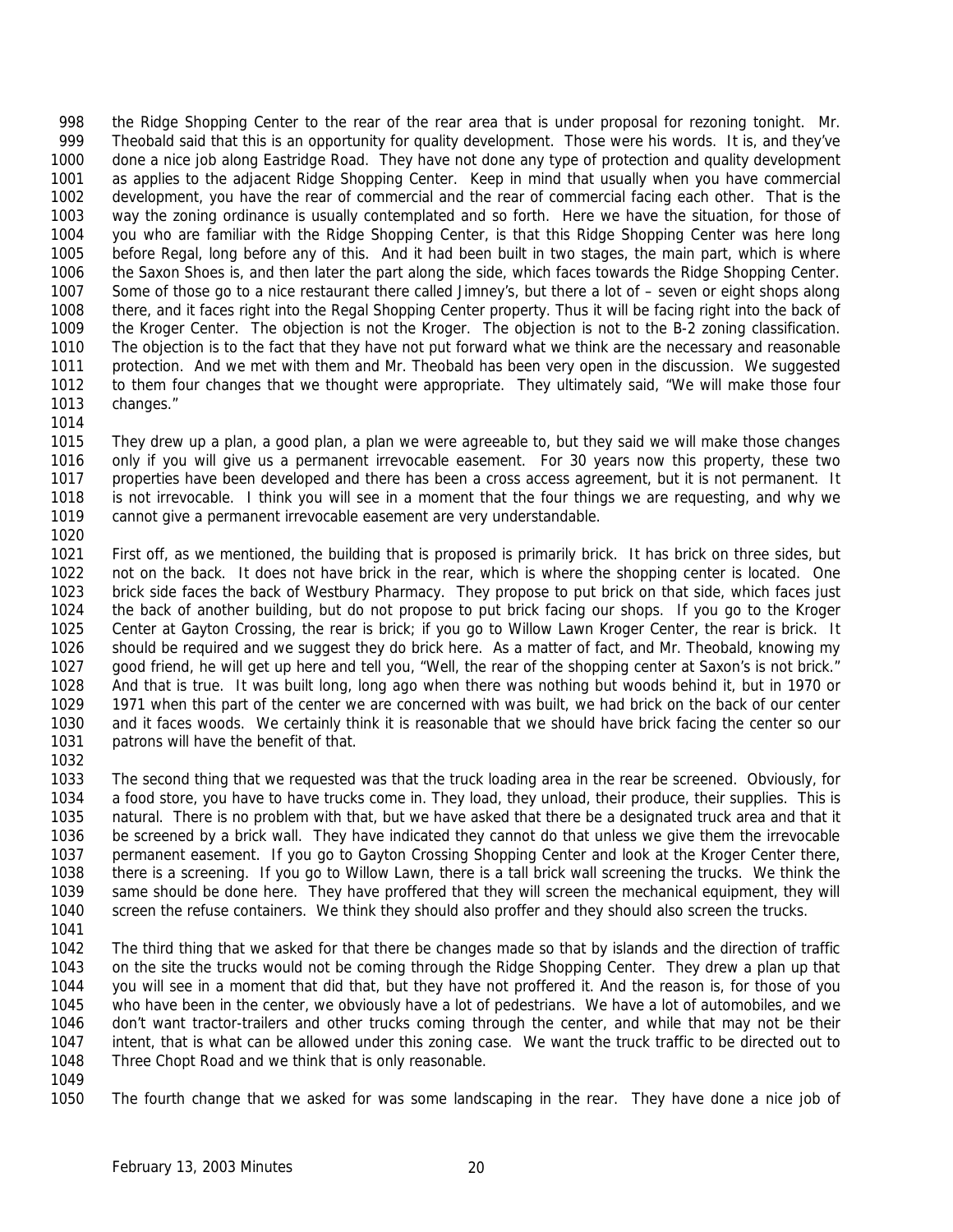the Ridge Shopping Center to the rear of the rear area that is under proposal for rezoning tonight. Mr. Theobald said that this is an opportunity for quality development. Those were his words. It is, and they've done a nice job along Eastridge Road. They have not done any type of protection and quality development as applies to the adjacent Ridge Shopping Center. Keep in mind that usually when you have commercial development, you have the rear of commercial and the rear of commercial facing each other. That is the way the zoning ordinance is usually contemplated and so forth. Here we have the situation, for those of you who are familiar with the Ridge Shopping Center, is that this Ridge Shopping Center was here long before Regal, long before any of this. And it had been built in two stages, the main part, which is where the Saxon Shoes is, and then later the part along the side, which faces towards the Ridge Shopping Center. Some of those go to a nice restaurant there called Jimney's, but there a lot of – seven or eight shops along there, and it faces right into the Regal Shopping Center property. Thus it will be facing right into the back of the Kroger Center. The objection is not the Kroger. The objection is not to the B-2 zoning classification. The objection is to the fact that they have not put forward what we think are the necessary and reasonable protection. And we met with them and Mr. Theobald has been very open in the discussion. We suggested to them four changes that we thought were appropriate. They ultimately said, "We will make those four changes."

They drew up a plan, a good plan, a plan we were agreeable to, but they said we will make those changes only if you will give us a permanent irrevocable easement. For 30 years now this property, these two properties have been developed and there has been a cross access agreement, but it is not permanent. It is not irrevocable. I think you will see in a moment that the four things we are requesting, and why we cannot give a permanent irrevocable easement are very understandable.

First off, as we mentioned, the building that is proposed is primarily brick. It has brick on three sides, but not on the back. It does not have brick in the rear, which is where the shopping center is located. One brick side faces the back of Westbury Pharmacy. They propose to put brick on that side, which faces just the back of another building, but do not propose to put brick facing our shops. If you go to the Kroger Center at Gayton Crossing, the rear is brick; if you go to Willow Lawn Kroger Center, the rear is brick. It should be required and we suggest they do brick here. As a matter of fact, and Mr. Theobald, knowing my good friend, he will get up here and tell you, "Well, the rear of the shopping center at Saxon's is not brick." And that is true. It was built long, long ago when there was nothing but woods behind it, but in 1970 or 1971 when this part of the center we are concerned with was built, we had brick on the back of our center and it faces woods. We certainly think it is reasonable that we should have brick facing the center so our patrons will have the benefit of that.

The second thing that we requested was that the truck loading area in the rear be screened. Obviously, for a food store, you have to have trucks come in. They load, they unload, their produce, their supplies. This is natural. There is no problem with that, but we have asked that there be a designated truck area and that it be screened by a brick wall. They have indicated they cannot do that unless we give them the irrevocable permanent easement. If you go to Gayton Crossing Shopping Center and look at the Kroger Center there, there is a screening. If you go to Willow Lawn, there is a tall brick wall screening the trucks. We think the same should be done here. They have proffered that they will screen the mechanical equipment, they will screen the refuse containers. We think they should also proffer and they should also screen the trucks.

The third thing that we asked for that there be changes made so that by islands and the direction of traffic on the site the trucks would not be coming through the Ridge Shopping Center. They drew a plan up that you will see in a moment that did that, but they have not proffered it. And the reason is, for those of you who have been in the center, we obviously have a lot of pedestrians. We have a lot of automobiles, and we don't want tractor-trailers and other trucks coming through the center, and while that may not be their intent, that is what can be allowed under this zoning case. We want the truck traffic to be directed out to Three Chopt Road and we think that is only reasonable.

The fourth change that we asked for was some landscaping in the rear. They have done a nice job of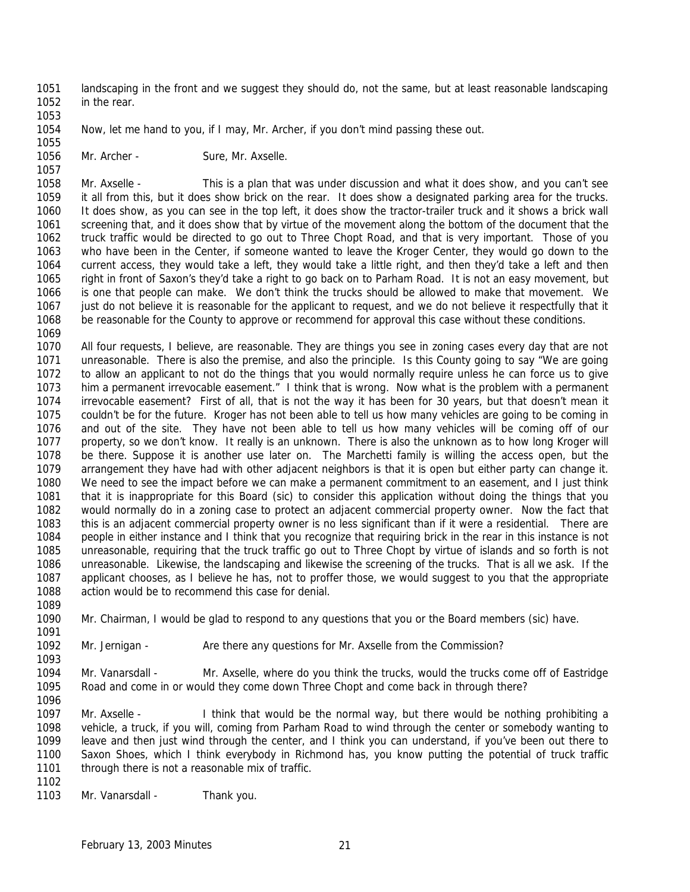landscaping in the front and we suggest they should do, not the same, but at least reasonable landscaping in the rear.

Now, let me hand to you, if I may, Mr. Archer, if you don't mind passing these out.

Mr. Archer - Sure, Mr. Axselle.

Mr. Axselle - This is a plan that was under discussion and what it does show, and you can't see it all from this, but it does show brick on the rear. It does show a designated parking area for the trucks. It does show, as you can see in the top left, it does show the tractor-trailer truck and it shows a brick wall screening that, and it does show that by virtue of the movement along the bottom of the document that the truck traffic would be directed to go out to Three Chopt Road, and that is very important. Those of you who have been in the Center, if someone wanted to leave the Kroger Center, they would go down to the current access, they would take a left, they would take a little right, and then they'd take a left and then right in front of Saxon's they'd take a right to go back on to Parham Road. It is not an easy movement, but is one that people can make. We don't think the trucks should be allowed to make that movement. We just do not believe it is reasonable for the applicant to request, and we do not believe it respectfully that it be reasonable for the County to approve or recommend for approval this case without these conditions.

All four requests, I believe, are reasonable. They are things you see in zoning cases every day that are not unreasonable. There is also the premise, and also the principle. Is this County going to say "We are going to allow an applicant to not do the things that you would normally require unless he can force us to give him a permanent irrevocable easement." I think that is wrong. Now what is the problem with a permanent irrevocable easement? First of all, that is not the way it has been for 30 years, but that doesn't mean it couldn't be for the future. Kroger has not been able to tell us how many vehicles are going to be coming in and out of the site. They have not been able to tell us how many vehicles will be coming off of our property, so we don't know. It really is an unknown. There is also the unknown as to how long Kroger will be there. Suppose it is another use later on. The Marchetti family is willing the access open, but the arrangement they have had with other adjacent neighbors is that it is open but either party can change it. We need to see the impact before we can make a permanent commitment to an easement, and I just think that it is inappropriate for this Board (sic) to consider this application without doing the things that you would normally do in a zoning case to protect an adjacent commercial property owner. Now the fact that this is an adjacent commercial property owner is no less significant than if it were a residential. There are people in either instance and I think that you recognize that requiring brick in the rear in this instance is not unreasonable, requiring that the truck traffic go out to Three Chopt by virtue of islands and so forth is not unreasonable. Likewise, the landscaping and likewise the screening of the trucks. That is all we ask. If the applicant chooses, as I believe he has, not to proffer those, we would suggest to you that the appropriate action would be to recommend this case for denial.

Mr. Chairman, I would be glad to respond to any questions that you or the Board members (sic) have.

Mr. Jernigan - Are there any questions for Mr. Axselle from the Commission?

Mr. Vanarsdall - Mr. Axselle, where do you think the trucks, would the trucks come off of Eastridge Road and come in or would they come down Three Chopt and come back in through there?

Mr. Axselle - I think that would be the normal way, but there would be nothing prohibiting a vehicle, a truck, if you will, coming from Parham Road to wind through the center or somebody wanting to leave and then just wind through the center, and I think you can understand, if you've been out there to Saxon Shoes, which I think everybody in Richmond has, you know putting the potential of truck traffic through there is not a reasonable mix of traffic.

Mr. Vanarsdall - Thank you.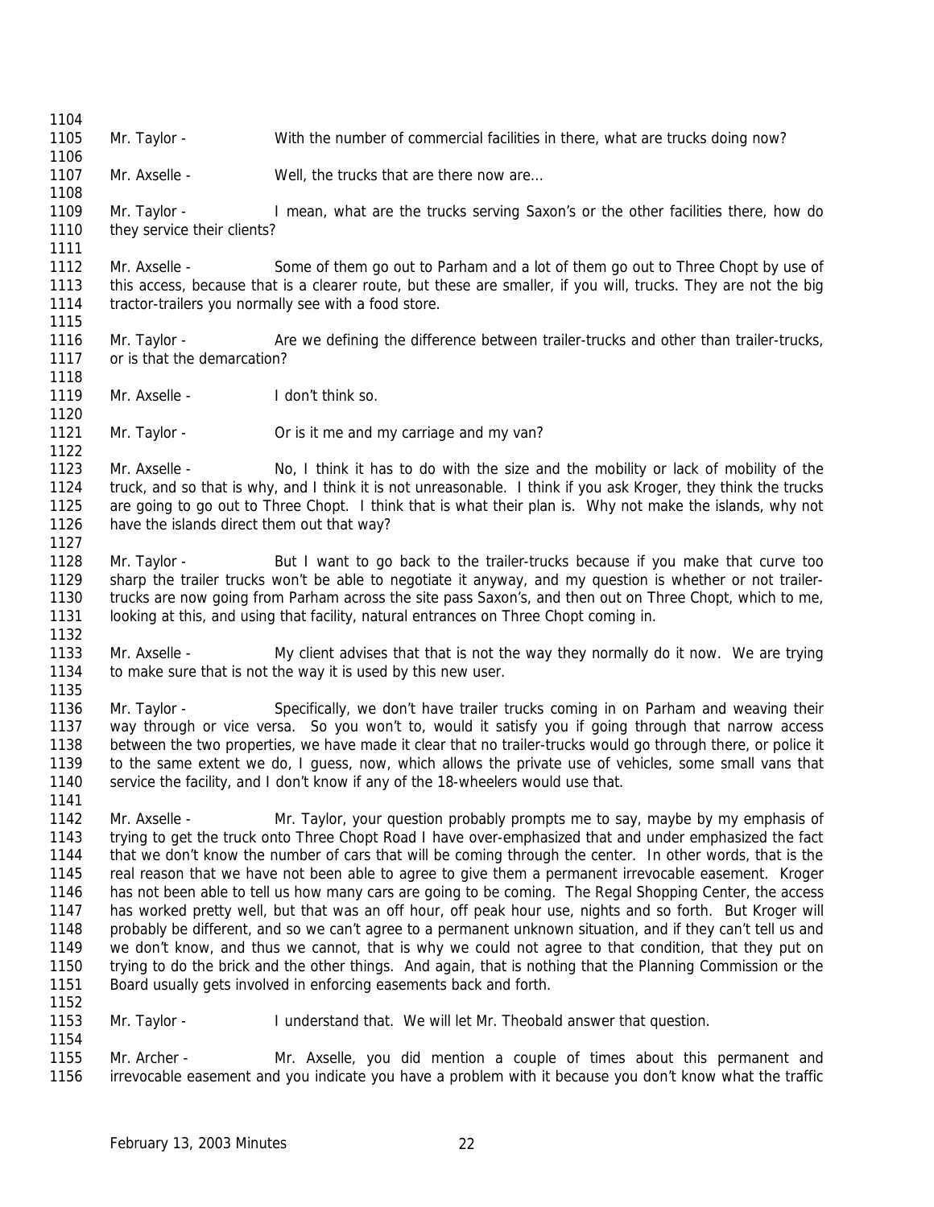Mr. Taylor - With the number of commercial facilities in there, what are trucks doing now?

Mr. Axselle - Well, the trucks that are there now are…

Mr. Taylor - I mean, what are the trucks serving Saxon's or the other facilities there, how do they service their clients?

Mr. Axselle - Some of them go out to Parham and a lot of them go out to Three Chopt by use of this access, because that is a clearer route, but these are smaller, if you will, trucks. They are not the big tractor-trailers you normally see with a food store.

Mr. Taylor - Are we defining the difference between trailer-trucks and other than trailer-trucks, or is that the demarcation?

Mr. Axselle - I don't think so.

Mr. Taylor - Or is it me and my carriage and my van?

Mr. Axselle - No, I think it has to do with the size and the mobility or lack of mobility of the truck, and so that is why, and I think it is not unreasonable. I think if you ask Kroger, they think the trucks are going to go out to Three Chopt. I think that is what their plan is. Why not make the islands, why not have the islands direct them out that way?

Mr. Taylor - But I want to go back to the trailer-trucks because if you make that curve too sharp the trailer trucks won't be able to negotiate it anyway, and my question is whether or not trailer-trucks are now going from Parham across the site pass Saxon's, and then out on Three Chopt, which to me, looking at this, and using that facility, natural entrances on Three Chopt coming in.

Mr. Axselle - My client advises that that is not the way they normally do it now. We are trying to make sure that is not the way it is used by this new user.

Mr. Taylor - Specifically, we don't have trailer trucks coming in on Parham and weaving their way through or vice versa. So you won't to, would it satisfy you if going through that narrow access between the two properties, we have made it clear that no trailer-trucks would go through there, or police it to the same extent we do, I guess, now, which allows the private use of vehicles, some small vans that service the facility, and I don't know if any of the 18-wheelers would use that.

Mr. Axselle - Mr. Taylor, your question probably prompts me to say, maybe by my emphasis of trying to get the truck onto Three Chopt Road I have over-emphasized that and under emphasized the fact that we don't know the number of cars that will be coming through the center. In other words, that is the real reason that we have not been able to agree to give them a permanent irrevocable easement. Kroger has not been able to tell us how many cars are going to be coming. The Regal Shopping Center, the access has worked pretty well, but that was an off hour, off peak hour use, nights and so forth. But Kroger will probably be different, and so we can't agree to a permanent unknown situation, and if they can't tell us and we don't know, and thus we cannot, that is why we could not agree to that condition, that they put on trying to do the brick and the other things. And again, that is nothing that the Planning Commission or the Board usually gets involved in enforcing easements back and forth.

Mr. Taylor - I understand that. We will let Mr. Theobald answer that question.

Mr. Archer - Mr. Axselle, you did mention a couple of times about this permanent and irrevocable easement and you indicate you have a problem with it because you don't know what the traffic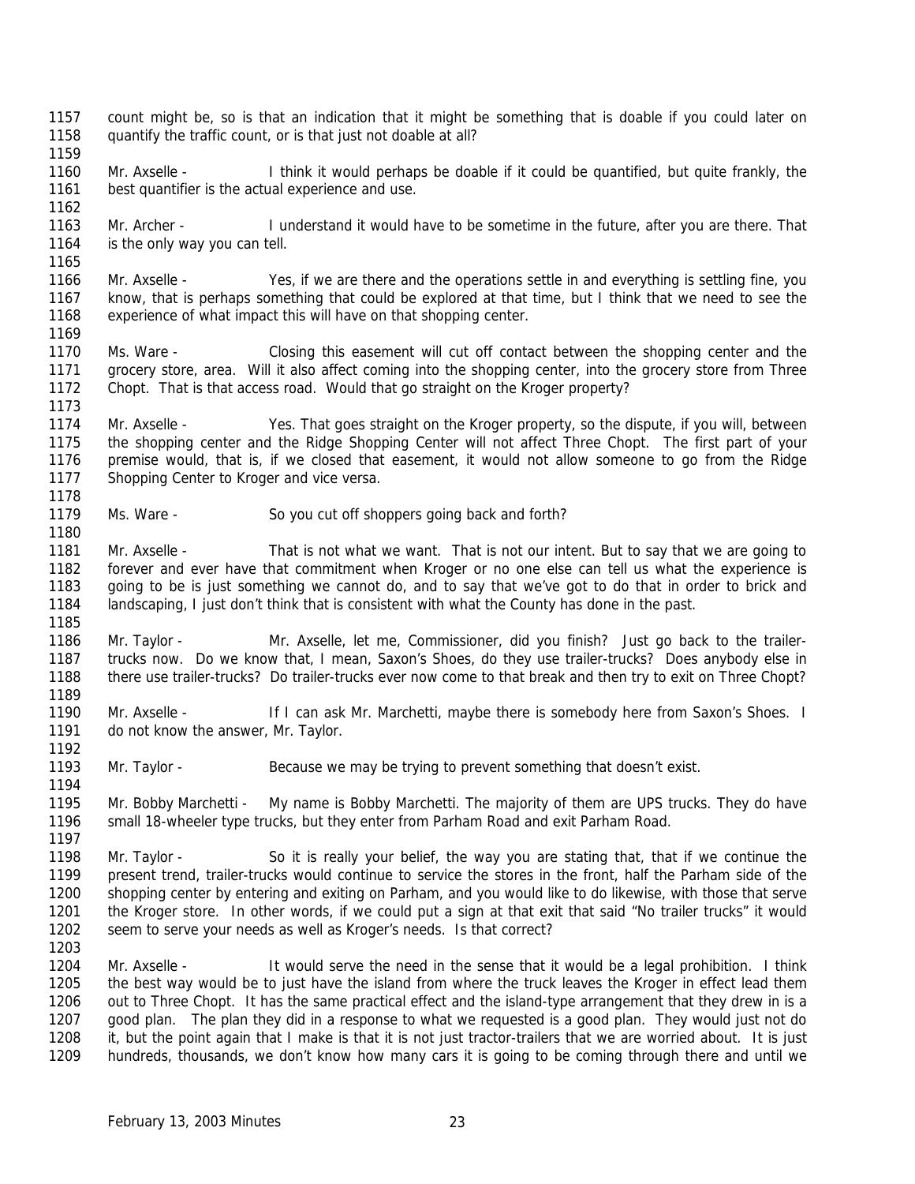count might be, so is that an indication that it might be something that is doable if you could later on quantify the traffic count, or is that just not doable at all?

Mr. Axselle - I think it would perhaps be doable if it could be quantified, but quite frankly, the best quantifier is the actual experience and use.

Mr. Archer - I understand it would have to be sometime in the future, after you are there. That is the only way you can tell.

Mr. Axselle - Yes, if we are there and the operations settle in and everything is settling fine, you know, that is perhaps something that could be explored at that time, but I think that we need to see the experience of what impact this will have on that shopping center.

Ms. Ware - Closing this easement will cut off contact between the shopping center and the grocery store, area. Will it also affect coming into the shopping center, into the grocery store from Three Chopt. That is that access road. Would that go straight on the Kroger property?

Mr. Axselle - Yes. That goes straight on the Kroger property, so the dispute, if you will, between the shopping center and the Ridge Shopping Center will not affect Three Chopt. The first part of your premise would, that is, if we closed that easement, it would not allow someone to go from the Ridge Shopping Center to Kroger and vice versa.

Ms. Ware - So you cut off shoppers going back and forth?

Mr. Axselle - That is not what we want. That is not our intent. But to say that we are going to forever and ever have that commitment when Kroger or no one else can tell us what the experience is going to be is just something we cannot do, and to say that we've got to do that in order to brick and landscaping, I just don't think that is consistent with what the County has done in the past.

Mr. Taylor - Mr. Axselle, let me, Commissioner, did you finish? Just go back to the trailer-trucks now. Do we know that, I mean, Saxon's Shoes, do they use trailer-trucks? Does anybody else in there use trailer-trucks? Do trailer-trucks ever now come to that break and then try to exit on Three Chopt?

Mr. Axselle - If I can ask Mr. Marchetti, maybe there is somebody here from Saxon's Shoes. I do not know the answer, Mr. Taylor.

Mr. Taylor - Because we may be trying to prevent something that doesn't exist.

Mr. Bobby Marchetti - My name is Bobby Marchetti. The majority of them are UPS trucks. They do have small 18-wheeler type trucks, but they enter from Parham Road and exit Parham Road.

Mr. Taylor - So it is really your belief, the way you are stating that, that if we continue the present trend, trailer-trucks would continue to service the stores in the front, half the Parham side of the shopping center by entering and exiting on Parham, and you would like to do likewise, with those that serve the Kroger store. In other words, if we could put a sign at that exit that said "No trailer trucks" it would seem to serve your needs as well as Kroger's needs. Is that correct?

Mr. Axselle - It would serve the need in the sense that it would be a legal prohibition. I think the best way would be to just have the island from where the truck leaves the Kroger in effect lead them out to Three Chopt. It has the same practical effect and the island-type arrangement that they drew in is a good plan. The plan they did in a response to what we requested is a good plan. They would just not do it, but the point again that I make is that it is not just tractor-trailers that we are worried about. It is just hundreds, thousands, we don't know how many cars it is going to be coming through there and until we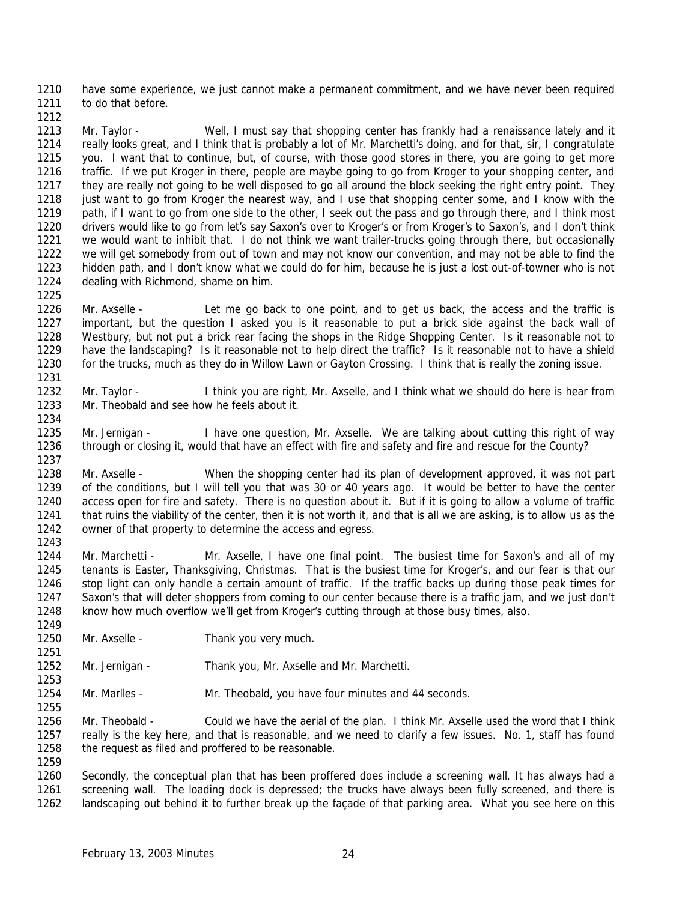have some experience, we just cannot make a permanent commitment, and we have never been required to do that before.

Mr. Taylor - Well, I must say that shopping center has frankly had a renaissance lately and it really looks great, and I think that is probably a lot of Mr. Marchetti's doing, and for that, sir, I congratulate you. I want that to continue, but, of course, with those good stores in there, you are going to get more traffic. If we put Kroger in there, people are maybe going to go from Kroger to your shopping center, and they are really not going to be well disposed to go all around the block seeking the right entry point. They just want to go from Kroger the nearest way, and I use that shopping center some, and I know with the path, if I want to go from one side to the other, I seek out the pass and go through there, and I think most drivers would like to go from let's say Saxon's over to Kroger's or from Kroger's to Saxon's, and I don't think we would want to inhibit that. I do not think we want trailer-trucks going through there, but occasionally we will get somebody from out of town and may not know our convention, and may not be able to find the hidden path, and I don't know what we could do for him, because he is just a lost out-of-towner who is not dealing with Richmond, shame on him.

Mr. Axselle - Let me go back to one point, and to get us back, the access and the traffic is important, but the question I asked you is it reasonable to put a brick side against the back wall of Westbury, but not put a brick rear facing the shops in the Ridge Shopping Center. Is it reasonable not to have the landscaping? Is it reasonable not to help direct the traffic? Is it reasonable not to have a shield for the trucks, much as they do in Willow Lawn or Gayton Crossing. I think that is really the zoning issue.

Mr. Taylor - I think you are right, Mr. Axselle, and I think what we should do here is hear from Mr. Theobald and see how he feels about it.

Mr. Jernigan - I have one question, Mr. Axselle. We are talking about cutting this right of way through or closing it, would that have an effect with fire and safety and fire and rescue for the County?

Mr. Axselle - When the shopping center had its plan of development approved, it was not part of the conditions, but I will tell you that was 30 or 40 years ago. It would be better to have the center access open for fire and safety. There is no question about it. But if it is going to allow a volume of traffic that ruins the viability of the center, then it is not worth it, and that is all we are asking, is to allow us as the owner of that property to determine the access and egress.

Mr. Marchetti - Mr. Axselle, I have one final point. The busiest time for Saxon's and all of my tenants is Easter, Thanksgiving, Christmas. That is the busiest time for Kroger's, and our fear is that our stop light can only handle a certain amount of traffic. If the traffic backs up during those peak times for Saxon's that will deter shoppers from coming to our center because there is a traffic jam, and we just don't know how much overflow we'll get from Kroger's cutting through at those busy times, also.

Mr. Axselle - Thank you very much.

Mr. Jernigan - Thank you, Mr. Axselle and Mr. Marchetti.

Mr. Marlles - Mr. Theobald, you have four minutes and 44 seconds.

Mr. Theobald - Could we have the aerial of the plan. I think Mr. Axselle used the word that I think really is the key here, and that is reasonable, and we need to clarify a few issues. No. 1, staff has found the request as filed and proffered to be reasonable.

Secondly, the conceptual plan that has been proffered does include a screening wall. It has always had a screening wall. The loading dock is depressed; the trucks have always been fully screened, and there is landscaping out behind it to further break up the façade of that parking area. What you see here on this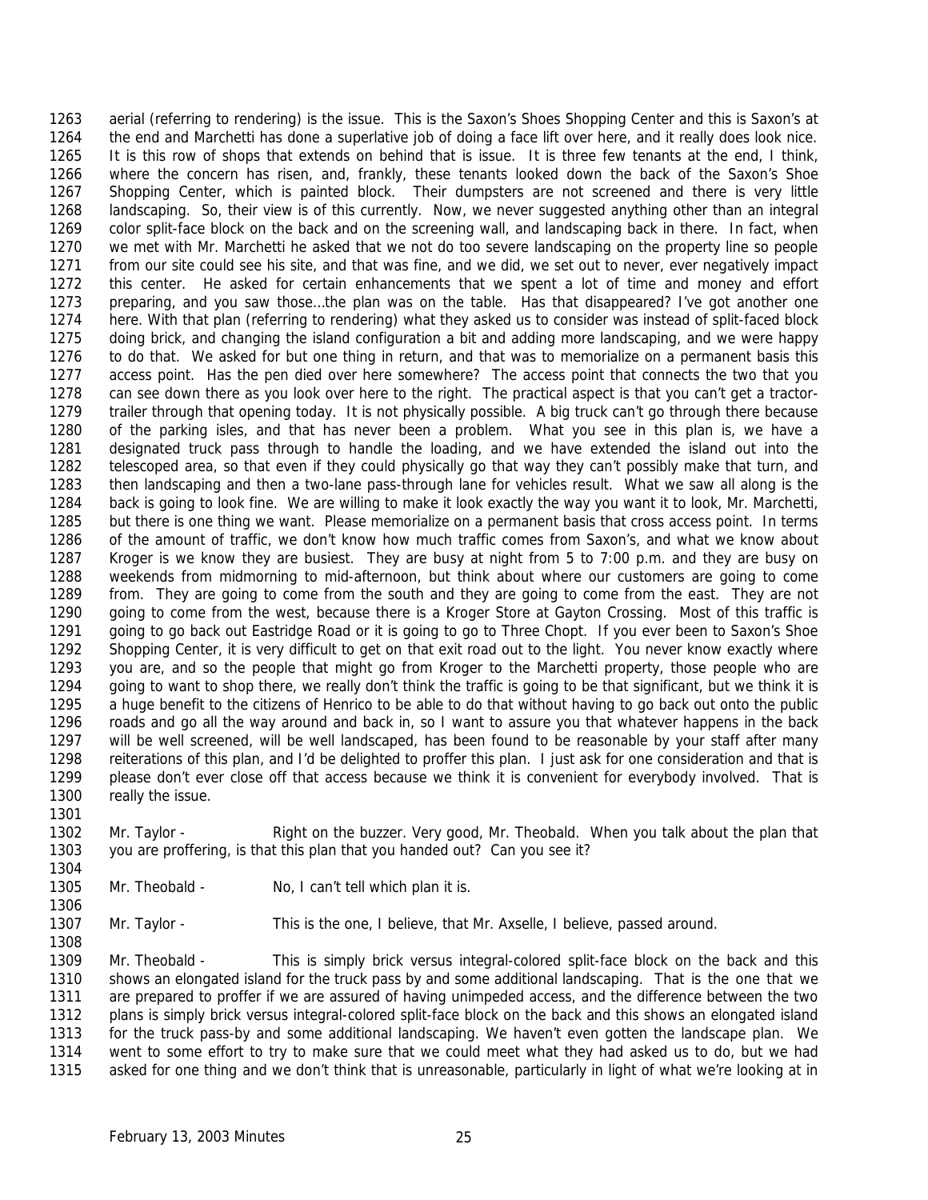aerial (referring to rendering) is the issue. This is the Saxon's Shoes Shopping Center and this is Saxon's at the end and Marchetti has done a superlative job of doing a face lift over here, and it really does look nice. It is this row of shops that extends on behind that is issue. It is three few tenants at the end, I think, where the concern has risen, and, frankly, these tenants looked down the back of the Saxon's Shoe Shopping Center, which is painted block. Their dumpsters are not screened and there is very little landscaping. So, their view is of this currently. Now, we never suggested anything other than an integral color split-face block on the back and on the screening wall, and landscaping back in there. In fact, when we met with Mr. Marchetti he asked that we not do too severe landscaping on the property line so people from our site could see his site, and that was fine, and we did, we set out to never, ever negatively impact this center. He asked for certain enhancements that we spent a lot of time and money and effort preparing, and you saw those…the plan was on the table. Has that disappeared? I've got another one here. With that plan (referring to rendering) what they asked us to consider was instead of split-faced block doing brick, and changing the island configuration a bit and adding more landscaping, and we were happy to do that. We asked for but one thing in return, and that was to memorialize on a permanent basis this access point. Has the pen died over here somewhere? The access point that connects the two that you can see down there as you look over here to the right. The practical aspect is that you can't get a tractor-trailer through that opening today. It is not physically possible. A big truck can't go through there because of the parking isles, and that has never been a problem. What you see in this plan is, we have a designated truck pass through to handle the loading, and we have extended the island out into the telescoped area, so that even if they could physically go that way they can't possibly make that turn, and then landscaping and then a two-lane pass-through lane for vehicles result. What we saw all along is the back is going to look fine. We are willing to make it look exactly the way you want it to look, Mr. Marchetti, but there is one thing we want. Please memorialize on a permanent basis that cross access point. In terms of the amount of traffic, we don't know how much traffic comes from Saxon's, and what we know about Kroger is we know they are busiest. They are busy at night from 5 to 7:00 p.m. and they are busy on weekends from midmorning to mid-afternoon, but think about where our customers are going to come from. They are going to come from the south and they are going to come from the east. They are not going to come from the west, because there is a Kroger Store at Gayton Crossing. Most of this traffic is going to go back out Eastridge Road or it is going to go to Three Chopt. If you ever been to Saxon's Shoe Shopping Center, it is very difficult to get on that exit road out to the light. You never know exactly where you are, and so the people that might go from Kroger to the Marchetti property, those people who are going to want to shop there, we really don't think the traffic is going to be that significant, but we think it is a huge benefit to the citizens of Henrico to be able to do that without having to go back out onto the public roads and go all the way around and back in, so I want to assure you that whatever happens in the back will be well screened, will be well landscaped, has been found to be reasonable by your staff after many reiterations of this plan, and I'd be delighted to proffer this plan. I just ask for one consideration and that is please don't ever close off that access because we think it is convenient for everybody involved. That is really the issue.

Mr. Taylor - Right on the buzzer. Very good, Mr. Theobald. When you talk about the plan that you are proffering, is that this plan that you handed out? Can you see it?

Mr. Theobald - No, I can't tell which plan it is.

Mr. Taylor - This is the one, I believe, that Mr. Axselle, I believe, passed around.

Mr. Theobald - This is simply brick versus integral-colored split-face block on the back and this shows an elongated island for the truck pass by and some additional landscaping. That is the one that we are prepared to proffer if we are assured of having unimpeded access, and the difference between the two plans is simply brick versus integral-colored split-face block on the back and this shows an elongated island for the truck pass-by and some additional landscaping. We haven't even gotten the landscape plan. We went to some effort to try to make sure that we could meet what they had asked us to do, but we had asked for one thing and we don't think that is unreasonable, particularly in light of what we're looking at in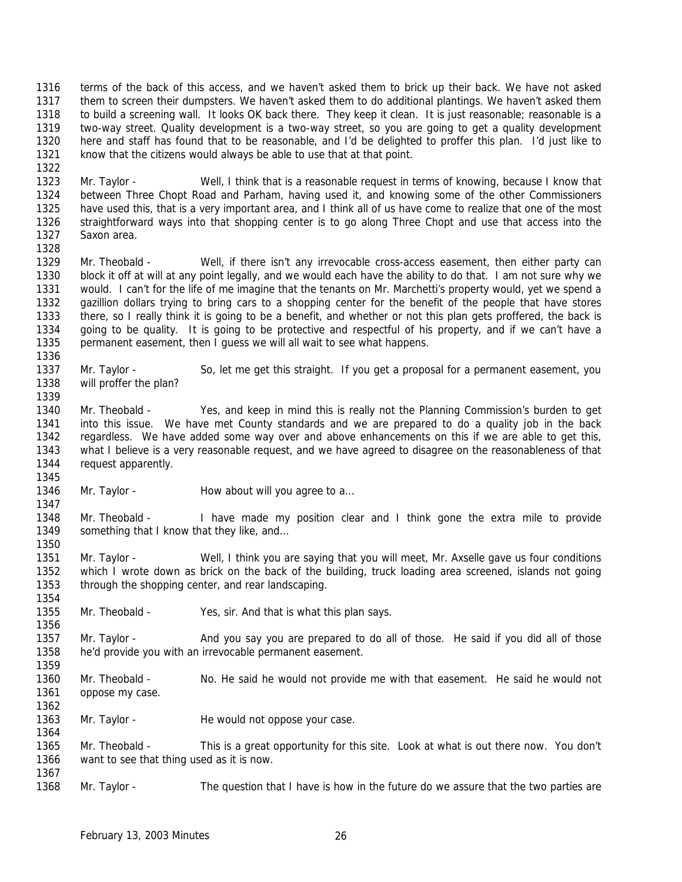terms of the back of this access, and we haven't asked them to brick up their back. We have not asked them to screen their dumpsters. We haven't asked them to do additional plantings. We haven't asked them to build a screening wall. It looks OK back there. They keep it clean. It is just reasonable; reasonable is a two-way street. Quality development is a two-way street, so you are going to get a quality development here and staff has found that to be reasonable, and I'd be delighted to proffer this plan. I'd just like to know that the citizens would always be able to use that at that point.

Mr. Taylor - Well, I think that is a reasonable request in terms of knowing, because I know that between Three Chopt Road and Parham, having used it, and knowing some of the other Commissioners have used this, that is a very important area, and I think all of us have come to realize that one of the most straightforward ways into that shopping center is to go along Three Chopt and use that access into the Saxon area.

Mr. Theobald - Well, if there isn't any irrevocable cross-access easement, then either party can block it off at will at any point legally, and we would each have the ability to do that. I am not sure why we would. I can't for the life of me imagine that the tenants on Mr. Marchetti's property would, yet we spend a gazillion dollars trying to bring cars to a shopping center for the benefit of the people that have stores there, so I really think it is going to be a benefit, and whether or not this plan gets proffered, the back is going to be quality. It is going to be protective and respectful of his property, and if we can't have a permanent easement, then I guess we will all wait to see what happens.

Mr. Taylor - So, let me get this straight. If you get a proposal for a permanent easement, you will proffer the plan?

Mr. Theobald - Yes, and keep in mind this is really not the Planning Commission's burden to get into this issue. We have met County standards and we are prepared to do a quality job in the back regardless. We have added some way over and above enhancements on this if we are able to get this, what I believe is a very reasonable request, and we have agreed to disagree on the reasonableness of that request apparently.

Mr. Taylor - How about will you agree to a…

Mr. Theobald - I have made my position clear and I think gone the extra mile to provide something that I know that they like, and…

Mr. Taylor - Well, I think you are saying that you will meet, Mr. Axselle gave us four conditions which I wrote down as brick on the back of the building, truck loading area screened, islands not going through the shopping center, and rear landscaping.

Mr. Theobald - Yes, sir. And that is what this plan says.

Mr. Taylor - And you say you are prepared to do all of those. He said if you did all of those he'd provide you with an irrevocable permanent easement.

Mr. Theobald - No. He said he would not provide me with that easement. He said he would not oppose my case.

Mr. Taylor - He would not oppose your case.

Mr. Theobald - This is a great opportunity for this site. Look at what is out there now. You don't want to see that thing used as it is now.

Mr. Taylor - The question that I have is how in the future do we assure that the two parties are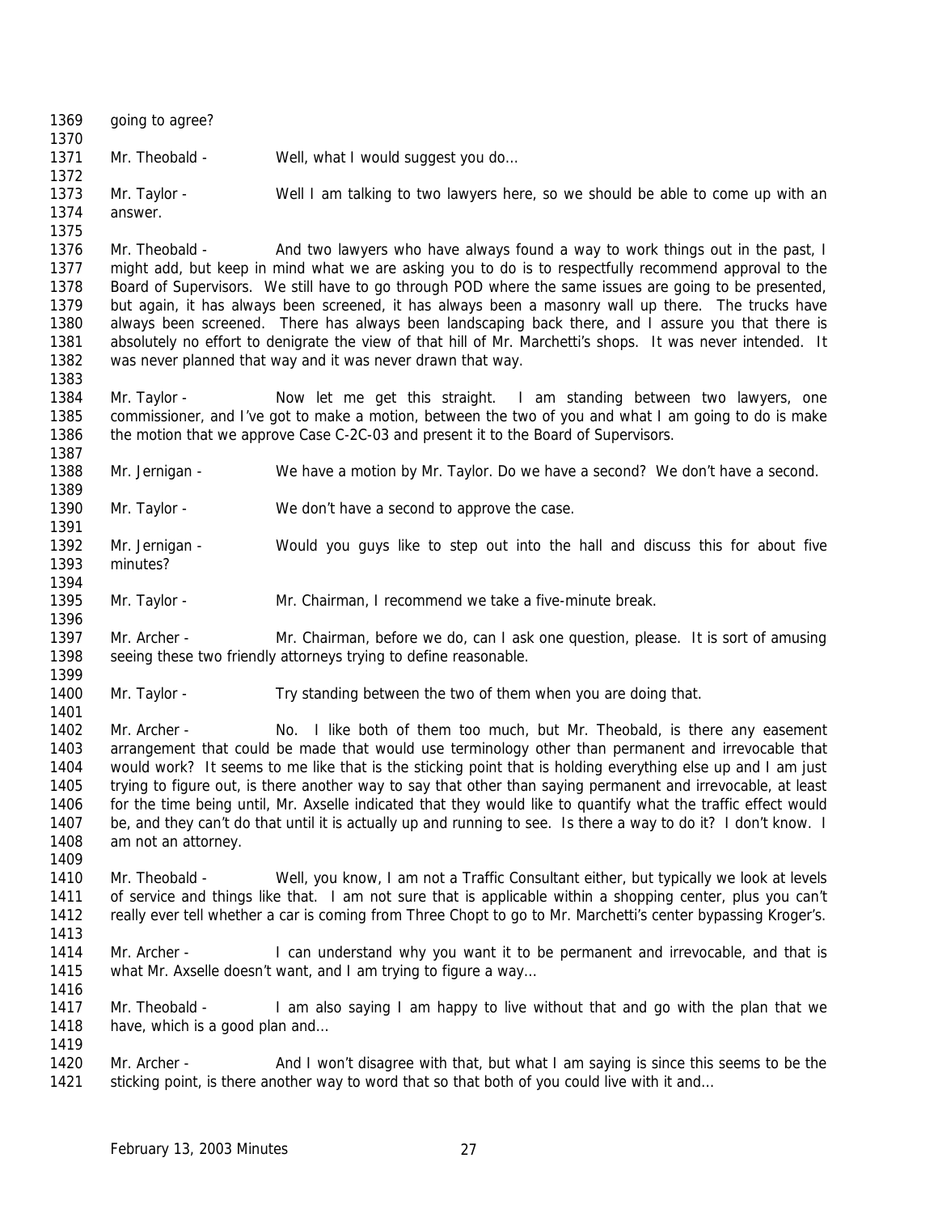going to agree?

Mr. Theobald - Well, what I would suggest you do…

Mr. Taylor - Well I am talking to two lawyers here, so we should be able to come up with an answer.

Mr. Theobald - And two lawyers who have always found a way to work things out in the past, I might add, but keep in mind what we are asking you to do is to respectfully recommend approval to the Board of Supervisors. We still have to go through POD where the same issues are going to be presented, but again, it has always been screened, it has always been a masonry wall up there. The trucks have always been screened. There has always been landscaping back there, and I assure you that there is absolutely no effort to denigrate the view of that hill of Mr. Marchetti's shops. It was never intended. It was never planned that way and it was never drawn that way.

Mr. Taylor - Now let me get this straight. I am standing between two lawyers, one commissioner, and I've got to make a motion, between the two of you and what I am going to do is make the motion that we approve Case C-2C-03 and present it to the Board of Supervisors.

Mr. Jernigan - We have a motion by Mr. Taylor. Do we have a second? We don't have a second.

Mr. Taylor - We don't have a second to approve the case.

Mr. Jernigan - Would you guys like to step out into the hall and discuss this for about five minutes?

Mr. Taylor - Mr. Chairman, I recommend we take a five-minute break.

Mr. Archer - Mr. Chairman, before we do, can I ask one question, please. It is sort of amusing seeing these two friendly attorneys trying to define reasonable.

Mr. Taylor - Try standing between the two of them when you are doing that.

Mr. Archer - No. I like both of them too much, but Mr. Theobald, is there any easement arrangement that could be made that would use terminology other than permanent and irrevocable that would work? It seems to me like that is the sticking point that is holding everything else up and I am just trying to figure out, is there another way to say that other than saying permanent and irrevocable, at least for the time being until, Mr. Axselle indicated that they would like to quantify what the traffic effect would be, and they can't do that until it is actually up and running to see. Is there a way to do it? I don't know. I am not an attorney.

Mr. Theobald - Well, you know, I am not a Traffic Consultant either, but typically we look at levels of service and things like that. I am not sure that is applicable within a shopping center, plus you can't really ever tell whether a car is coming from Three Chopt to go to Mr. Marchetti's center bypassing Kroger's.

Mr. Archer - I can understand why you want it to be permanent and irrevocable, and that is what Mr. Axselle doesn't want, and I am trying to figure a way…

Mr. Theobald - I am also saying I am happy to live without that and go with the plan that we have, which is a good plan and…

Mr. Archer - And I won't disagree with that, but what I am saying is since this seems to be the sticking point, is there another way to word that so that both of you could live with it and…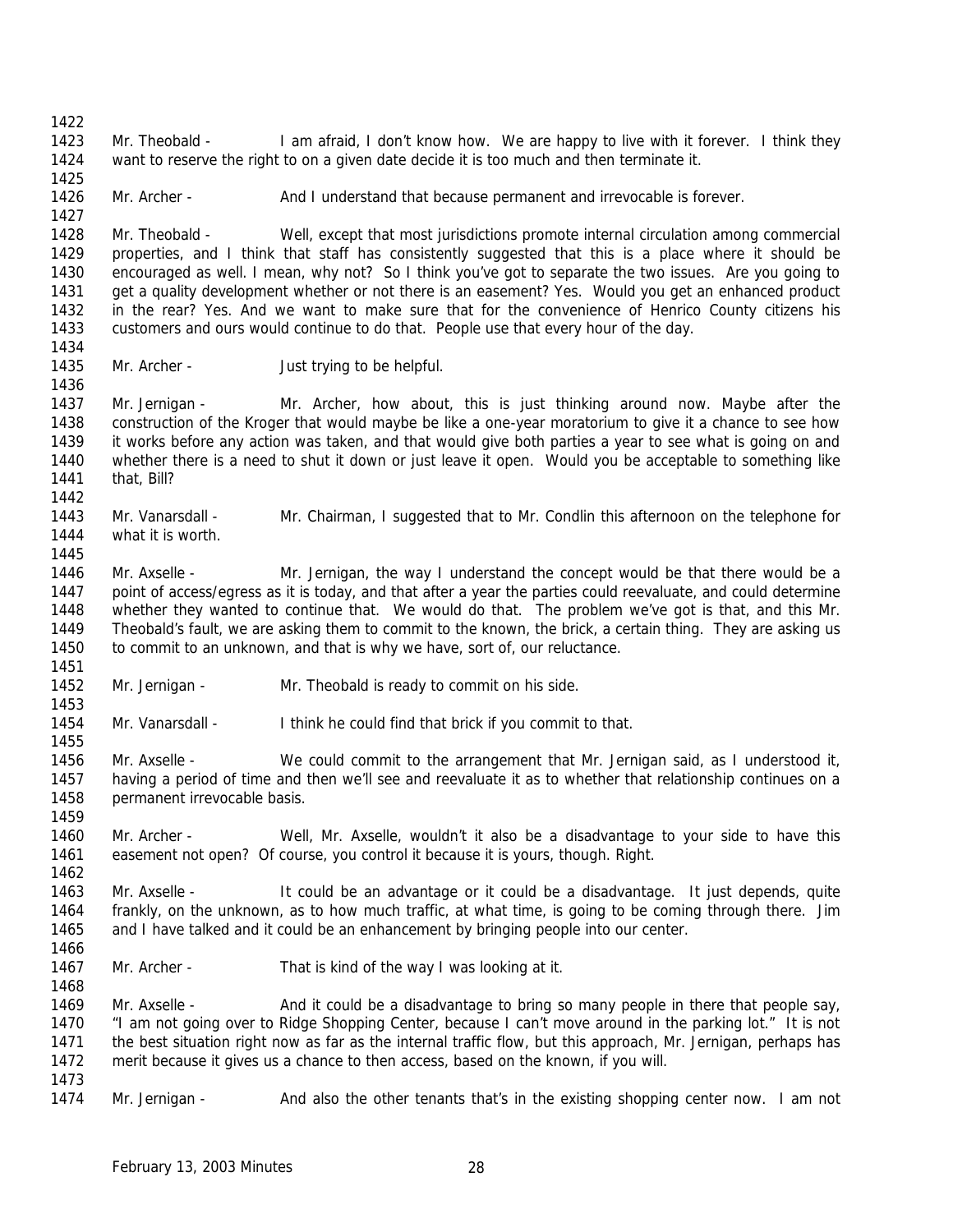Mr. Theobald - I am afraid, I don't know how. We are happy to live with it forever. I think they want to reserve the right to on a given date decide it is too much and then terminate it.

Mr. Archer - And I understand that because permanent and irrevocable is forever.

Mr. Theobald - Well, except that most jurisdictions promote internal circulation among commercial properties, and I think that staff has consistently suggested that this is a place where it should be encouraged as well. I mean, why not? So I think you've got to separate the two issues. Are you going to get a quality development whether or not there is an easement? Yes. Would you get an enhanced product in the rear? Yes. And we want to make sure that for the convenience of Henrico County citizens his customers and ours would continue to do that. People use that every hour of the day.

Mr. Archer - Just trying to be helpful.

Mr. Jernigan - Mr. Archer, how about, this is just thinking around now. Maybe after the construction of the Kroger that would maybe be like a one-year moratorium to give it a chance to see how it works before any action was taken, and that would give both parties a year to see what is going on and whether there is a need to shut it down or just leave it open. Would you be acceptable to something like that, Bill?

Mr. Vanarsdall - Mr. Chairman, I suggested that to Mr. Condlin this afternoon on the telephone for what it is worth.

Mr. Axselle - Mr. Jernigan, the way I understand the concept would be that there would be a point of access/egress as it is today, and that after a year the parties could reevaluate, and could determine whether they wanted to continue that. We would do that. The problem we've got is that, and this Mr. Theobald's fault, we are asking them to commit to the known, the brick, a certain thing. They are asking us to commit to an unknown, and that is why we have, sort of, our reluctance.

Mr. Jernigan - Mr. Theobald is ready to commit on his side.

Mr. Vanarsdall - I think he could find that brick if you commit to that.

Mr. Axselle - We could commit to the arrangement that Mr. Jernigan said, as I understood it, having a period of time and then we'll see and reevaluate it as to whether that relationship continues on a permanent irrevocable basis.

Mr. Archer - Well, Mr. Axselle, wouldn't it also be a disadvantage to your side to have this easement not open? Of course, you control it because it is yours, though. Right.

Mr. Axselle - It could be an advantage or it could be a disadvantage. It just depends, quite frankly, on the unknown, as to how much traffic, at what time, is going to be coming through there. Jim and I have talked and it could be an enhancement by bringing people into our center.

Mr. Archer - That is kind of the way I was looking at it.

Mr. Axselle - And it could be a disadvantage to bring so many people in there that people say, "I am not going over to Ridge Shopping Center, because I can't move around in the parking lot." It is not the best situation right now as far as the internal traffic flow, but this approach, Mr. Jernigan, perhaps has merit because it gives us a chance to then access, based on the known, if you will.

Mr. Jernigan - And also the other tenants that's in the existing shopping center now. I am not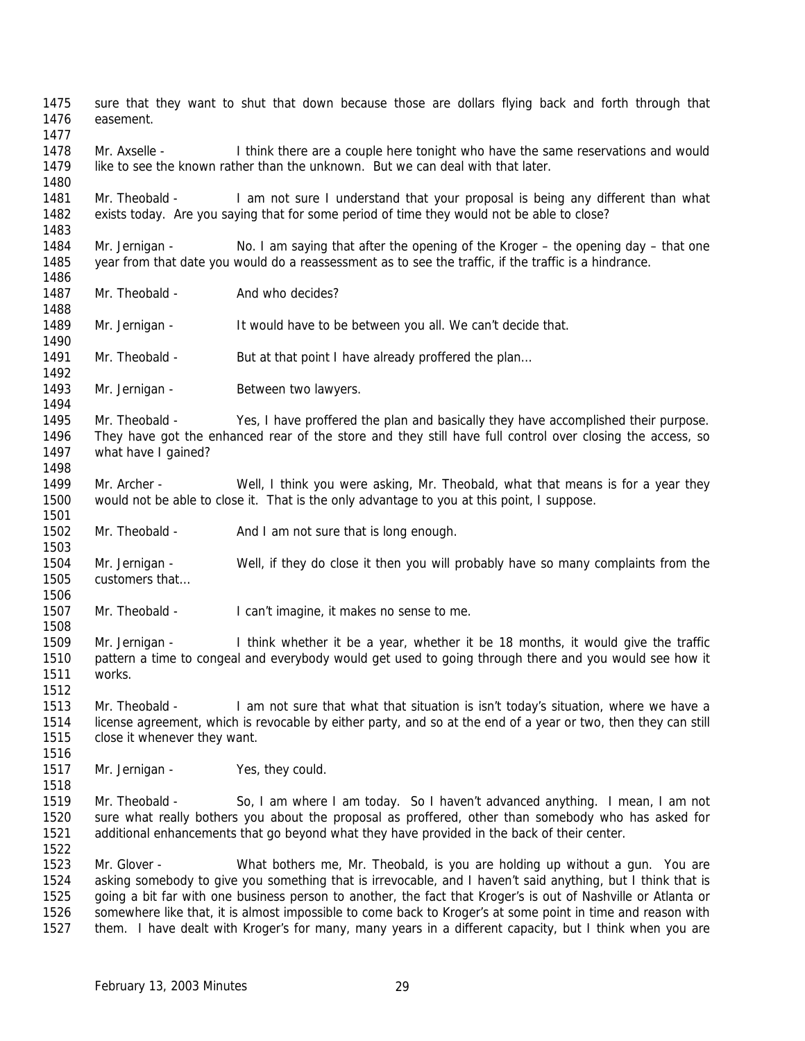sure that they want to shut that down because those are dollars flying back and forth through that easement.

Mr. Axselle - I think there are a couple here tonight who have the same reservations and would like to see the known rather than the unknown. But we can deal with that later.

Mr. Theobald - I am not sure I understand that your proposal is being any different than what exists today. Are you saying that for some period of time they would not be able to close?

Mr. Jernigan - No. I am saying that after the opening of the Kroger – the opening day – that one year from that date you would do a reassessment as to see the traffic, if the traffic is a hindrance.

Mr. Theobald - And who decides?

Mr. Jernigan - It would have to be between you all. We can't decide that.

Mr. Theobald - But at that point I have already proffered the plan…

Mr. Jernigan - Between two lawyers.

Mr. Theobald - Yes, I have proffered the plan and basically they have accomplished their purpose. They have got the enhanced rear of the store and they still have full control over closing the access, so what have I gained?

Mr. Archer - Well, I think you were asking, Mr. Theobald, what that means is for a year they would not be able to close it. That is the only advantage to you at this point, I suppose.

Mr. Theobald - And I am not sure that is long enough.

Mr. Jernigan - Well, if they do close it then you will probably have so many complaints from the customers that…

Mr. Theobald - I can't imagine, it makes no sense to me.

Mr. Jernigan - I think whether it be a year, whether it be 18 months, it would give the traffic pattern a time to congeal and everybody would get used to going through there and you would see how it works.

Mr. Theobald - I am not sure that what that situation is isn't today's situation, where we have a license agreement, which is revocable by either party, and so at the end of a year or two, then they can still close it whenever they want.

Mr. Jernigan - Yes, they could.

Mr. Theobald - So, I am where I am today. So I haven't advanced anything. I mean, I am not sure what really bothers you about the proposal as proffered, other than somebody who has asked for additional enhancements that go beyond what they have provided in the back of their center.

Mr. Glover - What bothers me, Mr. Theobald, is you are holding up without a gun. You are asking somebody to give you something that is irrevocable, and I haven't said anything, but I think that is going a bit far with one business person to another, the fact that Kroger's is out of Nashville or Atlanta or somewhere like that, it is almost impossible to come back to Kroger's at some point in time and reason with them. I have dealt with Kroger's for many, many years in a different capacity, but I think when you are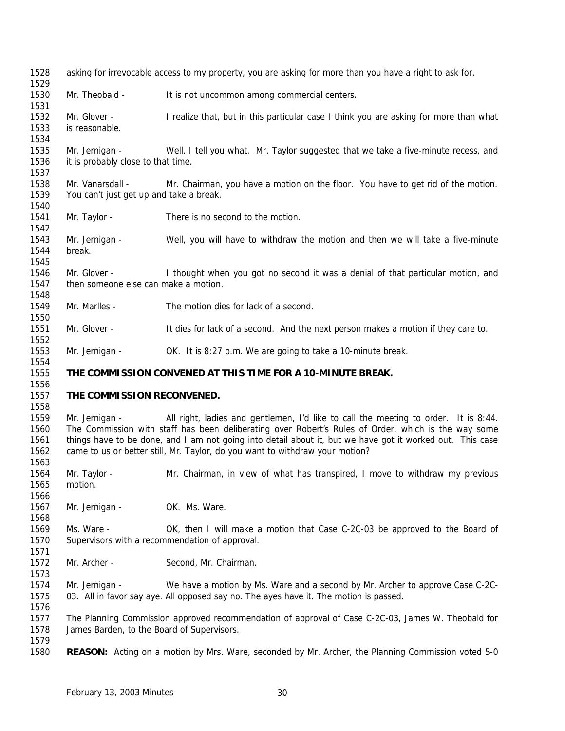asking for irrevocable access to my property, you are asking for more than you have a right to ask for.

Mr. Theobald - It is not uncommon among commercial centers.

Mr. Glover - I realize that, but in this particular case I think you are asking for more than what is reasonable.

Mr. Jernigan - Well, I tell you what. Mr. Taylor suggested that we take a five-minute recess, and it is probably close to that time.

Mr. Vanarsdall - Mr. Chairman, you have a motion on the floor. You have to get rid of the motion. You can't just get up and take a break.

Mr. Taylor - There is no second to the motion.

Mr. Jernigan - Well, you will have to withdraw the motion and then we will take a five-minute break.

Mr. Glover - I thought when you got no second it was a denial of that particular motion, and then someone else can make a motion.

Mr. Marlles - The motion dies for lack of a second.

Mr. Glover - It dies for lack of a second. And the next person makes a motion if they care to.

Mr. Jernigan - OK. It is 8:27 p.m. We are going to take a 10-minute break.

**THE COMMISSION CONVENED AT THIS TIME FOR A 10-MINUTE BREAK.**

**THE COMMISSION RECONVENED.**

Mr. Jernigan - All right, ladies and gentlemen, I'd like to call the meeting to order. It is 8:44. The Commission with staff has been deliberating over Robert's Rules of Order, which is the way some things have to be done, and I am not going into detail about it, but we have got it worked out. This case came to us or better still, Mr. Taylor, do you want to withdraw your motion?

Mr. Taylor - Mr. Chairman, in view of what has transpired, I move to withdraw my previous motion.

Mr. Jernigan - OK. Ms. Ware.

Ms. Ware - OK, then I will make a motion that Case C-2C-03 be approved to the Board of Supervisors with a recommendation of approval.

Mr. Archer - Second, Mr. Chairman.

Mr. Jernigan - We have a motion by Ms. Ware and a second by Mr. Archer to approve Case C-2C-03. All in favor say aye. All opposed say no. The ayes have it. The motion is passed.

The Planning Commission approved recommendation of approval of Case C-2C-03, James W. Theobald for James Barden, to the Board of Supervisors.

**REASON:** Acting on a motion by Mrs. Ware, seconded by Mr. Archer, the Planning Commission voted 5-0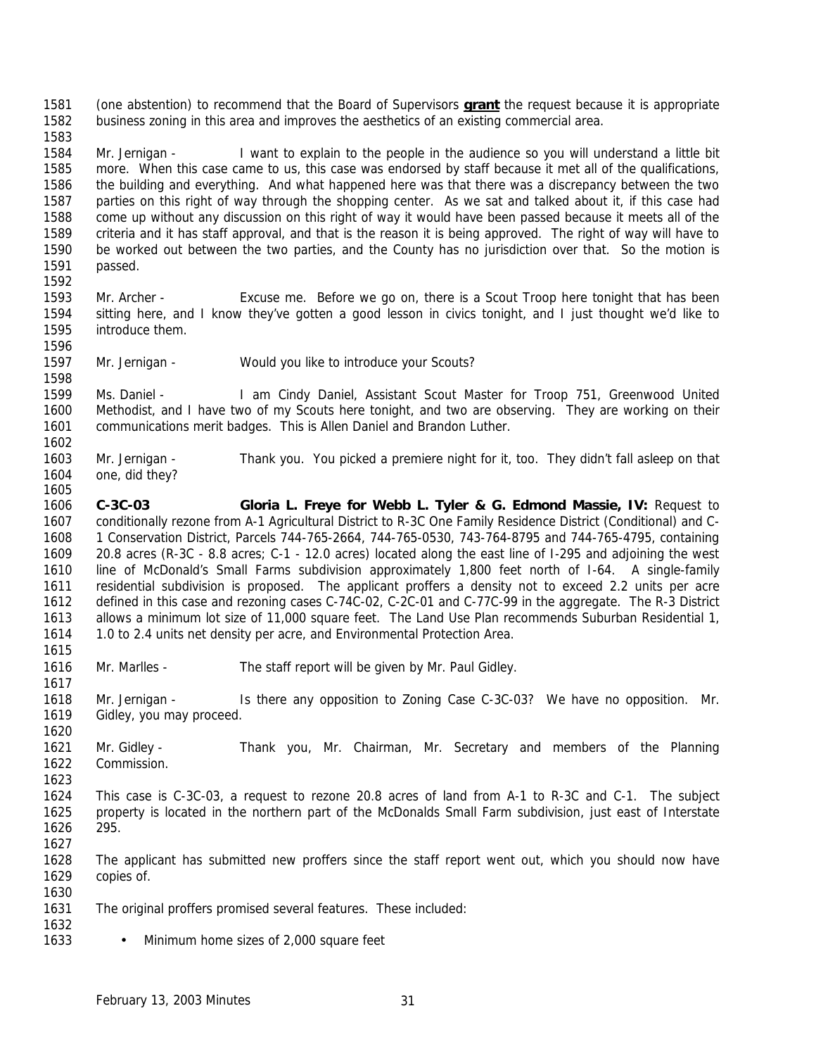(one abstention) to recommend that the Board of Supervisors **grant** the request because it is appropriate business zoning in this area and improves the aesthetics of an existing commercial area.

Mr. Jernigan - I want to explain to the people in the audience so you will understand a little bit more. When this case came to us, this case was endorsed by staff because it met all of the qualifications, the building and everything. And what happened here was that there was a discrepancy between the two parties on this right of way through the shopping center. As we sat and talked about it, if this case had come up without any discussion on this right of way it would have been passed because it meets all of the criteria and it has staff approval, and that is the reason it is being approved. The right of way will have to be worked out between the two parties, and the County has no jurisdiction over that. So the motion is passed.

Mr. Archer - Excuse me. Before we go on, there is a Scout Troop here tonight that has been sitting here, and I know they've gotten a good lesson in civics tonight, and I just thought we'd like to introduce them.

Mr. Jernigan - Would you like to introduce your Scouts?

Ms. Daniel - I am Cindy Daniel, Assistant Scout Master for Troop 751, Greenwood United Methodist, and I have two of my Scouts here tonight, and two are observing. They are working on their communications merit badges. This is Allen Daniel and Brandon Luther.

Mr. Jernigan - Thank you. You picked a premiere night for it, too. They didn't fall asleep on that one, did they?

**C-3C-03 Gloria L. Freye for Webb L. Tyler & G. Edmond Massie, IV:** Request to conditionally rezone from A-1 Agricultural District to R-3C One Family Residence District (Conditional) and C-1 Conservation District, Parcels 744-765-2664, 744-765-0530, 743-764-8795 and 744-765-4795, containing 20.8 acres (R-3C - 8.8 acres; C-1 - 12.0 acres) located along the east line of I-295 and adjoining the west line of McDonald's Small Farms subdivision approximately 1,800 feet north of I-64. A single-family residential subdivision is proposed. The applicant proffers a density not to exceed 2.2 units per acre defined in this case and rezoning cases C-74C-02, C-2C-01 and C-77C-99 in the aggregate. The R-3 District allows a minimum lot size of 11,000 square feet. The Land Use Plan recommends Suburban Residential 1, 1.0 to 2.4 units net density per acre, and Environmental Protection Area.

Mr. Marlles - The staff report will be given by Mr. Paul Gidley.

Mr. Jernigan - Is there any opposition to Zoning Case C-3C-03? We have no opposition. Mr. Gidley, you may proceed.

Mr. Gidley - Thank you, Mr. Chairman, Mr. Secretary and members of the Planning Commission.

This case is C-3C-03, a request to rezone 20.8 acres of land from A-1 to R-3C and C-1. The subject property is located in the northern part of the McDonalds Small Farm subdivision, just east of Interstate 295.

The applicant has submitted new proffers since the staff report went out, which you should now have copies of.

The original proffers promised several features. These included:

- Minimum home sizes of 2,000 square feet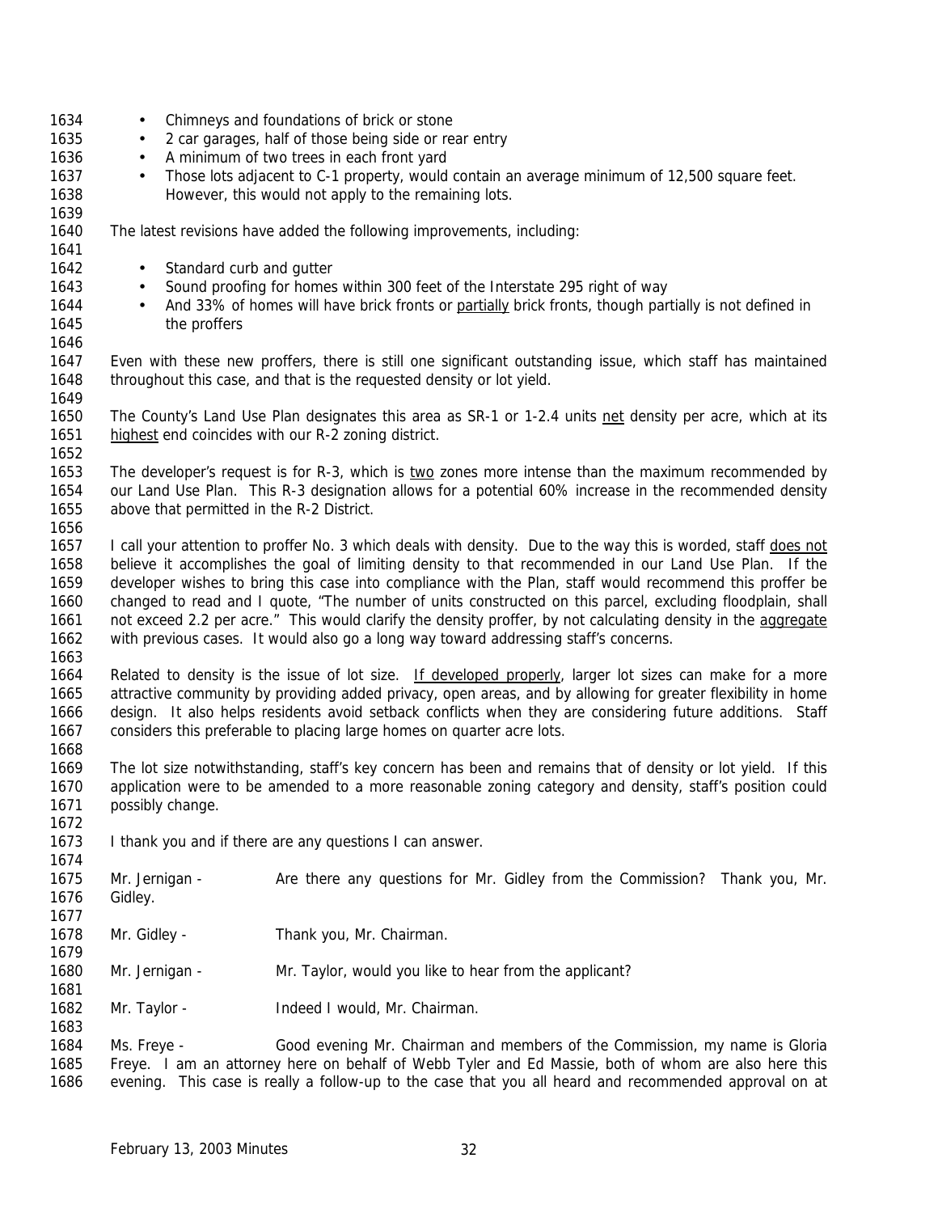- Chimneys and foundations of brick or stone
- 2 car garages, half of those being side or rear entry
- A minimum of two trees in each front yard
- Those lots adjacent to C-1 property, would contain an average minimum of 12,500 square feet. However, this would not apply to the remaining lots.

The latest revisions have added the following improvements, including:

- Standard curb and gutter
- Sound proofing for homes within 300 feet of the Interstate 295 right of way
- And 33% of homes will have brick fronts or partially brick fronts, though partially is not defined in the proffers

Even with these new proffers, there is still one significant outstanding issue, which staff has maintained throughout this case, and that is the requested density or lot yield.

The County's Land Use Plan designates this area as SR-1 or 1-2.4 units net density per acre, which at its highest end coincides with our R-2 zoning district.

The developer's request is for R-3, which is two zones more intense than the maximum recommended by our Land Use Plan. This R-3 designation allows for a potential 60% increase in the recommended density above that permitted in the R-2 District.

I call your attention to proffer No. 3 which deals with density. Due to the way this is worded, staff does not believe it accomplishes the goal of limiting density to that recommended in our Land Use Plan. If the developer wishes to bring this case into compliance with the Plan, staff would recommend this proffer be changed to read and I quote, "The number of units constructed on this parcel, excluding floodplain, shall not exceed 2.2 per acre." This would clarify the density proffer, by not calculating density in the aggregate with previous cases. It would also go a long way toward addressing staff's concerns.

Related to density is the issue of lot size. If developed properly, larger lot sizes can make for a more attractive community by providing added privacy, open areas, and by allowing for greater flexibility in home design. It also helps residents avoid setback conflicts when they are considering future additions. Staff considers this preferable to placing large homes on quarter acre lots.

The lot size notwithstanding, staff's key concern has been and remains that of density or lot yield. If this application were to be amended to a more reasonable zoning category and density, staff's position could possibly change.

I thank you and if there are any questions I can answer.

Mr. Jernigan - Are there any questions for Mr. Gidley from the Commission? Thank you, Mr. Gidley.

Mr. Gidley - Thank you, Mr. Chairman.

Mr. Jernigan - Mr. Taylor, would you like to hear from the applicant?

Mr. Taylor - Indeed I would, Mr. Chairman.

Ms. Freye - Good evening Mr. Chairman and members of the Commission, my name is Gloria Freye. I am an attorney here on behalf of Webb Tyler and Ed Massie, both of whom are also here this evening. This case is really a follow-up to the case that you all heard and recommended approval on at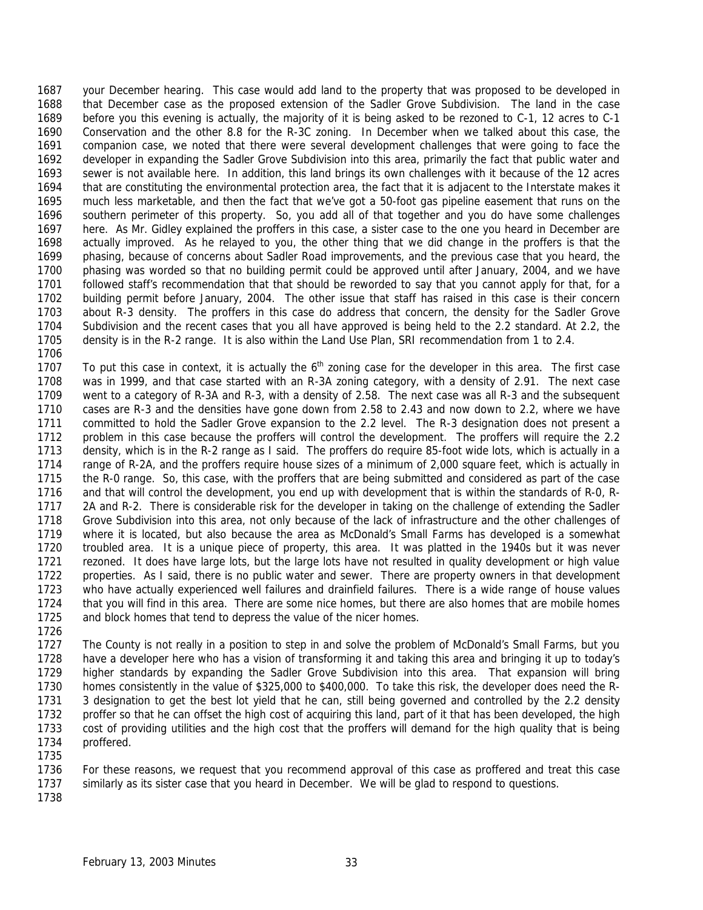your December hearing. This case would add land to the property that was proposed to be developed in that December case as the proposed extension of the Sadler Grove Subdivision. The land in the case before you this evening is actually, the majority of it is being asked to be rezoned to C-1, 12 acres to C-1 Conservation and the other 8.8 for the R-3C zoning. In December when we talked about this case, the companion case, we noted that there were several development challenges that were going to face the developer in expanding the Sadler Grove Subdivision into this area, primarily the fact that public water and sewer is not available here. In addition, this land brings its own challenges with it because of the 12 acres that are constituting the environmental protection area, the fact that it is adjacent to the Interstate makes it much less marketable, and then the fact that we've got a 50-foot gas pipeline easement that runs on the southern perimeter of this property. So, you add all of that together and you do have some challenges here. As Mr. Gidley explained the proffers in this case, a sister case to the one you heard in December are actually improved. As he relayed to you, the other thing that we did change in the proffers is that the phasing, because of concerns about Sadler Road improvements, and the previous case that you heard, the phasing was worded so that no building permit could be approved until after January, 2004, and we have followed staff's recommendation that that should be reworded to say that you cannot apply for that, for a building permit before January, 2004. The other issue that staff has raised in this case is their concern about R-3 density. The proffers in this case do address that concern, the density for the Sadler Grove Subdivision and the recent cases that you all have approved is being held to the 2.2 standard. At 2.2, the density is in the R-2 range. It is also within the Land Use Plan, SRI recommendation from 1 to 2.4.

To put this case in context, it is actually the 6th zoning case for the developer in this area. The first case was in 1999, and that case started with an R-3A zoning category, with a density of 2.91. The next case went to a category of R-3A and R-3, with a density of 2.58. The next case was all R-3 and the subsequent cases are R-3 and the densities have gone down from 2.58 to 2.43 and now down to 2.2, where we have committed to hold the Sadler Grove expansion to the 2.2 level. The R-3 designation does not present a problem in this case because the proffers will control the development. The proffers will require the 2.2 density, which is in the R-2 range as I said. The proffers do require 85-foot wide lots, which is actually in a range of R-2A, and the proffers require house sizes of a minimum of 2,000 square feet, which is actually in the R-0 range. So, this case, with the proffers that are being submitted and considered as part of the case and that will control the development, you end up with development that is within the standards of R-0, R-2A and R-2. There is considerable risk for the developer in taking on the challenge of extending the Sadler Grove Subdivision into this area, not only because of the lack of infrastructure and the other challenges of where it is located, but also because the area as McDonald's Small Farms has developed is a somewhat troubled area. It is a unique piece of property, this area. It was platted in the 1940s but it was never rezoned. It does have large lots, but the large lots have not resulted in quality development or high value properties. As I said, there is no public water and sewer. There are property owners in that development who have actually experienced well failures and drainfield failures. There is a wide range of house values that you will find in this area. There are some nice homes, but there are also homes that are mobile homes and block homes that tend to depress the value of the nicer homes.

The County is not really in a position to step in and solve the problem of McDonald's Small Farms, but you have a developer here who has a vision of transforming it and taking this area and bringing it up to today's higher standards by expanding the Sadler Grove Subdivision into this area. That expansion will bring homes consistently in the value of $325,000 to $400,000. To take this risk, the developer does need the R-3 designation to get the best lot yield that he can, still being governed and controlled by the 2.2 density proffer so that he can offset the high cost of acquiring this land, part of it that has been developed, the high cost of providing utilities and the high cost that the proffers will demand for the high quality that is being proffered.

For these reasons, we request that you recommend approval of this case as proffered and treat this case similarly as its sister case that you heard in December. We will be glad to respond to questions.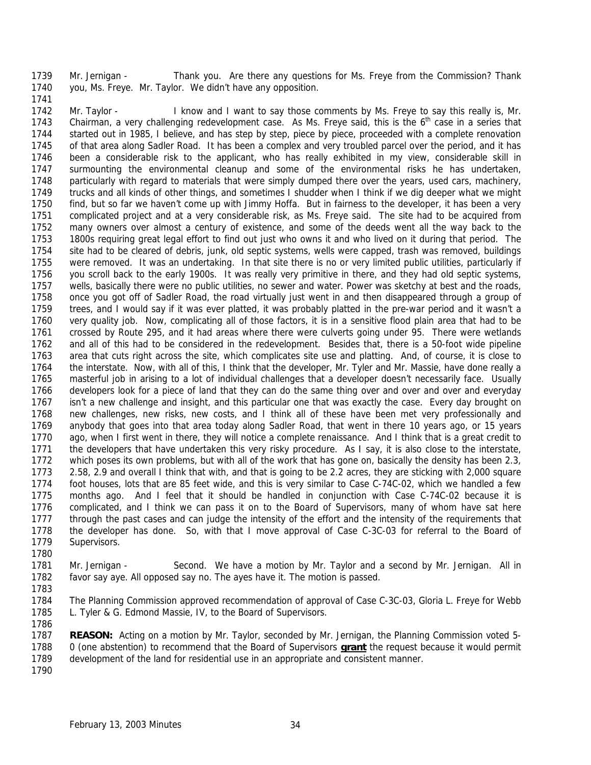Mr. Jernigan - Thank you. Are there any questions for Ms. Freye from the Commission? Thank you, Ms. Freye. Mr. Taylor. We didn't have any opposition.

Mr. Taylor - I know and I want to say those comments by Ms. Freye to say this really is, Mr. Chairman, a very challenging redevelopment case. As Ms. Freye said, this is the 6th case in a series that started out in 1985, I believe, and has step by step, piece by piece, proceeded with a complete renovation of that area along Sadler Road. It has been a complex and very troubled parcel over the period, and it has been a considerable risk to the applicant, who has really exhibited in my view, considerable skill in surmounting the environmental cleanup and some of the environmental risks he has undertaken, particularly with regard to materials that were simply dumped there over the years, used cars, machinery, trucks and all kinds of other things, and sometimes I shudder when I think if we dig deeper what we might find, but so far we haven't come up with Jimmy Hoffa. But in fairness to the developer, it has been a very complicated project and at a very considerable risk, as Ms. Freye said. The site had to be acquired from many owners over almost a century of existence, and some of the deeds went all the way back to the 1800s requiring great legal effort to find out just who owns it and who lived on it during that period. The site had to be cleared of debris, junk, old septic systems, wells were capped, trash was removed, buildings were removed. It was an undertaking. In that site there is no or very limited public utilities, particularly if you scroll back to the early 1900s. It was really very primitive in there, and they had old septic systems, wells, basically there were no public utilities, no sewer and water. Power was sketchy at best and the roads, once you got off of Sadler Road, the road virtually just went in and then disappeared through a group of trees, and I would say if it was ever platted, it was probably platted in the pre-war period and it wasn't a very quality job. Now, complicating all of those factors, it is in a sensitive flood plain area that had to be crossed by Route 295, and it had areas where there were culverts going under 95. There were wetlands and all of this had to be considered in the redevelopment. Besides that, there is a 50-foot wide pipeline area that cuts right across the site, which complicates site use and platting. And, of course, it is close to the interstate. Now, with all of this, I think that the developer, Mr. Tyler and Mr. Massie, have done really a masterful job in arising to a lot of individual challenges that a developer doesn't necessarily face. Usually developers look for a piece of land that they can do the same thing over and over and over and everyday isn't a new challenge and insight, and this particular one that was exactly the case. Every day brought on new challenges, new risks, new costs, and I think all of these have been met very professionally and anybody that goes into that area today along Sadler Road, that went in there 10 years ago, or 15 years ago, when I first went in there, they will notice a complete renaissance. And I think that is a great credit to the developers that have undertaken this very risky procedure. As I say, it is also close to the interstate, which poses its own problems, but with all of the work that has gone on, basically the density has been 2.3, 2.58, 2.9 and overall I think that with, and that is going to be 2.2 acres, they are sticking with 2,000 square foot houses, lots that are 85 feet wide, and this is very similar to Case C-74C-02, which we handled a few months ago. And I feel that it should be handled in conjunction with Case C-74C-02 because it is complicated, and I think we can pass it on to the Board of Supervisors, many of whom have sat here through the past cases and can judge the intensity of the effort and the intensity of the requirements that the developer has done. So, with that I move approval of Case C-3C-03 for referral to the Board of Supervisors.

Mr. Jernigan - Second. We have a motion by Mr. Taylor and a second by Mr. Jernigan. All in favor say aye. All opposed say no. The ayes have it. The motion is passed.

The Planning Commission approved recommendation of approval of Case C-3C-03, Gloria L. Freye for Webb L. Tyler & G. Edmond Massie, IV, to the Board of Supervisors.

**REASON:** Acting on a motion by Mr. Taylor, seconded by Mr. Jernigan, the Planning Commission voted 5-0 (one abstention) to recommend that the Board of Supervisors **grant** the request because it would permit development of the land for residential use in an appropriate and consistent manner.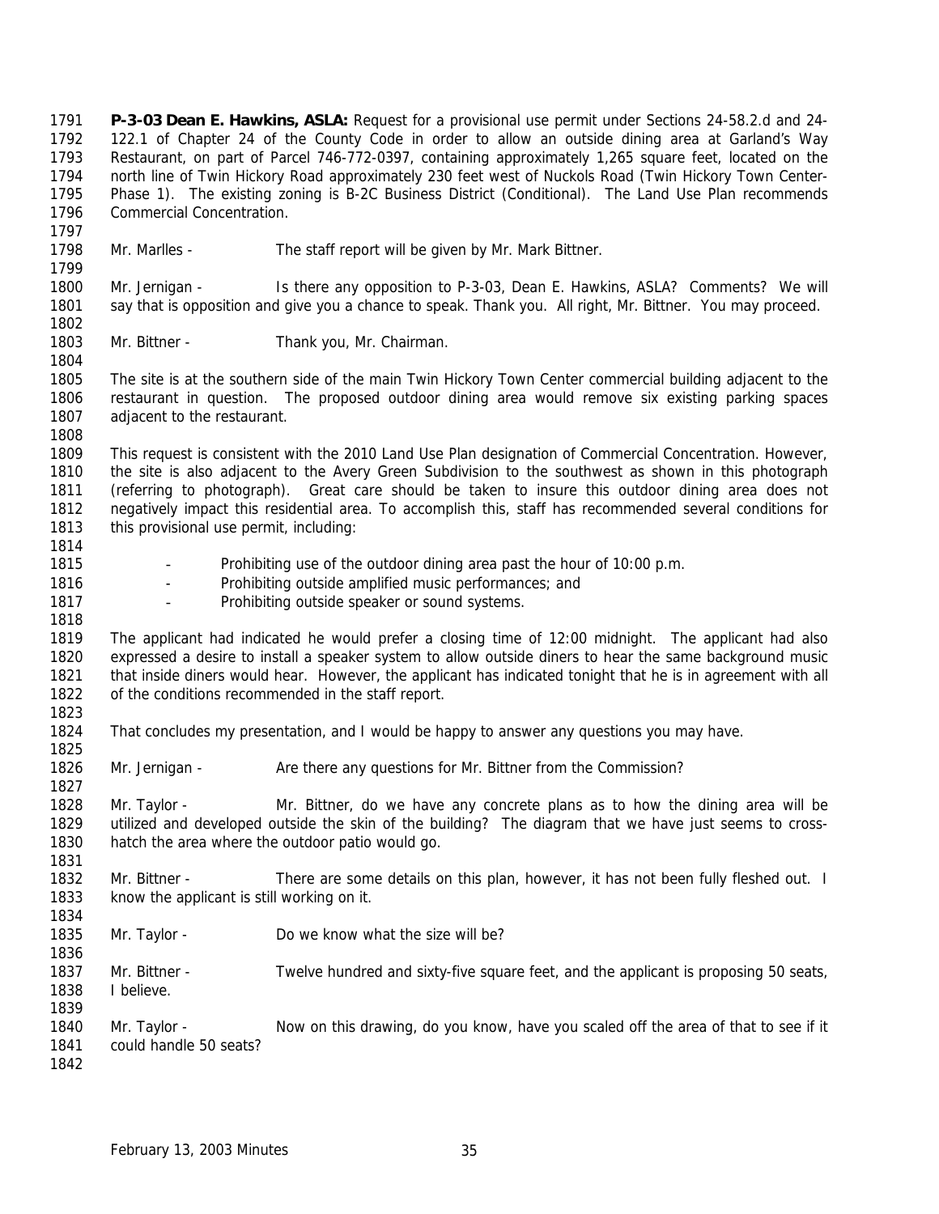**P-3-03 Dean E. Hawkins, ASLA:** Request for a provisional use permit under Sections 24-58.2.d and 24-122.1 of Chapter 24 of the County Code in order to allow an outside dining area at Garland's Way Restaurant, on part of Parcel 746-772-0397, containing approximately 1,265 square feet, located on the north line of Twin Hickory Road approximately 230 feet west of Nuckols Road (Twin Hickory Town Center-Phase 1). The existing zoning is B-2C Business District (Conditional). The Land Use Plan recommends Commercial Concentration.

Mr. Marlles - The staff report will be given by Mr. Mark Bittner.

Mr. Jernigan - Is there any opposition to P-3-03, Dean E. Hawkins, ASLA? Comments? We will say that is opposition and give you a chance to speak. Thank you. All right, Mr. Bittner. You may proceed.

Mr. Bittner - Thank you, Mr. Chairman.

The site is at the southern side of the main Twin Hickory Town Center commercial building adjacent to the restaurant in question. The proposed outdoor dining area would remove six existing parking spaces adjacent to the restaurant.

This request is consistent with the 2010 Land Use Plan designation of Commercial Concentration. However, the site is also adjacent to the Avery Green Subdivision to the southwest as shown in this photograph (referring to photograph). Great care should be taken to insure this outdoor dining area does not negatively impact this residential area. To accomplish this, staff has recommended several conditions for this provisional use permit, including:

- Prohibiting use of the outdoor dining area past the hour of 10:00 p.m.
- Prohibiting outside amplified music performances; and
- Prohibiting outside speaker or sound systems.

The applicant had indicated he would prefer a closing time of 12:00 midnight. The applicant had also expressed a desire to install a speaker system to allow outside diners to hear the same background music that inside diners would hear. However, the applicant has indicated tonight that he is in agreement with all of the conditions recommended in the staff report.

That concludes my presentation, and I would be happy to answer any questions you may have.

Mr. Jernigan - Are there any questions for Mr. Bittner from the Commission?

Mr. Taylor - Mr. Bittner, do we have any concrete plans as to how the dining area will be utilized and developed outside the skin of the building? The diagram that we have just seems to cross-hatch the area where the outdoor patio would go.

Mr. Bittner - There are some details on this plan, however, it has not been fully fleshed out. I know the applicant is still working on it.

Mr. Taylor - Do we know what the size will be?

Mr. Bittner - Twelve hundred and sixty-five square feet, and the applicant is proposing 50 seats, I believe.

Mr. Taylor - Now on this drawing, do you know, have you scaled off the area of that to see if it could handle 50 seats?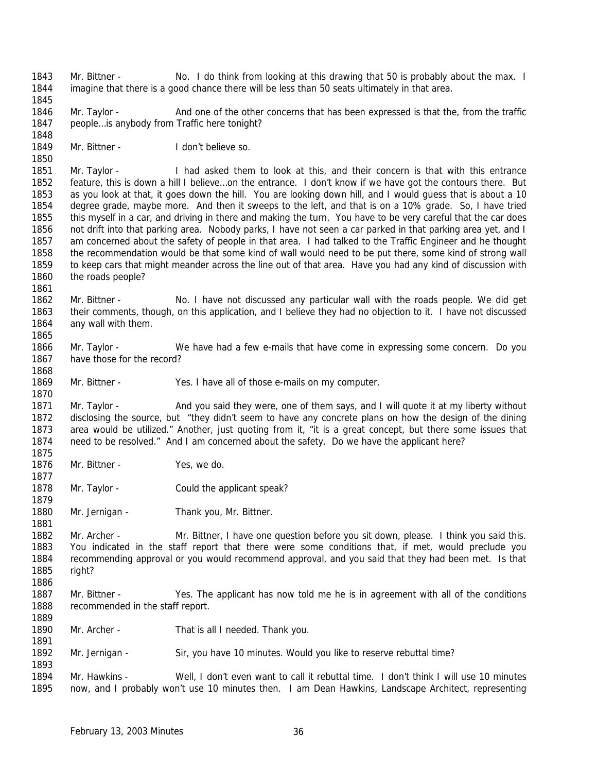Mr. Bittner - No. I do think from looking at this drawing that 50 is probably about the max. I imagine that there is a good chance there will be less than 50 seats ultimately in that area.

Mr. Taylor - And one of the other concerns that has been expressed is that the, from the traffic people…is anybody from Traffic here tonight?

Mr. Bittner - I don't believe so.

Mr. Taylor - I had asked them to look at this, and their concern is that with this entrance feature, this is down a hill I believe…on the entrance. I don't know if we have got the contours there. But as you look at that, it goes down the hill. You are looking down hill, and I would guess that is about a 10 degree grade, maybe more. And then it sweeps to the left, and that is on a 10% grade. So, I have tried this myself in a car, and driving in there and making the turn. You have to be very careful that the car does not drift into that parking area. Nobody parks, I have not seen a car parked in that parking area yet, and I am concerned about the safety of people in that area. I had talked to the Traffic Engineer and he thought the recommendation would be that some kind of wall would need to be put there, some kind of strong wall to keep cars that might meander across the line out of that area. Have you had any kind of discussion with the roads people?

Mr. Bittner - No. I have not discussed any particular wall with the roads people. We did get their comments, though, on this application, and I believe they had no objection to it. I have not discussed any wall with them.

Mr. Taylor - We have had a few e-mails that have come in expressing some concern. Do you have those for the record?

Mr. Bittner - Yes. I have all of those e-mails on my computer.

Mr. Taylor - And you said they were, one of them says, and I will quote it at my liberty without disclosing the source, but "they didn't seem to have any concrete plans on how the design of the dining area would be utilized." Another, just quoting from it, "it is a great concept, but there some issues that need to be resolved." And I am concerned about the safety. Do we have the applicant here?

Mr. Bittner - Yes, we do.

Mr. Taylor - Could the applicant speak?

Mr. Jernigan - Thank you, Mr. Bittner.

Mr. Archer - Mr. Bittner, I have one question before you sit down, please. I think you said this. You indicated in the staff report that there were some conditions that, if met, would preclude you recommending approval or you would recommend approval, and you said that they had been met. Is that right?

Mr. Bittner - Yes. The applicant has now told me he is in agreement with all of the conditions recommended in the staff report.

Mr. Archer - That is all I needed. Thank you.

Mr. Jernigan - Sir, you have 10 minutes. Would you like to reserve rebuttal time?

Mr. Hawkins - Well, I don't even want to call it rebuttal time. I don't think I will use 10 minutes now, and I probably won't use 10 minutes then. I am Dean Hawkins, Landscape Architect, representing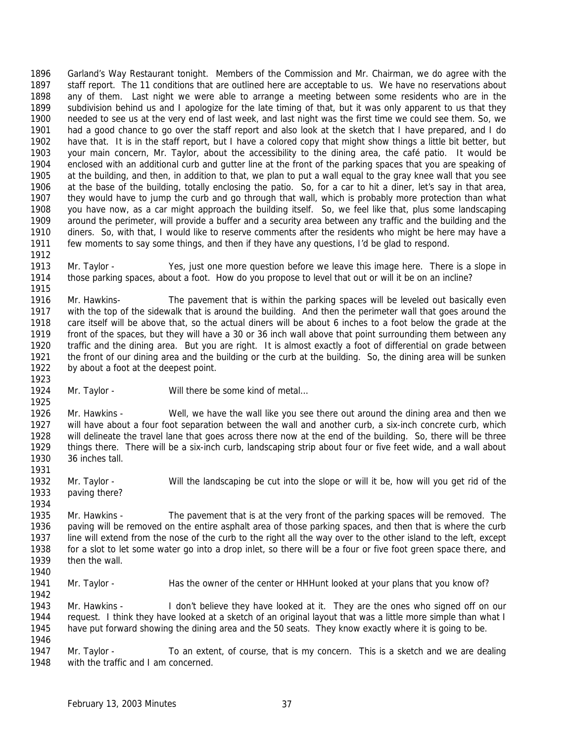Garland's Way Restaurant tonight. Members of the Commission and Mr. Chairman, we do agree with the staff report. The 11 conditions that are outlined here are acceptable to us. We have no reservations about any of them. Last night we were able to arrange a meeting between some residents who are in the subdivision behind us and I apologize for the late timing of that, but it was only apparent to us that they needed to see us at the very end of last week, and last night was the first time we could see them. So, we had a good chance to go over the staff report and also look at the sketch that I have prepared, and I do have that. It is in the staff report, but I have a colored copy that might show things a little bit better, but your main concern, Mr. Taylor, about the accessibility to the dining area, the café patio. It would be enclosed with an additional curb and gutter line at the front of the parking spaces that you are speaking of at the building, and then, in addition to that, we plan to put a wall equal to the gray knee wall that you see at the base of the building, totally enclosing the patio. So, for a car to hit a diner, let's say in that area, they would have to jump the curb and go through that wall, which is probably more protection than what you have now, as a car might approach the building itself. So, we feel like that, plus some landscaping around the perimeter, will provide a buffer and a security area between any traffic and the building and the diners. So, with that, I would like to reserve comments after the residents who might be here may have a few moments to say some things, and then if they have any questions, I'd be glad to respond.

Mr. Taylor - Yes, just one more question before we leave this image here. There is a slope in those parking spaces, about a foot. How do you propose to level that out or will it be on an incline?

Mr. Hawkins- The pavement that is within the parking spaces will be leveled out basically even with the top of the sidewalk that is around the building. And then the perimeter wall that goes around the care itself will be above that, so the actual diners will be about 6 inches to a foot below the grade at the front of the spaces, but they will have a 30 or 36 inch wall above that point surrounding them between any traffic and the dining area. But you are right. It is almost exactly a foot of differential on grade between the front of our dining area and the building or the curb at the building. So, the dining area will be sunken by about a foot at the deepest point.

Mr. Taylor - Will there be some kind of metal…

Mr. Hawkins - Well, we have the wall like you see there out around the dining area and then we will have about a four foot separation between the wall and another curb, a six-inch concrete curb, which will delineate the travel lane that goes across there now at the end of the building. So, there will be three things there. There will be a six-inch curb, landscaping strip about four or five feet wide, and a wall about 36 inches tall.

Mr. Taylor - Will the landscaping be cut into the slope or will it be, how will you get rid of the paving there?

Mr. Hawkins - The pavement that is at the very front of the parking spaces will be removed. The paving will be removed on the entire asphalt area of those parking spaces, and then that is where the curb line will extend from the nose of the curb to the right all the way over to the other island to the left, except for a slot to let some water go into a drop inlet, so there will be a four or five foot green space there, and then the wall.

Mr. Taylor - Has the owner of the center or HHHunt looked at your plans that you know of?

Mr. Hawkins - I don't believe they have looked at it. They are the ones who signed off on our request. I think they have looked at a sketch of an original layout that was a little more simple than what I have put forward showing the dining area and the 50 seats. They know exactly where it is going to be.

Mr. Taylor - To an extent, of course, that is my concern. This is a sketch and we are dealing with the traffic and I am concerned.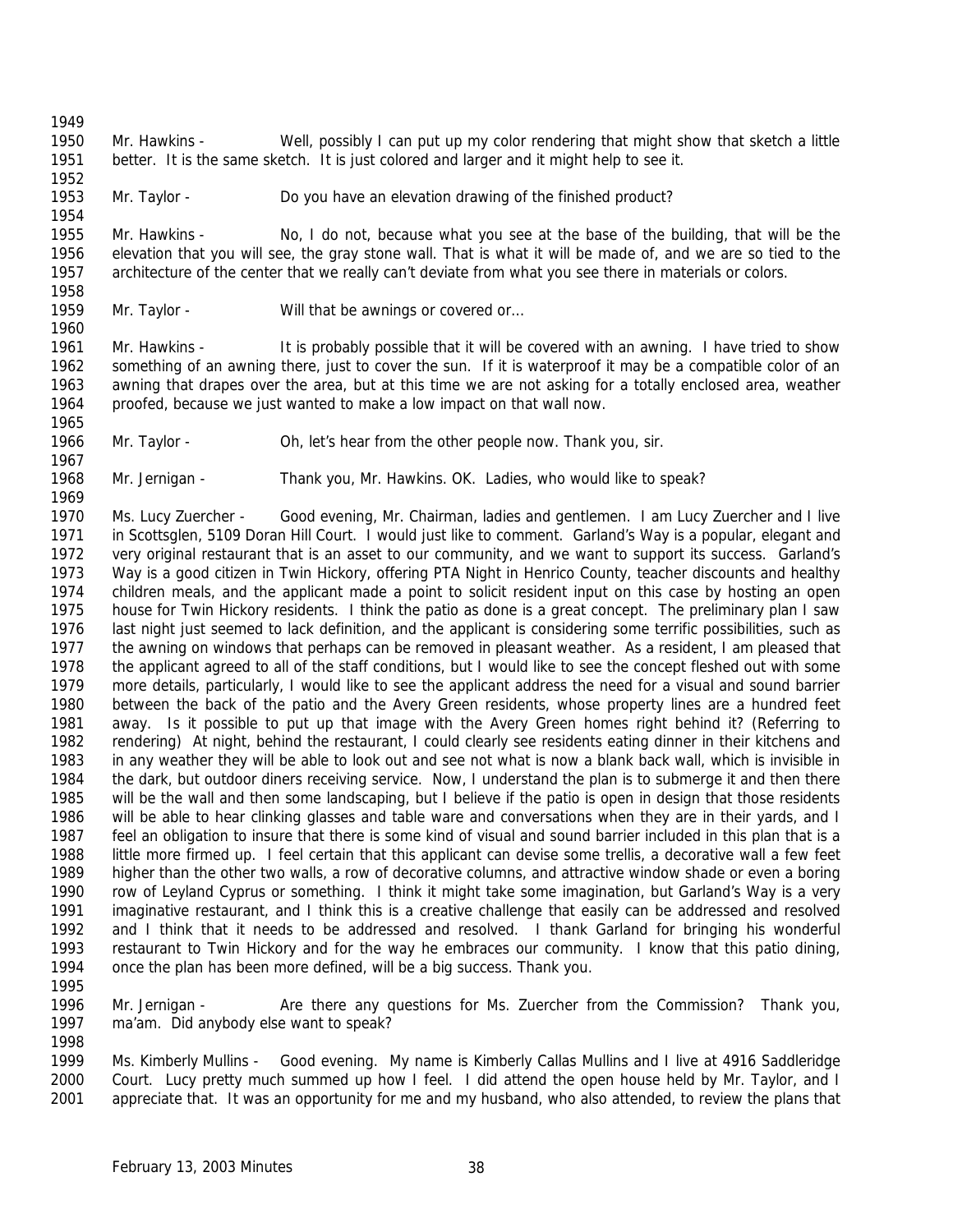Mr. Hawkins - Well, possibly I can put up my color rendering that might show that sketch a little better. It is the same sketch. It is just colored and larger and it might help to see it.

Mr. Taylor - Do you have an elevation drawing of the finished product?

Mr. Hawkins - No, I do not, because what you see at the base of the building, that will be the elevation that you will see, the gray stone wall. That is what it will be made of, and we are so tied to the architecture of the center that we really can't deviate from what you see there in materials or colors.

Mr. Taylor - Will that be awnings or covered or…

Mr. Hawkins - It is probably possible that it will be covered with an awning. I have tried to show something of an awning there, just to cover the sun. If it is waterproof it may be a compatible color of an awning that drapes over the area, but at this time we are not asking for a totally enclosed area, weather proofed, because we just wanted to make a low impact on that wall now.

Mr. Taylor - Oh, let's hear from the other people now. Thank you, sir.

Mr. Jernigan - Thank you, Mr. Hawkins. OK. Ladies, who would like to speak?

Ms. Lucy Zuercher - Good evening, Mr. Chairman, ladies and gentlemen. I am Lucy Zuercher and I live in Scottsglen, 5109 Doran Hill Court. I would just like to comment. Garland's Way is a popular, elegant and very original restaurant that is an asset to our community, and we want to support its success. Garland's Way is a good citizen in Twin Hickory, offering PTA Night in Henrico County, teacher discounts and healthy children meals, and the applicant made a point to solicit resident input on this case by hosting an open house for Twin Hickory residents. I think the patio as done is a great concept. The preliminary plan I saw last night just seemed to lack definition, and the applicant is considering some terrific possibilities, such as the awning on windows that perhaps can be removed in pleasant weather. As a resident, I am pleased that the applicant agreed to all of the staff conditions, but I would like to see the concept fleshed out with some more details, particularly, I would like to see the applicant address the need for a visual and sound barrier between the back of the patio and the Avery Green residents, whose property lines are a hundred feet away. Is it possible to put up that image with the Avery Green homes right behind it? (Referring to rendering) At night, behind the restaurant, I could clearly see residents eating dinner in their kitchens and in any weather they will be able to look out and see not what is now a blank back wall, which is invisible in the dark, but outdoor diners receiving service. Now, I understand the plan is to submerge it and then there will be the wall and then some landscaping, but I believe if the patio is open in design that those residents will be able to hear clinking glasses and table ware and conversations when they are in their yards, and I feel an obligation to insure that there is some kind of visual and sound barrier included in this plan that is a little more firmed up. I feel certain that this applicant can devise some trellis, a decorative wall a few feet higher than the other two walls, a row of decorative columns, and attractive window shade or even a boring row of Leyland Cyprus or something. I think it might take some imagination, but Garland's Way is a very imaginative restaurant, and I think this is a creative challenge that easily can be addressed and resolved and I think that it needs to be addressed and resolved. I thank Garland for bringing his wonderful restaurant to Twin Hickory and for the way he embraces our community. I know that this patio dining, once the plan has been more defined, will be a big success. Thank you.

Mr. Jernigan - Are there any questions for Ms. Zuercher from the Commission? Thank you, ma'am. Did anybody else want to speak?

Ms. Kimberly Mullins - Good evening. My name is Kimberly Callas Mullins and I live at 4916 Saddleridge Court. Lucy pretty much summed up how I feel. I did attend the open house held by Mr. Taylor, and I appreciate that. It was an opportunity for me and my husband, who also attended, to review the plans that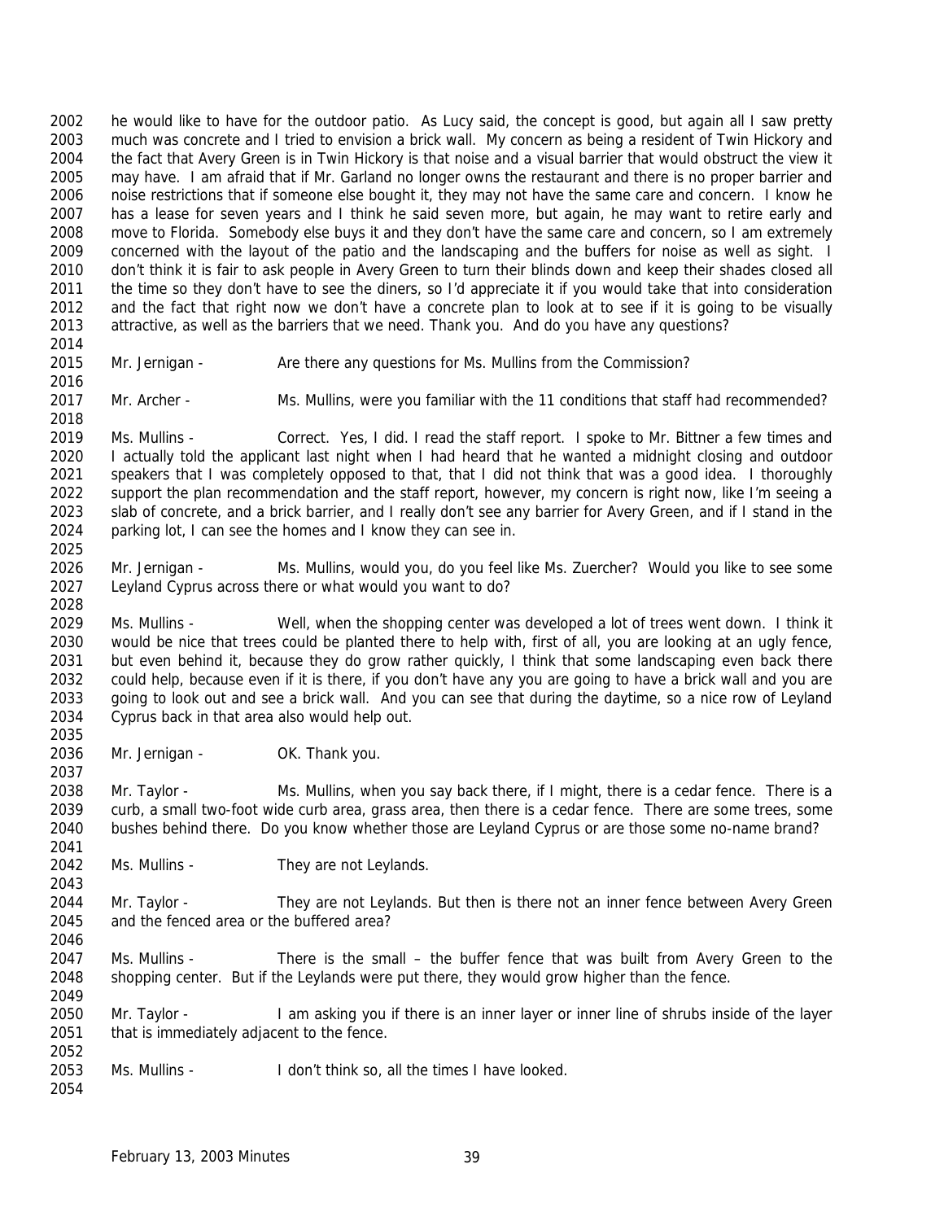he would like to have for the outdoor patio. As Lucy said, the concept is good, but again all I saw pretty much was concrete and I tried to envision a brick wall. My concern as being a resident of Twin Hickory and the fact that Avery Green is in Twin Hickory is that noise and a visual barrier that would obstruct the view it may have. I am afraid that if Mr. Garland no longer owns the restaurant and there is no proper barrier and noise restrictions that if someone else bought it, they may not have the same care and concern. I know he has a lease for seven years and I think he said seven more, but again, he may want to retire early and move to Florida. Somebody else buys it and they don't have the same care and concern, so I am extremely concerned with the layout of the patio and the landscaping and the buffers for noise as well as sight. I don't think it is fair to ask people in Avery Green to turn their blinds down and keep their shades closed all the time so they don't have to see the diners, so I'd appreciate it if you would take that into consideration and the fact that right now we don't have a concrete plan to look at to see if it is going to be visually attractive, as well as the barriers that we need. Thank you. And do you have any questions?

Mr. Jernigan - Are there any questions for Ms. Mullins from the Commission?

Mr. Archer - Ms. Mullins, were you familiar with the 11 conditions that staff had recommended?

Ms. Mullins - Correct. Yes, I did. I read the staff report. I spoke to Mr. Bittner a few times and I actually told the applicant last night when I had heard that he wanted a midnight closing and outdoor speakers that I was completely opposed to that, that I did not think that was a good idea. I thoroughly support the plan recommendation and the staff report, however, my concern is right now, like I'm seeing a slab of concrete, and a brick barrier, and I really don't see any barrier for Avery Green, and if I stand in the parking lot, I can see the homes and I know they can see in.

Mr. Jernigan - Ms. Mullins, would you, do you feel like Ms. Zuercher? Would you like to see some Leyland Cyprus across there or what would you want to do?

Ms. Mullins - Well, when the shopping center was developed a lot of trees went down. I think it would be nice that trees could be planted there to help with, first of all, you are looking at an ugly fence, but even behind it, because they do grow rather quickly, I think that some landscaping even back there could help, because even if it is there, if you don't have any you are going to have a brick wall and you are going to look out and see a brick wall. And you can see that during the daytime, so a nice row of Leyland Cyprus back in that area also would help out.

Mr. Jernigan - OK. Thank you.

Mr. Taylor - Ms. Mullins, when you say back there, if I might, there is a cedar fence. There is a curb, a small two-foot wide curb area, grass area, then there is a cedar fence. There are some trees, some bushes behind there. Do you know whether those are Leyland Cyprus or are those some no-name brand?

Ms. Mullins - They are not Leylands.

Mr. Taylor - They are not Leylands. But then is there not an inner fence between Avery Green and the fenced area or the buffered area?

Ms. Mullins - There is the small – the buffer fence that was built from Avery Green to the shopping center. But if the Leylands were put there, they would grow higher than the fence.

Mr. Taylor - I am asking you if there is an inner layer or inner line of shrubs inside of the layer that is immediately adjacent to the fence.

Ms. Mullins - I don't think so, all the times I have looked.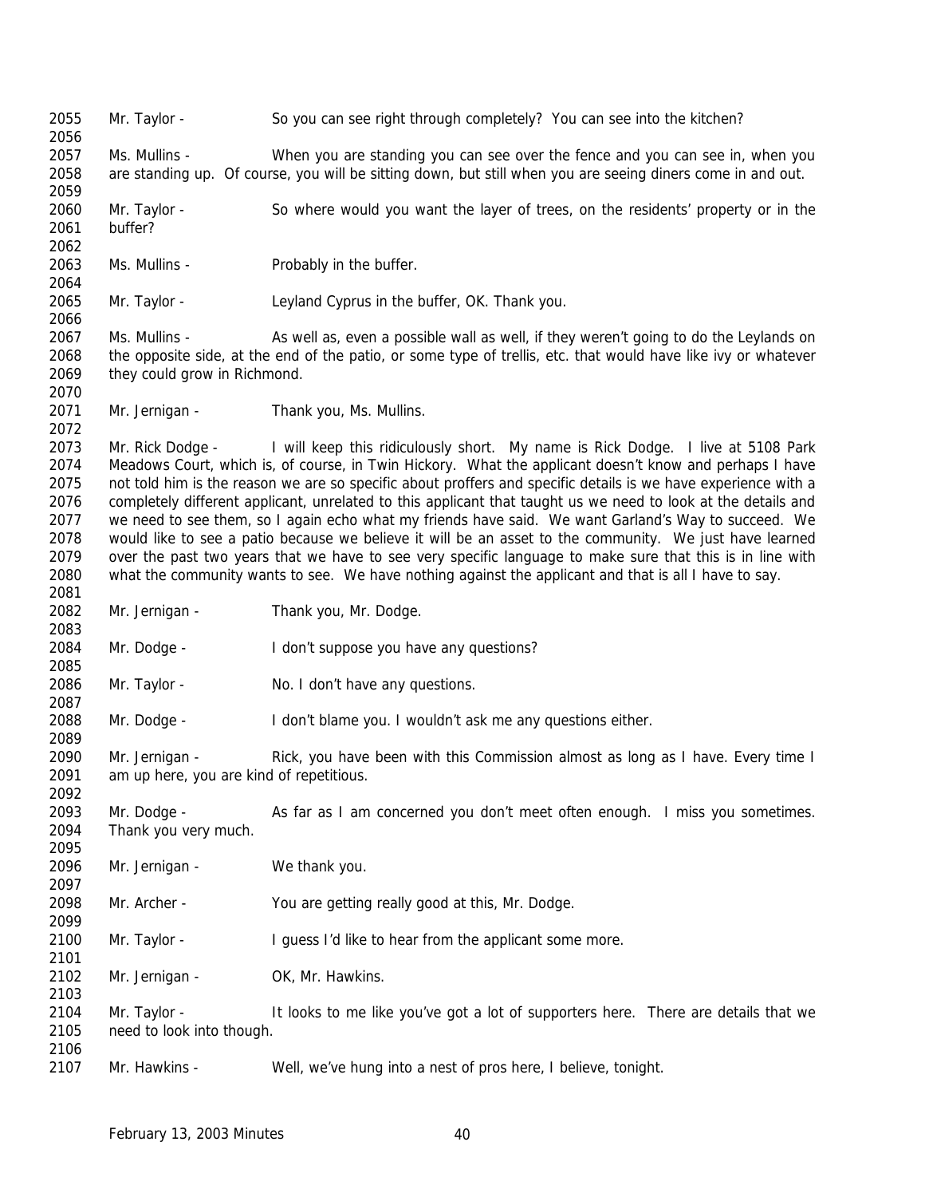Mr. Taylor - So you can see right through completely? You can see into the kitchen?

Ms. Mullins - When you are standing you can see over the fence and you can see in, when you are standing up. Of course, you will be sitting down, but still when you are seeing diners come in and out.

Mr. Taylor - So where would you want the layer of trees, on the residents' property or in the buffer?

Ms. Mullins - Probably in the buffer.

Mr. Taylor - Leyland Cyprus in the buffer, OK. Thank you.

Ms. Mullins - As well as, even a possible wall as well, if they weren't going to do the Leylands on the opposite side, at the end of the patio, or some type of trellis, etc. that would have like ivy or whatever they could grow in Richmond.

Mr. Jernigan - Thank you, Ms. Mullins.

Mr. Rick Dodge - I will keep this ridiculously short. My name is Rick Dodge. I live at 5108 Park Meadows Court, which is, of course, in Twin Hickory. What the applicant doesn't know and perhaps I have not told him is the reason we are so specific about proffers and specific details is we have experience with a completely different applicant, unrelated to this applicant that taught us we need to look at the details and we need to see them, so I again echo what my friends have said. We want Garland's Way to succeed. We would like to see a patio because we believe it will be an asset to the community. We just have learned over the past two years that we have to see very specific language to make sure that this is in line with what the community wants to see. We have nothing against the applicant and that is all I have to say.

Mr. Jernigan - Thank you, Mr. Dodge.

Mr. Dodge - I don't suppose you have any questions?

Mr. Taylor - No. I don't have any questions.

Mr. Dodge - I don't blame you. I wouldn't ask me any questions either.

Mr. Jernigan - Rick, you have been with this Commission almost as long as I have. Every time I am up here, you are kind of repetitious.

Mr. Dodge - As far as I am concerned you don't meet often enough. I miss you sometimes. Thank you very much.

Mr. Jernigan - We thank you.

Mr. Archer - You are getting really good at this, Mr. Dodge.

Mr. Taylor - I guess I'd like to hear from the applicant some more.

Mr. Jernigan - OK, Mr. Hawkins.

Mr. Taylor - It looks to me like you've got a lot of supporters here. There are details that we need to look into though.

Mr. Hawkins - Well, we've hung into a nest of pros here, I believe, tonight.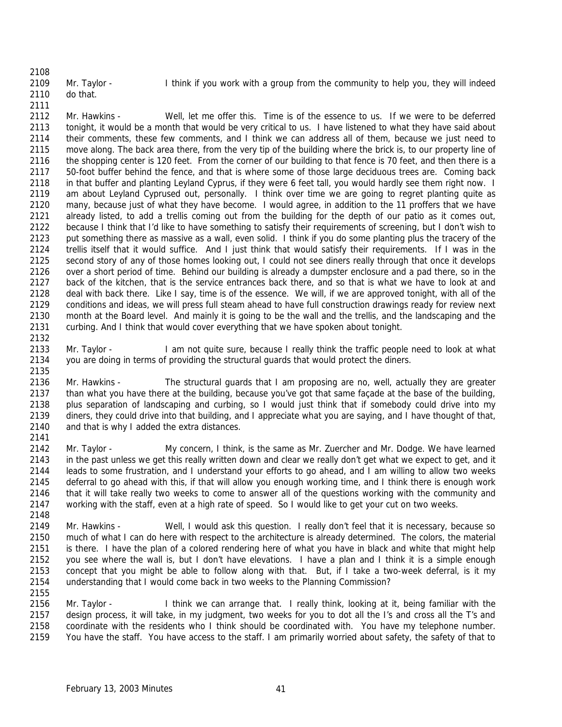Mr. Taylor - I think if you work with a group from the community to help you, they will indeed do that.

Mr. Hawkins - Well, let me offer this. Time is of the essence to us. If we were to be deferred tonight, it would be a month that would be very critical to us. I have listened to what they have said about their comments, these few comments, and I think we can address all of them, because we just need to move along. The back area there, from the very tip of the building where the brick is, to our property line of the shopping center is 120 feet. From the corner of our building to that fence is 70 feet, and then there is a 50-foot buffer behind the fence, and that is where some of those large deciduous trees are. Coming back in that buffer and planting Leyland Cyprus, if they were 6 feet tall, you would hardly see them right now. I am about Leyland Cyprused out, personally. I think over time we are going to regret planting quite as many, because just of what they have become. I would agree, in addition to the 11 proffers that we have already listed, to add a trellis coming out from the building for the depth of our patio as it comes out, because I think that I'd like to have something to satisfy their requirements of screening, but I don't wish to put something there as massive as a wall, even solid. I think if you do some planting plus the tracery of the trellis itself that it would suffice. And I just think that would satisfy their requirements. If I was in the second story of any of those homes looking out, I could not see diners really through that once it develops over a short period of time. Behind our building is already a dumpster enclosure and a pad there, so in the back of the kitchen, that is the service entrances back there, and so that is what we have to look at and deal with back there. Like I say, time is of the essence. We will, if we are approved tonight, with all of the conditions and ideas, we will press full steam ahead to have full construction drawings ready for review next month at the Board level. And mainly it is going to be the wall and the trellis, and the landscaping and the curbing. And I think that would cover everything that we have spoken about tonight.

Mr. Taylor - I am not quite sure, because I really think the traffic people need to look at what you are doing in terms of providing the structural guards that would protect the diners.

Mr. Hawkins - The structural guards that I am proposing are no, well, actually they are greater than what you have there at the building, because you've got that same façade at the base of the building, plus separation of landscaping and curbing, so I would just think that if somebody could drive into my diners, they could drive into that building, and I appreciate what you are saying, and I have thought of that, and that is why I added the extra distances.

Mr. Taylor - My concern, I think, is the same as Mr. Zuercher and Mr. Dodge. We have learned in the past unless we get this really written down and clear we really don't get what we expect to get, and it leads to some frustration, and I understand your efforts to go ahead, and I am willing to allow two weeks deferral to go ahead with this, if that will allow you enough working time, and I think there is enough work that it will take really two weeks to come to answer all of the questions working with the community and working with the staff, even at a high rate of speed. So I would like to get your cut on two weeks.

Mr. Hawkins - Well, I would ask this question. I really don't feel that it is necessary, because so much of what I can do here with respect to the architecture is already determined. The colors, the material is there. I have the plan of a colored rendering here of what you have in black and white that might help you see where the wall is, but I don't have elevations. I have a plan and I think it is a simple enough concept that you might be able to follow along with that. But, if I take a two-week deferral, is it my understanding that I would come back in two weeks to the Planning Commission?

Mr. Taylor - I think we can arrange that. I really think, looking at it, being familiar with the design process, it will take, in my judgment, two weeks for you to dot all the I's and cross all the T's and coordinate with the residents who I think should be coordinated with. You have my telephone number. You have the staff. You have access to the staff. I am primarily worried about safety, the safety of that to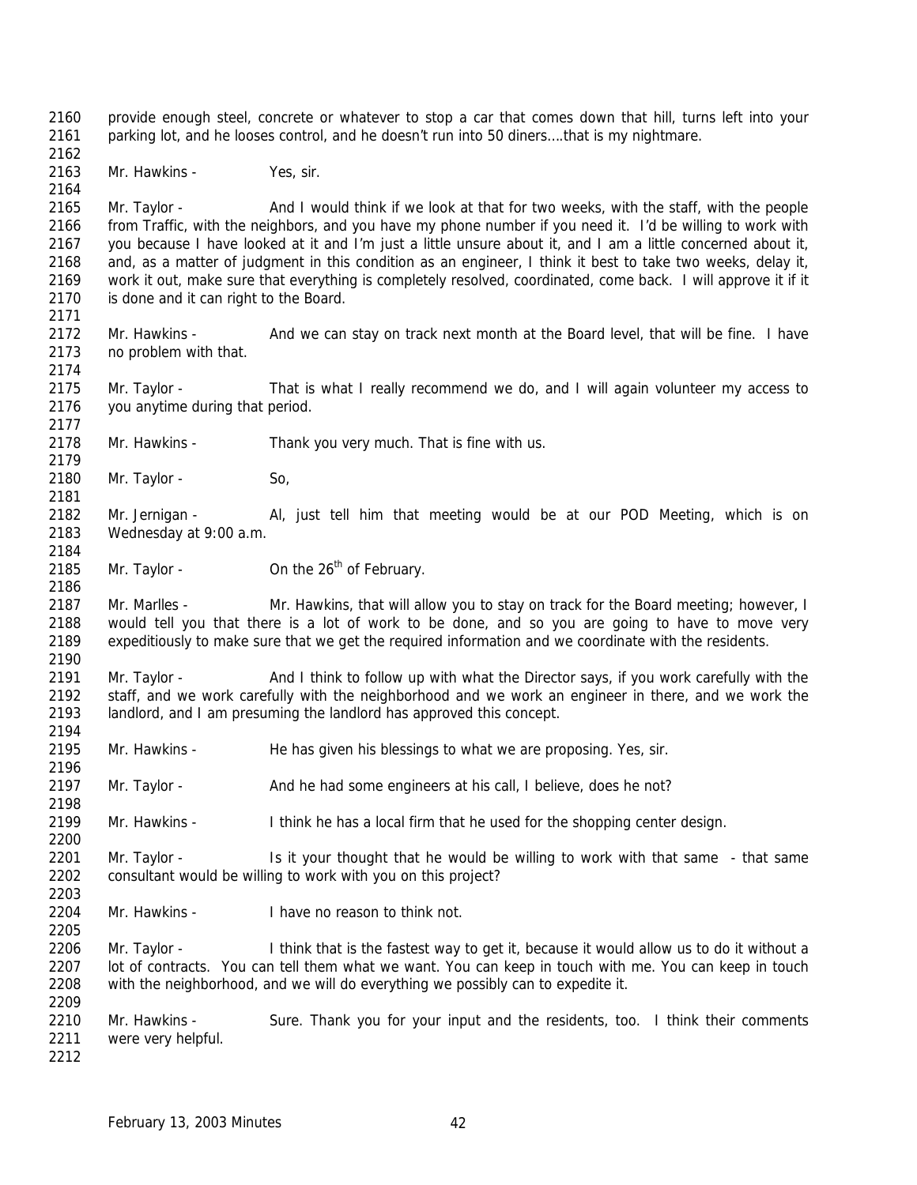provide enough steel, concrete or whatever to stop a car that comes down that hill, turns left into your parking lot, and he looses control, and he doesn't run into 50 diners….that is my nightmare.

Mr. Hawkins - Yes, sir.

Mr. Taylor - And I would think if we look at that for two weeks, with the staff, with the people from Traffic, with the neighbors, and you have my phone number if you need it. I'd be willing to work with you because I have looked at it and I'm just a little unsure about it, and I am a little concerned about it, and, as a matter of judgment in this condition as an engineer, I think it best to take two weeks, delay it, work it out, make sure that everything is completely resolved, coordinated, come back. I will approve it if it is done and it can right to the Board.

Mr. Hawkins - And we can stay on track next month at the Board level, that will be fine. I have no problem with that.

Mr. Taylor - That is what I really recommend we do, and I will again volunteer my access to you anytime during that period.

Mr. Hawkins - Thank you very much. That is fine with us.

Mr. Taylor - So,

Mr. Jernigan - Al, just tell him that meeting would be at our POD Meeting, which is on Wednesday at 9:00 a.m.

Mr. Taylor - On the 26th of February.

Mr. Marlles - Mr. Hawkins, that will allow you to stay on track for the Board meeting; however, I would tell you that there is a lot of work to be done, and so you are going to have to move very expeditiously to make sure that we get the required information and we coordinate with the residents.

Mr. Taylor - And I think to follow up with what the Director says, if you work carefully with the staff, and we work carefully with the neighborhood and we work an engineer in there, and we work the landlord, and I am presuming the landlord has approved this concept.

Mr. Hawkins - He has given his blessings to what we are proposing. Yes, sir.

Mr. Taylor - And he had some engineers at his call, I believe, does he not?

Mr. Hawkins - I think he has a local firm that he used for the shopping center design.

Mr. Taylor - Is it your thought that he would be willing to work with that same - that same consultant would be willing to work with you on this project?

Mr. Hawkins - I have no reason to think not.

Mr. Taylor - I think that is the fastest way to get it, because it would allow us to do it without a lot of contracts. You can tell them what we want. You can keep in touch with me. You can keep in touch with the neighborhood, and we will do everything we possibly can to expedite it.

Mr. Hawkins - Sure. Thank you for your input and the residents, too. I think their comments were very helpful.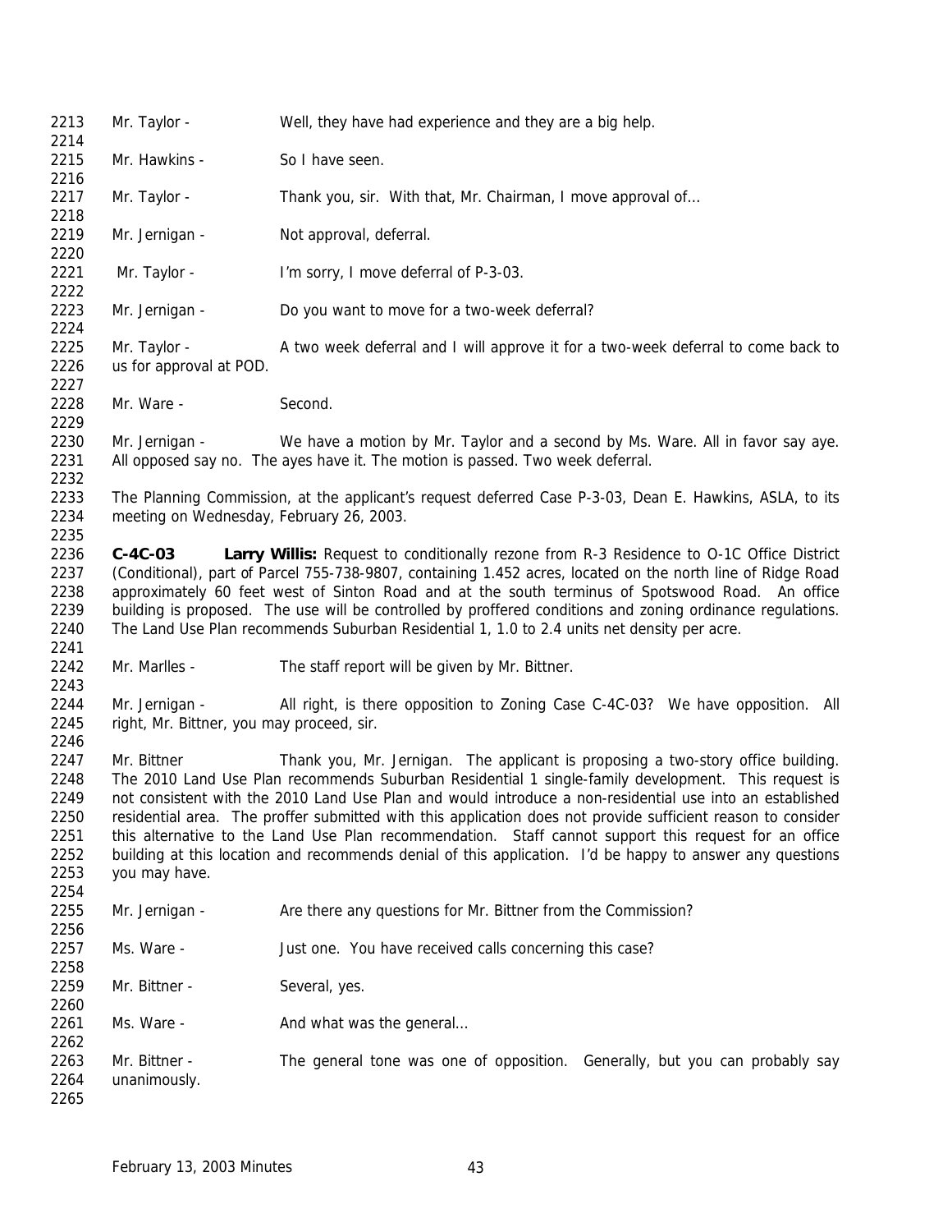Mr. Taylor - Well, they have had experience and they are a big help.

Mr. Hawkins - So I have seen.

Mr. Taylor - Thank you, sir. With that, Mr. Chairman, I move approval of…

Mr. Jernigan - Not approval, deferral.

Mr. Taylor - I'm sorry, I move deferral of P-3-03.

Mr. Jernigan - Do you want to move for a two-week deferral?

Mr. Taylor - A two week deferral and I will approve it for a two-week deferral to come back to us for approval at POD.

Mr. Ware - Second.

Mr. Jernigan - We have a motion by Mr. Taylor and a second by Ms. Ware. All in favor say aye. All opposed say no. The ayes have it. The motion is passed. Two week deferral.

The Planning Commission, at the applicant's request deferred Case P-3-03, Dean E. Hawkins, ASLA, to its meeting on Wednesday, February 26, 2003.

**C-4C-03 Larry Willis:** Request to conditionally rezone from R-3 Residence to O-1C Office District (Conditional), part of Parcel 755-738-9807, containing 1.452 acres, located on the north line of Ridge Road approximately 60 feet west of Sinton Road and at the south terminus of Spotswood Road. An office building is proposed. The use will be controlled by proffered conditions and zoning ordinance regulations. The Land Use Plan recommends Suburban Residential 1, 1.0 to 2.4 units net density per acre.

Mr. Marlles - The staff report will be given by Mr. Bittner.

Mr. Jernigan - All right, is there opposition to Zoning Case C-4C-03? We have opposition. All right, Mr. Bittner, you may proceed, sir.

Mr. Bittner Thank you, Mr. Jernigan. The applicant is proposing a two-story office building. The 2010 Land Use Plan recommends Suburban Residential 1 single-family development. This request is not consistent with the 2010 Land Use Plan and would introduce a non-residential use into an established residential area. The proffer submitted with this application does not provide sufficient reason to consider this alternative to the Land Use Plan recommendation. Staff cannot support this request for an office building at this location and recommends denial of this application. I'd be happy to answer any questions you may have.

Mr. Jernigan - Are there any questions for Mr. Bittner from the Commission?

Ms. Ware - Just one. You have received calls concerning this case?

Mr. Bittner - Several, yes.

Ms. Ware - And what was the general…

Mr. Bittner - The general tone was one of opposition. Generally, but you can probably say unanimously.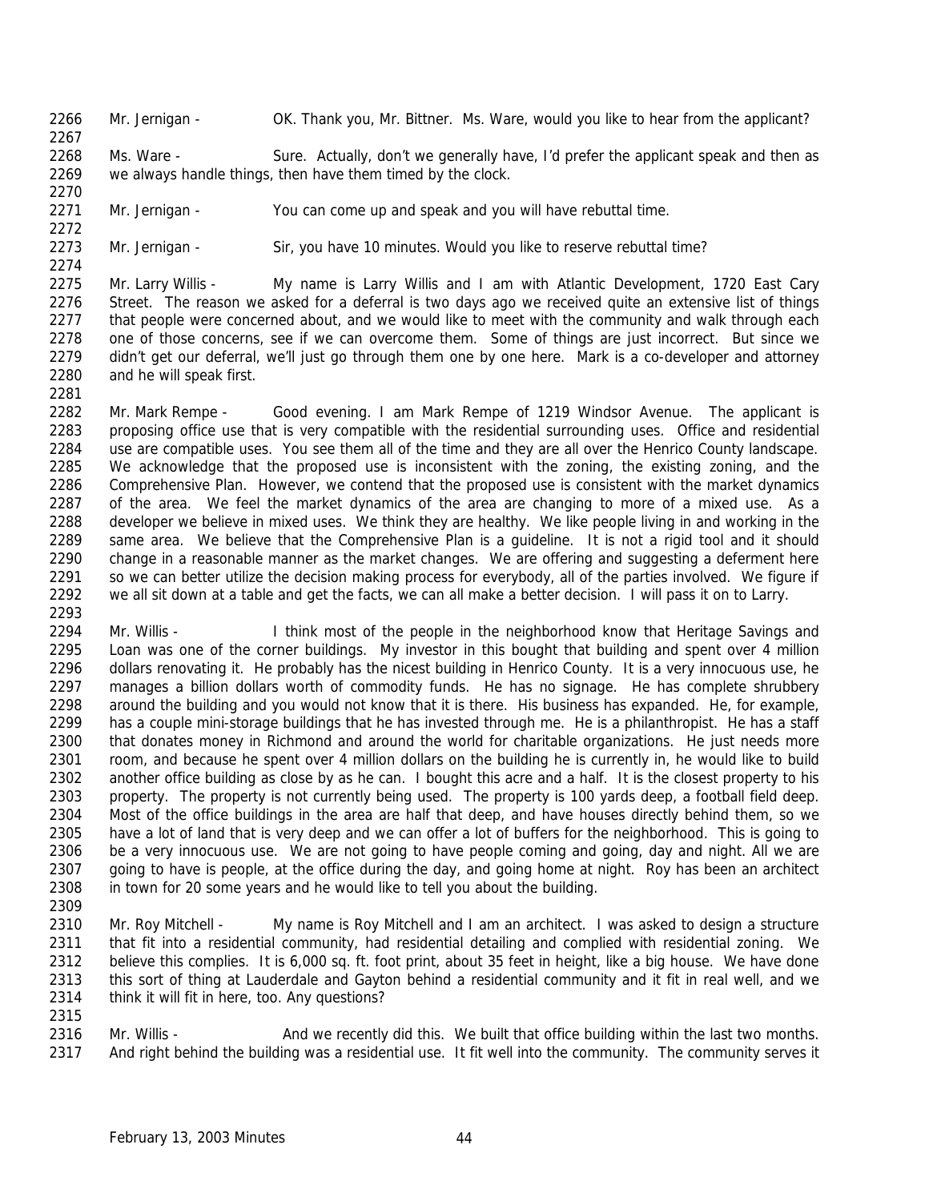Mr. Jernigan - OK. Thank you, Mr. Bittner. Ms. Ware, would you like to hear from the applicant?

Ms. Ware - Sure. Actually, don't we generally have, I'd prefer the applicant speak and then as we always handle things, then have them timed by the clock.

Mr. Jernigan - You can come up and speak and you will have rebuttal time.

Mr. Jernigan - Sir, you have 10 minutes. Would you like to reserve rebuttal time?

Mr. Larry Willis - My name is Larry Willis and I am with Atlantic Development, 1720 East Cary Street. The reason we asked for a deferral is two days ago we received quite an extensive list of things that people were concerned about, and we would like to meet with the community and walk through each one of those concerns, see if we can overcome them. Some of things are just incorrect. But since we didn't get our deferral, we'll just go through them one by one here. Mark is a co-developer and attorney and he will speak first.

Mr. Mark Rempe - Good evening. I am Mark Rempe of 1219 Windsor Avenue. The applicant is proposing office use that is very compatible with the residential surrounding uses. Office and residential use are compatible uses. You see them all of the time and they are all over the Henrico County landscape. We acknowledge that the proposed use is inconsistent with the zoning, the existing zoning, and the Comprehensive Plan. However, we contend that the proposed use is consistent with the market dynamics of the area. We feel the market dynamics of the area are changing to more of a mixed use. As a developer we believe in mixed uses. We think they are healthy. We like people living in and working in the same area. We believe that the Comprehensive Plan is a guideline. It is not a rigid tool and it should change in a reasonable manner as the market changes. We are offering and suggesting a deferment here so we can better utilize the decision making process for everybody, all of the parties involved. We figure if we all sit down at a table and get the facts, we can all make a better decision. I will pass it on to Larry.

Mr. Willis - I think most of the people in the neighborhood know that Heritage Savings and Loan was one of the corner buildings. My investor in this bought that building and spent over 4 million dollars renovating it. He probably has the nicest building in Henrico County. It is a very innocuous use, he manages a billion dollars worth of commodity funds. He has no signage. He has complete shrubbery around the building and you would not know that it is there. His business has expanded. He, for example, has a couple mini-storage buildings that he has invested through me. He is a philanthropist. He has a staff that donates money in Richmond and around the world for charitable organizations. He just needs more room, and because he spent over 4 million dollars on the building he is currently in, he would like to build another office building as close by as he can. I bought this acre and a half. It is the closest property to his property. The property is not currently being used. The property is 100 yards deep, a football field deep. Most of the office buildings in the area are half that deep, and have houses directly behind them, so we have a lot of land that is very deep and we can offer a lot of buffers for the neighborhood. This is going to be a very innocuous use. We are not going to have people coming and going, day and night. All we are going to have is people, at the office during the day, and going home at night. Roy has been an architect in town for 20 some years and he would like to tell you about the building.

Mr. Roy Mitchell - My name is Roy Mitchell and I am an architect. I was asked to design a structure that fit into a residential community, had residential detailing and complied with residential zoning. We believe this complies. It is 6,000 sq. ft. foot print, about 35 feet in height, like a big house. We have done this sort of thing at Lauderdale and Gayton behind a residential community and it fit in real well, and we think it will fit in here, too. Any questions?

Mr. Willis - And we recently did this. We built that office building within the last two months. And right behind the building was a residential use. It fit well into the community. The community serves it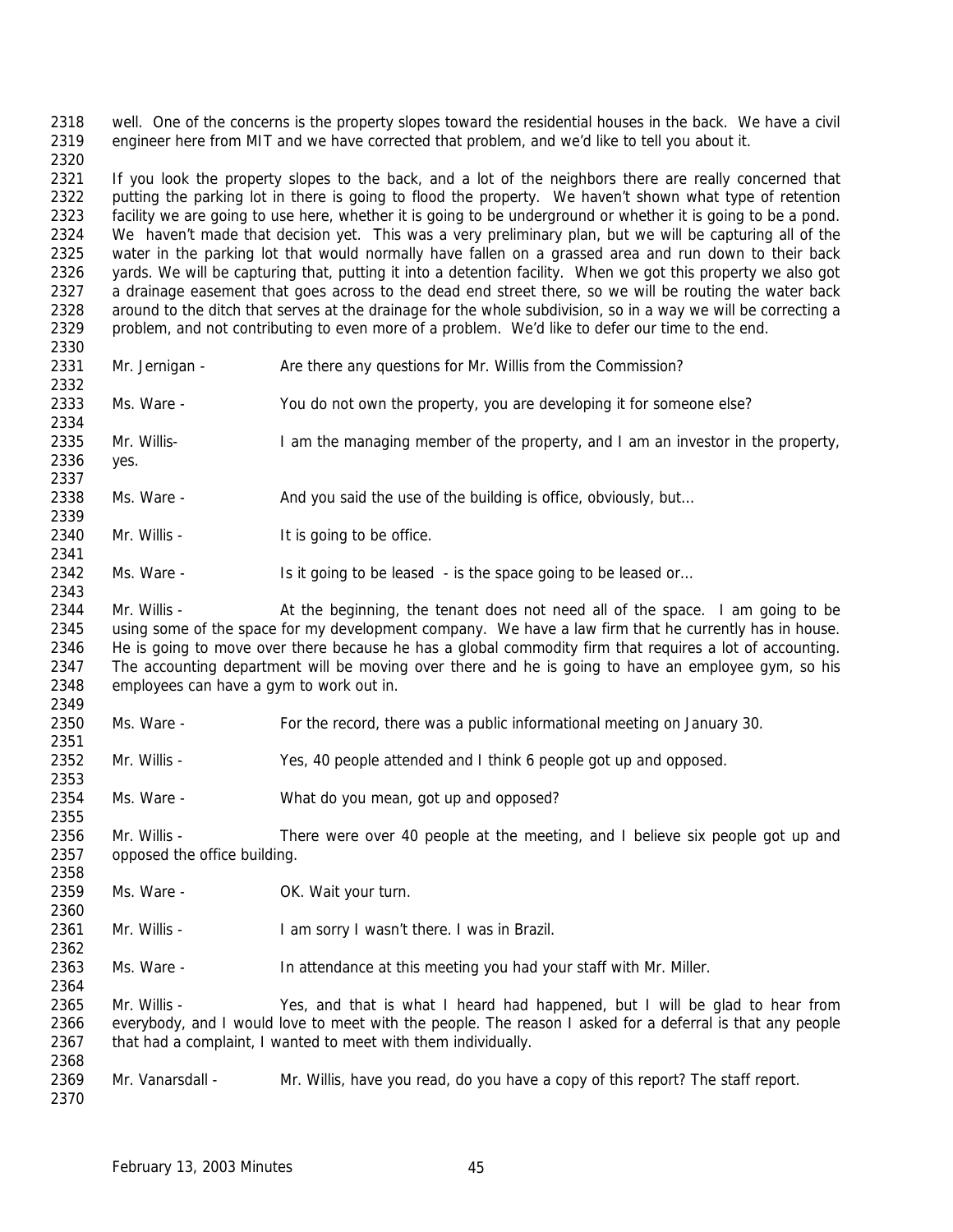well. One of the concerns is the property slopes toward the residential houses in the back. We have a civil engineer here from MIT and we have corrected that problem, and we'd like to tell you about it.

If you look the property slopes to the back, and a lot of the neighbors there are really concerned that putting the parking lot in there is going to flood the property. We haven't shown what type of retention facility we are going to use here, whether it is going to be underground or whether it is going to be a pond. We haven't made that decision yet. This was a very preliminary plan, but we will be capturing all of the water in the parking lot that would normally have fallen on a grassed area and run down to their back yards. We will be capturing that, putting it into a detention facility. When we got this property we also got a drainage easement that goes across to the dead end street there, so we will be routing the water back around to the ditch that serves at the drainage for the whole subdivision, so in a way we will be correcting a problem, and not contributing to even more of a problem. We'd like to defer our time to the end.

Mr. Jernigan - Are there any questions for Mr. Willis from the Commission?

Ms. Ware - You do not own the property, you are developing it for someone else?

Mr. Willis- I am the managing member of the property, and I am an investor in the property, yes.

Ms. Ware - And you said the use of the building is office, obviously, but…

Mr. Willis - It is going to be office.

Ms. Ware - Is it going to be leased - is the space going to be leased or…

Mr. Willis - At the beginning, the tenant does not need all of the space. I am going to be using some of the space for my development company. We have a law firm that he currently has in house. He is going to move over there because he has a global commodity firm that requires a lot of accounting. The accounting department will be moving over there and he is going to have an employee gym, so his employees can have a gym to work out in.

Ms. Ware - For the record, there was a public informational meeting on January 30.

Mr. Willis - Yes, 40 people attended and I think 6 people got up and opposed.

Ms. Ware - What do you mean, got up and opposed?

Mr. Willis - There were over 40 people at the meeting, and I believe six people got up and opposed the office building.

Ms. Ware - OK. Wait your turn.

Mr. Willis - I am sorry I wasn't there. I was in Brazil.

Ms. Ware - In attendance at this meeting you had your staff with Mr. Miller.

Mr. Willis - Yes, and that is what I heard had happened, but I will be glad to hear from everybody, and I would love to meet with the people. The reason I asked for a deferral is that any people that had a complaint, I wanted to meet with them individually.

Mr. Vanarsdall - Mr. Willis, have you read, do you have a copy of this report? The staff report.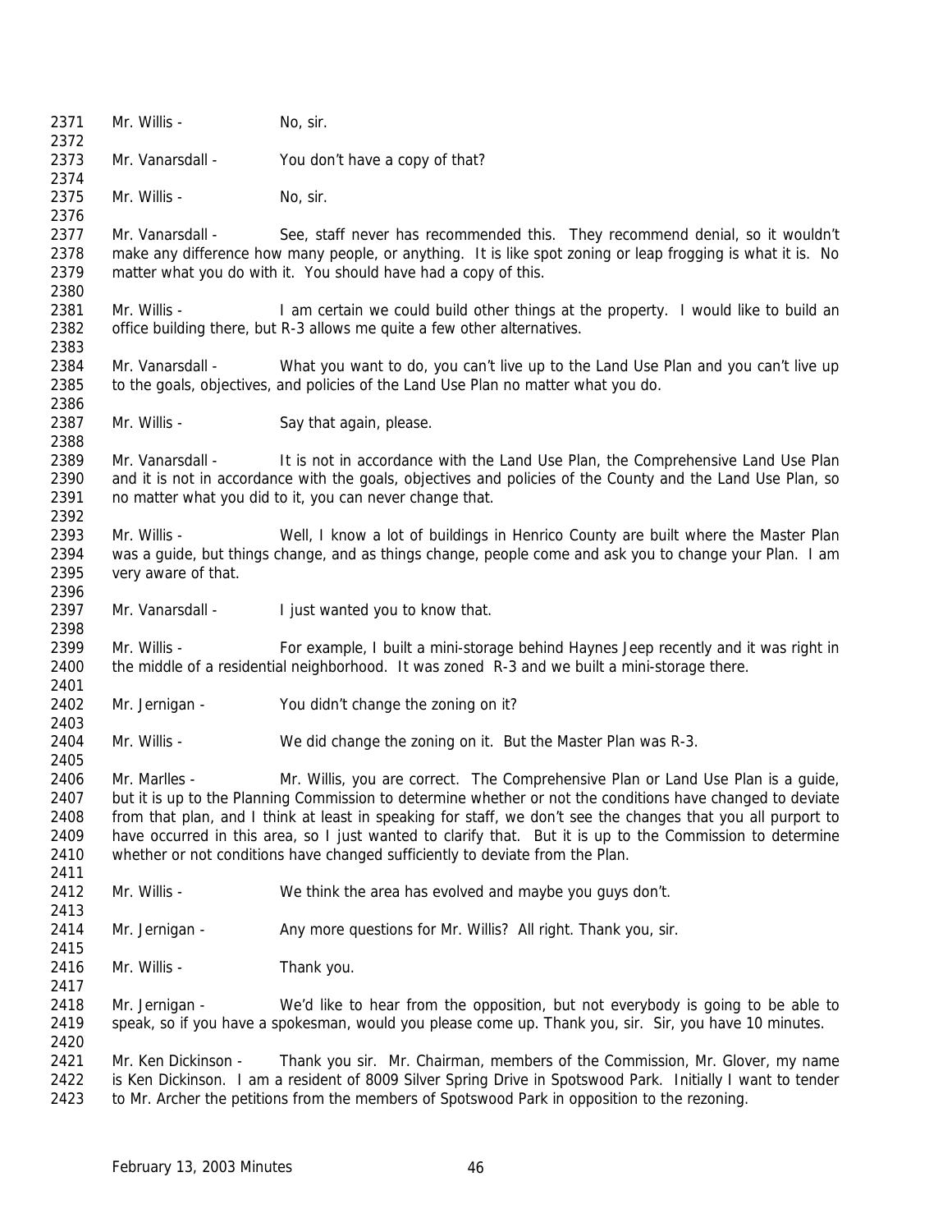2371 Mr. Willis - No, sir.
2372
2373 Mr. Vanarsdall - You don't have a copy of that?
2374
2375 Mr. Willis - No, sir.
2376
2377 Mr. Vanarsdall - See, staff never has recommended this. They recommend denial, so it wouldn't
2378 make any difference how many people, or anything. It is like spot zoning or leap frogging is what it is. No
2379 matter what you do with it. You should have had a copy of this.
2380
2381 Mr. Willis - I am certain we could build other things at the property. I would like to build an
2382 office building there, but R-3 allows me quite a few other alternatives.
2383
2384 Mr. Vanarsdall - What you want to do, you can't live up to the Land Use Plan and you can't live up
2385 to the goals, objectives, and policies of the Land Use Plan no matter what you do.
2386
2387 Mr. Willis - Say that again, please.
2388
2389 Mr. Vanarsdall - It is not in accordance with the Land Use Plan, the Comprehensive Land Use Plan
2390 and it is not in accordance with the goals, objectives and policies of the County and the Land Use Plan, so
2391 no matter what you did to it, you can never change that.
2392
2393 Mr. Willis - Well, I know a lot of buildings in Henrico County are built where the Master Plan
2394 was a guide, but things change, and as things change, people come and ask you to change your Plan. I am
2395 very aware of that.
2396
2397 Mr. Vanarsdall - I just wanted you to know that.
2398
2399 Mr. Willis - For example, I built a mini-storage behind Haynes Jeep recently and it was right in
2400 the middle of a residential neighborhood. It was zoned R-3 and we built a mini-storage there.
2401
2402 Mr. Jernigan - You didn't change the zoning on it?
2403
2404 Mr. Willis - We did change the zoning on it. But the Master Plan was R-3.
2405
2406 Mr. Marlles - Mr. Willis, you are correct. The Comprehensive Plan or Land Use Plan is a guide,
2407 but it is up to the Planning Commission to determine whether or not the conditions have changed to deviate
2408 from that plan, and I think at least in speaking for staff, we don't see the changes that you all purport to
2409 have occurred in this area, so I just wanted to clarify that. But it is up to the Commission to determine
2410 whether or not conditions have changed sufficiently to deviate from the Plan.
2411
2412 Mr. Willis - We think the area has evolved and maybe you guys don't.
2413
2414 Mr. Jernigan - Any more questions for Mr. Willis? All right. Thank you, sir.
2415
2416 Mr. Willis - Thank you.
2417
2418 Mr. Jernigan - We'd like to hear from the opposition, but not everybody is going to be able to
2419 speak, so if you have a spokesman, would you please come up. Thank you, sir. Sir, you have 10 minutes.
2420
2421 Mr. Ken Dickinson - Thank you sir. Mr. Chairman, members of the Commission, Mr. Glover, my name
2422 is Ken Dickinson. I am a resident of 8009 Silver Spring Drive in Spotswood Park. Initially I want to tender
2423 to Mr. Archer the petitions from the members of Spotswood Park in opposition to the rezoning.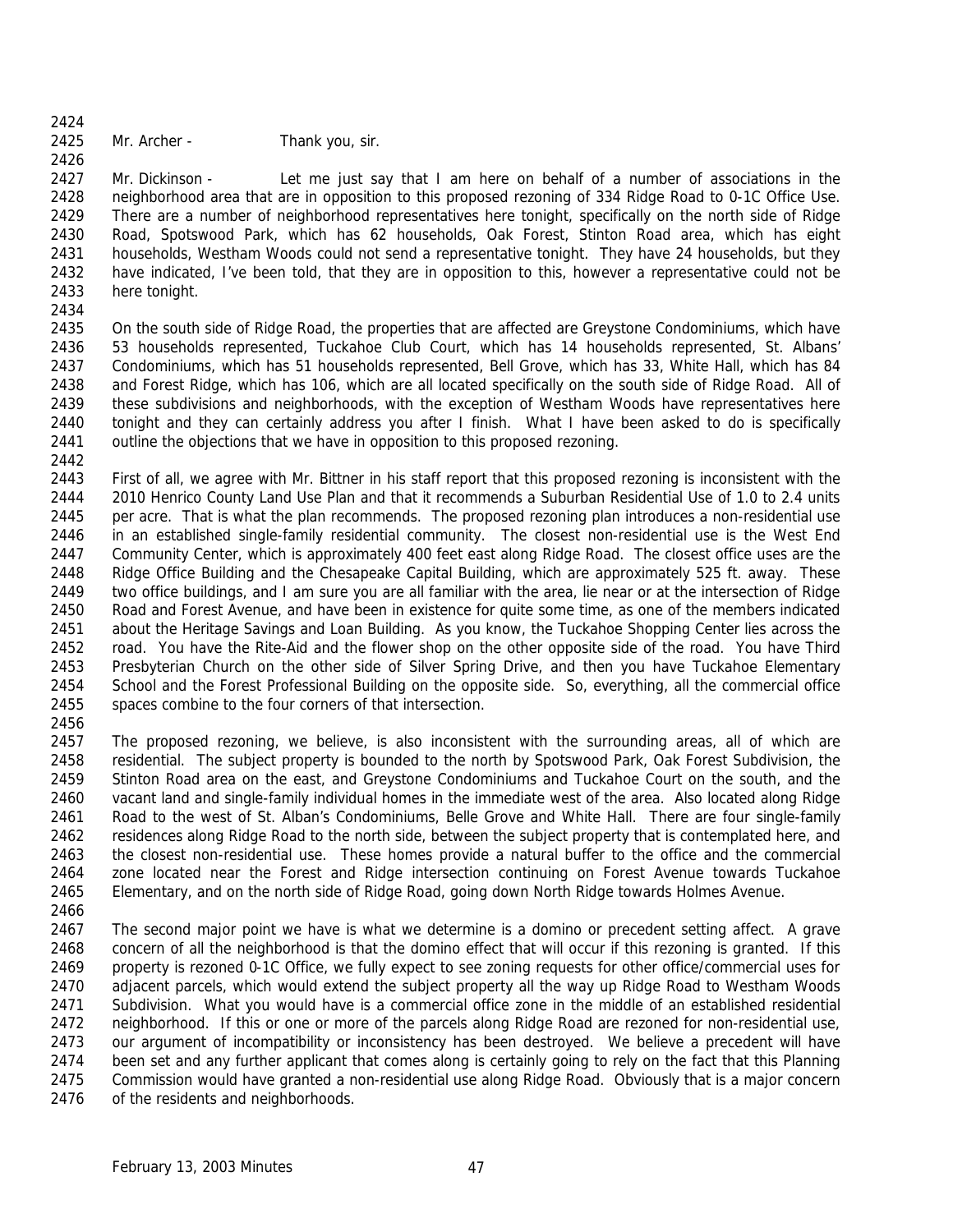Mr. Archer - Thank you, sir.

Mr. Dickinson - Let me just say that I am here on behalf of a number of associations in the neighborhood area that are in opposition to this proposed rezoning of 334 Ridge Road to 0-1C Office Use. There are a number of neighborhood representatives here tonight, specifically on the north side of Ridge Road, Spotswood Park, which has 62 households, Oak Forest, Stinton Road area, which has eight households, Westham Woods could not send a representative tonight. They have 24 households, but they have indicated, I've been told, that they are in opposition to this, however a representative could not be here tonight.

On the south side of Ridge Road, the properties that are affected are Greystone Condominiums, which have 53 households represented, Tuckahoe Club Court, which has 14 households represented, St. Albans' Condominiums, which has 51 households represented, Bell Grove, which has 33, White Hall, which has 84 and Forest Ridge, which has 106, which are all located specifically on the south side of Ridge Road. All of these subdivisions and neighborhoods, with the exception of Westham Woods have representatives here tonight and they can certainly address you after I finish. What I have been asked to do is specifically outline the objections that we have in opposition to this proposed rezoning.

First of all, we agree with Mr. Bittner in his staff report that this proposed rezoning is inconsistent with the 2010 Henrico County Land Use Plan and that it recommends a Suburban Residential Use of 1.0 to 2.4 units per acre. That is what the plan recommends. The proposed rezoning plan introduces a non-residential use in an established single-family residential community. The closest non-residential use is the West End Community Center, which is approximately 400 feet east along Ridge Road. The closest office uses are the Ridge Office Building and the Chesapeake Capital Building, which are approximately 525 ft. away. These two office buildings, and I am sure you are all familiar with the area, lie near or at the intersection of Ridge Road and Forest Avenue, and have been in existence for quite some time, as one of the members indicated about the Heritage Savings and Loan Building. As you know, the Tuckahoe Shopping Center lies across the road. You have the Rite-Aid and the flower shop on the other opposite side of the road. You have Third Presbyterian Church on the other side of Silver Spring Drive, and then you have Tuckahoe Elementary School and the Forest Professional Building on the opposite side. So, everything, all the commercial office spaces combine to the four corners of that intersection.

The proposed rezoning, we believe, is also inconsistent with the surrounding areas, all of which are residential. The subject property is bounded to the north by Spotswood Park, Oak Forest Subdivision, the Stinton Road area on the east, and Greystone Condominiums and Tuckahoe Court on the south, and the vacant land and single-family individual homes in the immediate west of the area. Also located along Ridge Road to the west of St. Alban's Condominiums, Belle Grove and White Hall. There are four single-family residences along Ridge Road to the north side, between the subject property that is contemplated here, and the closest non-residential use. These homes provide a natural buffer to the office and the commercial zone located near the Forest and Ridge intersection continuing on Forest Avenue towards Tuckahoe Elementary, and on the north side of Ridge Road, going down North Ridge towards Holmes Avenue.

The second major point we have is what we determine is a domino or precedent setting affect. A grave concern of all the neighborhood is that the domino effect that will occur if this rezoning is granted. If this property is rezoned 0-1C Office, we fully expect to see zoning requests for other office/commercial uses for adjacent parcels, which would extend the subject property all the way up Ridge Road to Westham Woods Subdivision. What you would have is a commercial office zone in the middle of an established residential neighborhood. If this or one or more of the parcels along Ridge Road are rezoned for non-residential use, our argument of incompatibility or inconsistency has been destroyed. We believe a precedent will have been set and any further applicant that comes along is certainly going to rely on the fact that this Planning Commission would have granted a non-residential use along Ridge Road. Obviously that is a major concern of the residents and neighborhoods.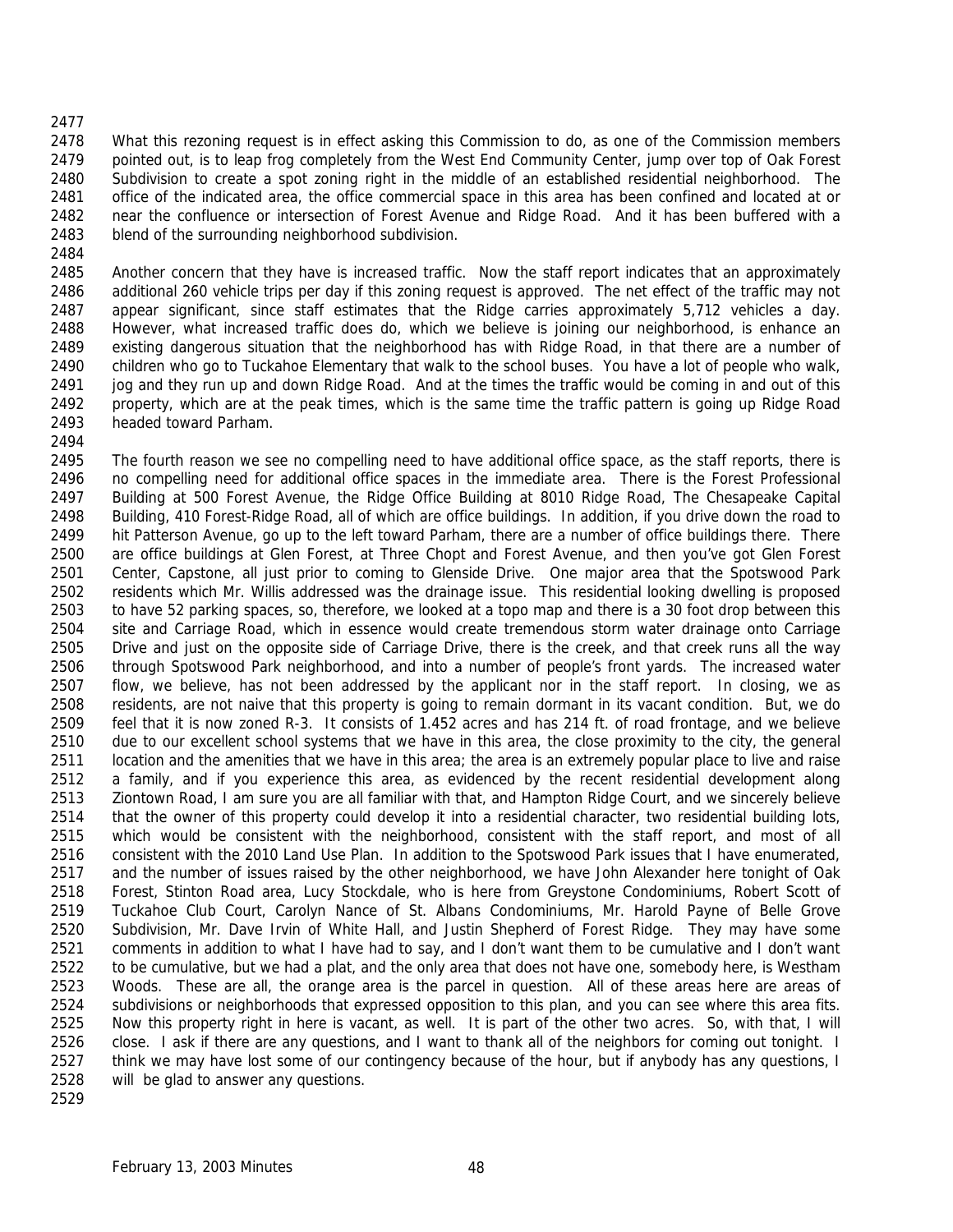What this rezoning request is in effect asking this Commission to do, as one of the Commission members pointed out, is to leap frog completely from the West End Community Center, jump over top of Oak Forest Subdivision to create a spot zoning right in the middle of an established residential neighborhood. The office of the indicated area, the office commercial space in this area has been confined and located at or near the confluence or intersection of Forest Avenue and Ridge Road. And it has been buffered with a blend of the surrounding neighborhood subdivision.

Another concern that they have is increased traffic. Now the staff report indicates that an approximately additional 260 vehicle trips per day if this zoning request is approved. The net effect of the traffic may not appear significant, since staff estimates that the Ridge carries approximately 5,712 vehicles a day. However, what increased traffic does do, which we believe is joining our neighborhood, is enhance an existing dangerous situation that the neighborhood has with Ridge Road, in that there are a number of children who go to Tuckahoe Elementary that walk to the school buses. You have a lot of people who walk, jog and they run up and down Ridge Road. And at the times the traffic would be coming in and out of this property, which are at the peak times, which is the same time the traffic pattern is going up Ridge Road headed toward Parham.

The fourth reason we see no compelling need to have additional office space, as the staff reports, there is no compelling need for additional office spaces in the immediate area. There is the Forest Professional Building at 500 Forest Avenue, the Ridge Office Building at 8010 Ridge Road, The Chesapeake Capital Building, 410 Forest-Ridge Road, all of which are office buildings. In addition, if you drive down the road to hit Patterson Avenue, go up to the left toward Parham, there are a number of office buildings there. There are office buildings at Glen Forest, at Three Chopt and Forest Avenue, and then you've got Glen Forest Center, Capstone, all just prior to coming to Glenside Drive. One major area that the Spotswood Park residents which Mr. Willis addressed was the drainage issue. This residential looking dwelling is proposed to have 52 parking spaces, so, therefore, we looked at a topo map and there is a 30 foot drop between this site and Carriage Road, which in essence would create tremendous storm water drainage onto Carriage Drive and just on the opposite side of Carriage Drive, there is the creek, and that creek runs all the way through Spotswood Park neighborhood, and into a number of people's front yards. The increased water flow, we believe, has not been addressed by the applicant nor in the staff report. In closing, we as residents, are not naive that this property is going to remain dormant in its vacant condition. But, we do feel that it is now zoned R-3. It consists of 1.452 acres and has 214 ft. of road frontage, and we believe due to our excellent school systems that we have in this area, the close proximity to the city, the general location and the amenities that we have in this area; the area is an extremely popular place to live and raise a family, and if you experience this area, as evidenced by the recent residential development along Ziontown Road, I am sure you are all familiar with that, and Hampton Ridge Court, and we sincerely believe that the owner of this property could develop it into a residential character, two residential building lots, which would be consistent with the neighborhood, consistent with the staff report, and most of all consistent with the 2010 Land Use Plan. In addition to the Spotswood Park issues that I have enumerated, and the number of issues raised by the other neighborhood, we have John Alexander here tonight of Oak Forest, Stinton Road area, Lucy Stockdale, who is here from Greystone Condominiums, Robert Scott of Tuckahoe Club Court, Carolyn Nance of St. Albans Condominiums, Mr. Harold Payne of Belle Grove Subdivision, Mr. Dave Irvin of White Hall, and Justin Shepherd of Forest Ridge. They may have some comments in addition to what I have had to say, and I don't want them to be cumulative and I don't want to be cumulative, but we had a plat, and the only area that does not have one, somebody here, is Westham Woods. These are all, the orange area is the parcel in question. All of these areas here are areas of subdivisions or neighborhoods that expressed opposition to this plan, and you can see where this area fits. Now this property right in here is vacant, as well. It is part of the other two acres. So, with that, I will close. I ask if there are any questions, and I want to thank all of the neighbors for coming out tonight. I think we may have lost some of our contingency because of the hour, but if anybody has any questions, I will be glad to answer any questions.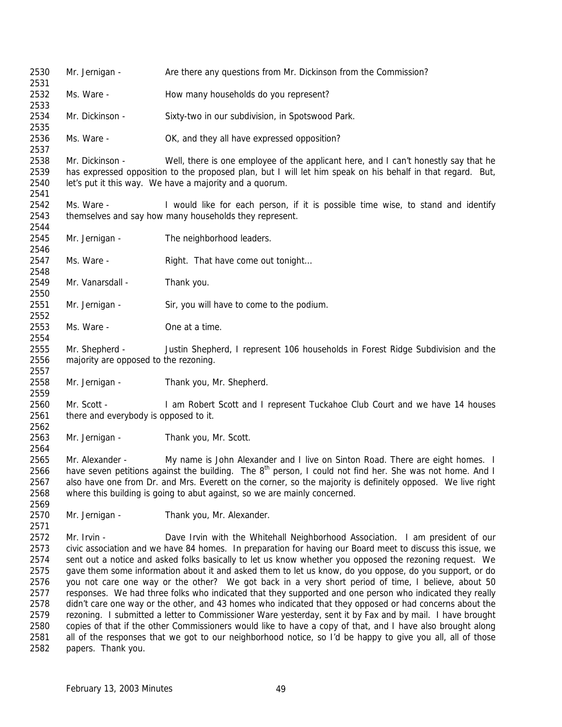Mr. Jernigan - Are there any questions from Mr. Dickinson from the Commission?

Ms. Ware - How many households do you represent?

Mr. Dickinson - Sixty-two in our subdivision, in Spotswood Park.

Ms. Ware - OK, and they all have expressed opposition?

Mr. Dickinson - Well, there is one employee of the applicant here, and I can't honestly say that he has expressed opposition to the proposed plan, but I will let him speak on his behalf in that regard. But, let's put it this way. We have a majority and a quorum.

Ms. Ware - I would like for each person, if it is possible time wise, to stand and identify themselves and say how many households they represent.

Mr. Jernigan - The neighborhood leaders.

Ms. Ware - Right. That have come out tonight…

Mr. Vanarsdall - Thank you.

Mr. Jernigan - Sir, you will have to come to the podium.

Ms. Ware - One at a time.

Mr. Shepherd - Justin Shepherd, I represent 106 households in Forest Ridge Subdivision and the majority are opposed to the rezoning.

Mr. Jernigan - Thank you, Mr. Shepherd.

Mr. Scott - I am Robert Scott and I represent Tuckahoe Club Court and we have 14 houses there and everybody is opposed to it.

Mr. Jernigan - Thank you, Mr. Scott.

Mr. Alexander - My name is John Alexander and I live on Sinton Road. There are eight homes. I have seven petitions against the building. The 8th person, I could not find her. She was not home. And I also have one from Dr. and Mrs. Everett on the corner, so the majority is definitely opposed. We live right where this building is going to abut against, so we are mainly concerned.

Mr. Jernigan - Thank you, Mr. Alexander.

Mr. Irvin - Dave Irvin with the Whitehall Neighborhood Association. I am president of our civic association and we have 84 homes. In preparation for having our Board meet to discuss this issue, we sent out a notice and asked folks basically to let us know whether you opposed the rezoning request. We gave them some information about it and asked them to let us know, do you oppose, do you support, or do you not care one way or the other? We got back in a very short period of time, I believe, about 50 responses. We had three folks who indicated that they supported and one person who indicated they really didn't care one way or the other, and 43 homes who indicated that they opposed or had concerns about the rezoning. I submitted a letter to Commissioner Ware yesterday, sent it by Fax and by mail. I have brought copies of that if the other Commissioners would like to have a copy of that, and I have also brought along all of the responses that we got to our neighborhood notice, so I'd be happy to give you all, all of those papers. Thank you.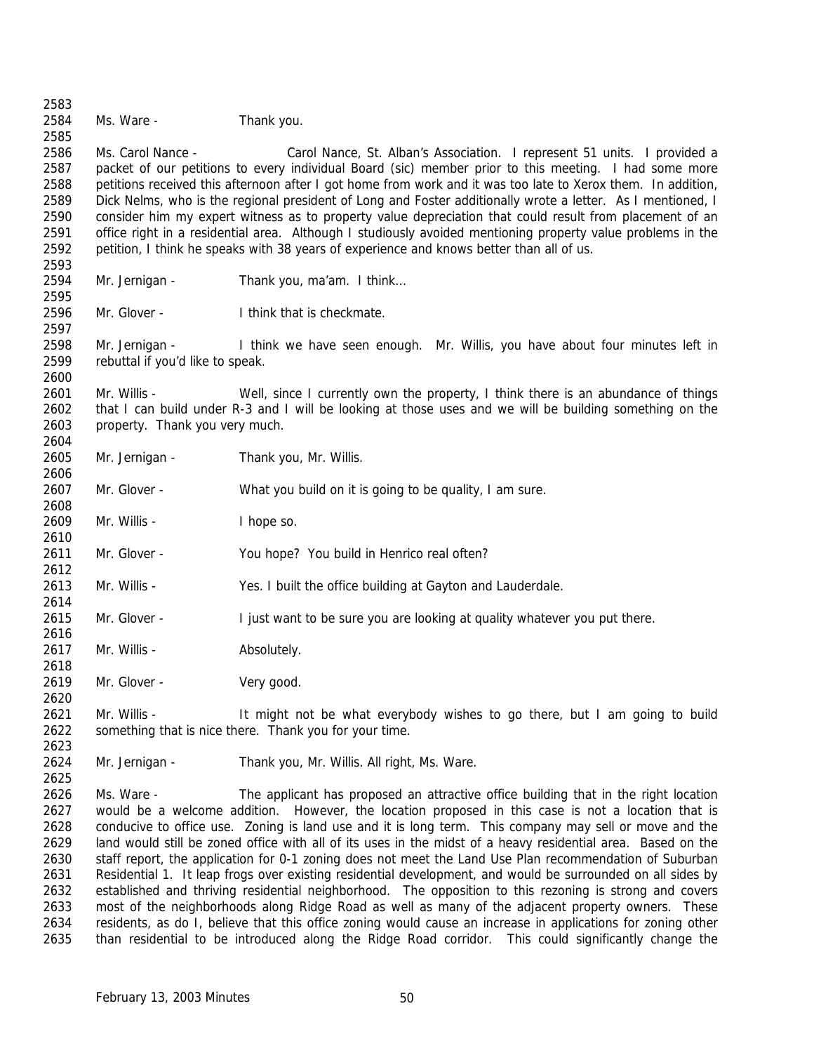Ms. Ware - Thank you.

Ms. Carol Nance - Carol Nance, St. Alban's Association. I represent 51 units. I provided a packet of our petitions to every individual Board (sic) member prior to this meeting. I had some more petitions received this afternoon after I got home from work and it was too late to Xerox them. In addition, Dick Nelms, who is the regional president of Long and Foster additionally wrote a letter. As I mentioned, I consider him my expert witness as to property value depreciation that could result from placement of an office right in a residential area. Although I studiously avoided mentioning property value problems in the petition, I think he speaks with 38 years of experience and knows better than all of us.

Mr. Jernigan - Thank you, ma'am. I think…

Mr. Glover - I think that is checkmate.

Mr. Jernigan - I think we have seen enough. Mr. Willis, you have about four minutes left in rebuttal if you'd like to speak.

Mr. Willis - Well, since I currently own the property, I think there is an abundance of things that I can build under R-3 and I will be looking at those uses and we will be building something on the property. Thank you very much.

Mr. Jernigan - Thank you, Mr. Willis.

Mr. Glover - What you build on it is going to be quality, I am sure.

Mr. Willis - I hope so.

Mr. Glover - You hope? You build in Henrico real often?

Mr. Willis - Yes. I built the office building at Gayton and Lauderdale.

Mr. Glover - I just want to be sure you are looking at quality whatever you put there.

Mr. Willis - Absolutely.

Mr. Glover - Very good.

Mr. Willis - It might not be what everybody wishes to go there, but I am going to build something that is nice there. Thank you for your time.

Mr. Jernigan - Thank you, Mr. Willis. All right, Ms. Ware.

Ms. Ware - The applicant has proposed an attractive office building that in the right location would be a welcome addition. However, the location proposed in this case is not a location that is conducive to office use. Zoning is land use and it is long term. This company may sell or move and the land would still be zoned office with all of its uses in the midst of a heavy residential area. Based on the staff report, the application for 0-1 zoning does not meet the Land Use Plan recommendation of Suburban Residential 1. It leap frogs over existing residential development, and would be surrounded on all sides by established and thriving residential neighborhood. The opposition to this rezoning is strong and covers most of the neighborhoods along Ridge Road as well as many of the adjacent property owners. These residents, as do I, believe that this office zoning would cause an increase in applications for zoning other than residential to be introduced along the Ridge Road corridor. This could significantly change the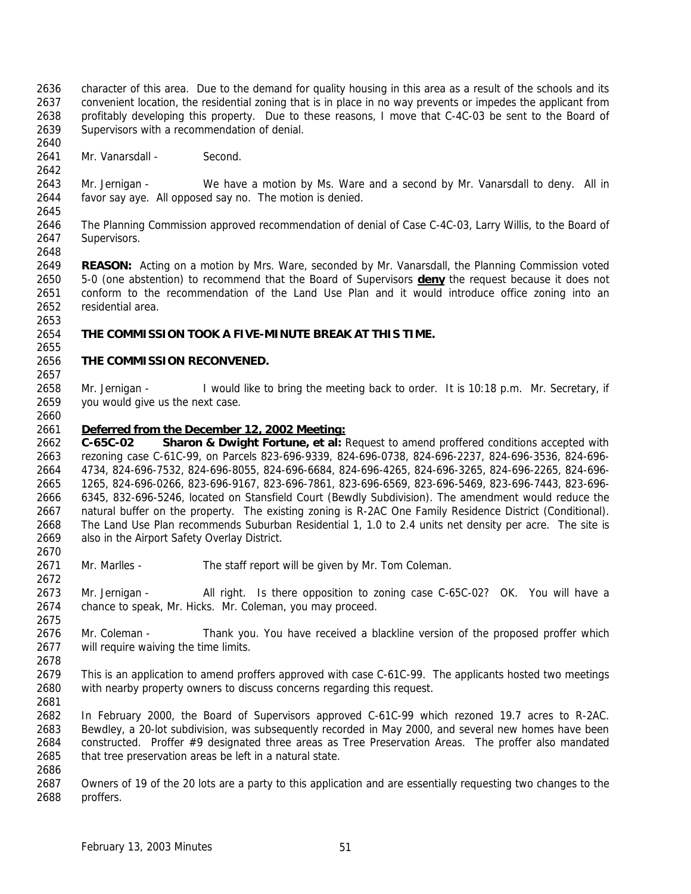character of this area. Due to the demand for quality housing in this area as a result of the schools and its convenient location, the residential zoning that is in place in no way prevents or impedes the applicant from profitably developing this property. Due to these reasons, I move that C-4C-03 be sent to the Board of Supervisors with a recommendation of denial.

Mr. Vanarsdall - Second.

Mr. Jernigan - We have a motion by Ms. Ware and a second by Mr. Vanarsdall to deny. All in favor say aye. All opposed say no. The motion is denied.

The Planning Commission approved recommendation of denial of Case C-4C-03, Larry Willis, to the Board of Supervisors.

**REASON:** Acting on a motion by Mrs. Ware, seconded by Mr. Vanarsdall, the Planning Commission voted 5-0 (one abstention) to recommend that the Board of Supervisors **deny** the request because it does not conform to the recommendation of the Land Use Plan and it would introduce office zoning into an residential area.

**THE COMMISSION TOOK A FIVE-MINUTE BREAK AT THIS TIME.**

**THE COMMISSION RECONVENED.**

Mr. Jernigan - I would like to bring the meeting back to order. It is 10:18 p.m. Mr. Secretary, if you would give us the next case.

**Deferred from the December 12, 2002 Meeting:**

**C-65C-02 Sharon & Dwight Fortune, et al:** Request to amend proffered conditions accepted with rezoning case C-61C-99, on Parcels 823-696-9339, 824-696-0738, 824-696-2237, 824-696-3536, 824-696-4734, 824-696-7532, 824-696-8055, 824-696-6684, 824-696-4265, 824-696-3265, 824-696-2265, 824-696-1265, 824-696-0266, 823-696-9167, 823-696-7861, 823-696-6569, 823-696-5469, 823-696-7443, 823-696-6345, 832-696-5246, located on Stansfield Court (Bewdly Subdivision). The amendment would reduce the natural buffer on the property. The existing zoning is R-2AC One Family Residence District (Conditional). The Land Use Plan recommends Suburban Residential 1, 1.0 to 2.4 units net density per acre. The site is also in the Airport Safety Overlay District.

Mr. Marlles - The staff report will be given by Mr. Tom Coleman.

Mr. Jernigan - All right. Is there opposition to zoning case C-65C-02? OK. You will have a chance to speak, Mr. Hicks. Mr. Coleman, you may proceed.

Mr. Coleman - Thank you. You have received a blackline version of the proposed proffer which will require waiving the time limits.

This is an application to amend proffers approved with case C-61C-99. The applicants hosted two meetings with nearby property owners to discuss concerns regarding this request.

In February 2000, the Board of Supervisors approved C-61C-99 which rezoned 19.7 acres to R-2AC. Bewdley, a 20-lot subdivision, was subsequently recorded in May 2000, and several new homes have been constructed. Proffer #9 designated three areas as Tree Preservation Areas. The proffer also mandated that tree preservation areas be left in a natural state.

Owners of 19 of the 20 lots are a party to this application and are essentially requesting two changes to the proffers.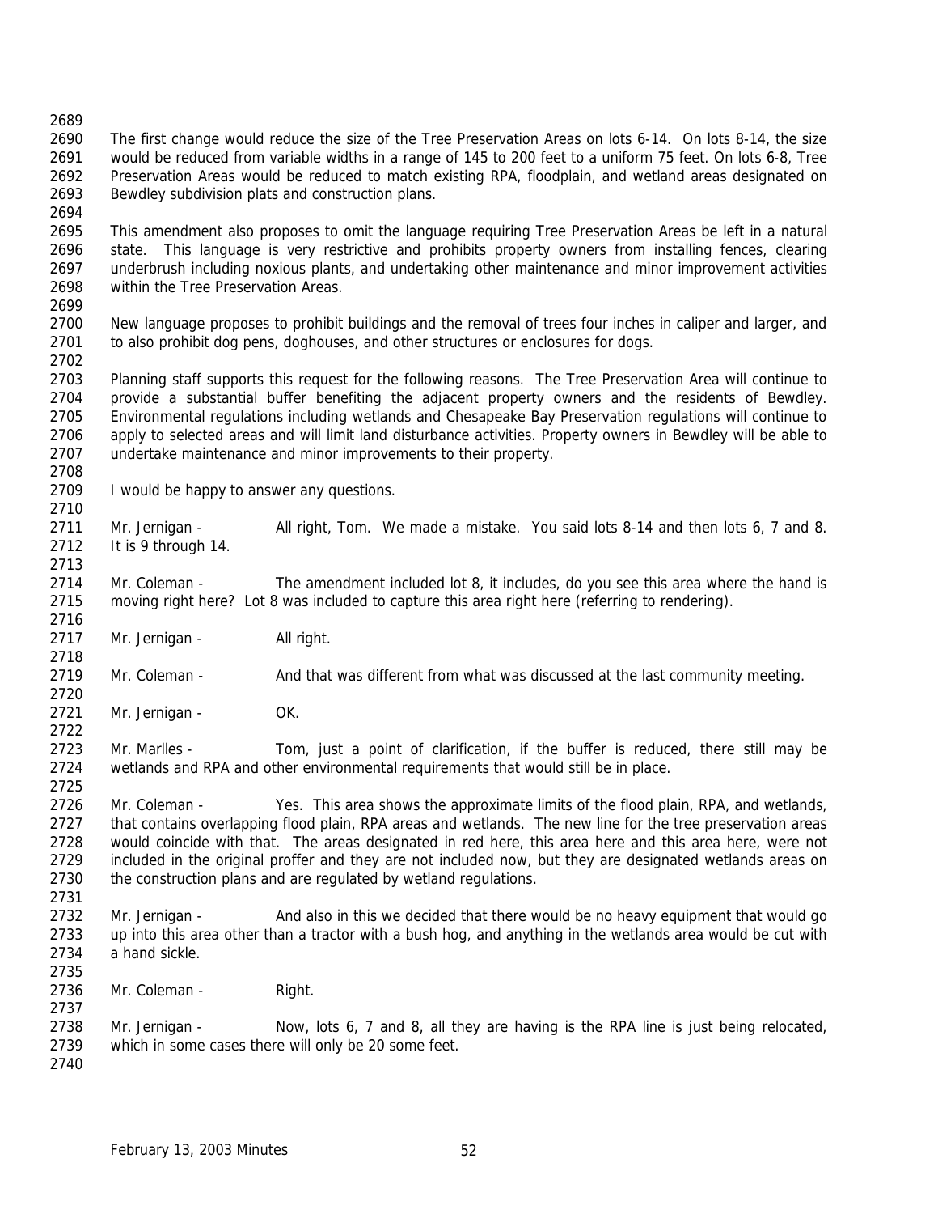The first change would reduce the size of the Tree Preservation Areas on lots 6-14. On lots 8-14, the size would be reduced from variable widths in a range of 145 to 200 feet to a uniform 75 feet. On lots 6-8, Tree Preservation Areas would be reduced to match existing RPA, floodplain, and wetland areas designated on Bewdley subdivision plats and construction plans.

This amendment also proposes to omit the language requiring Tree Preservation Areas be left in a natural state. This language is very restrictive and prohibits property owners from installing fences, clearing underbrush including noxious plants, and undertaking other maintenance and minor improvement activities within the Tree Preservation Areas.

New language proposes to prohibit buildings and the removal of trees four inches in caliper and larger, and to also prohibit dog pens, doghouses, and other structures or enclosures for dogs.

Planning staff supports this request for the following reasons. The Tree Preservation Area will continue to provide a substantial buffer benefiting the adjacent property owners and the residents of Bewdley. Environmental regulations including wetlands and Chesapeake Bay Preservation regulations will continue to apply to selected areas and will limit land disturbance activities. Property owners in Bewdley will be able to undertake maintenance and minor improvements to their property.

I would be happy to answer any questions.

Mr. Jernigan - All right, Tom. We made a mistake. You said lots 8-14 and then lots 6, 7 and 8. It is 9 through 14.

Mr. Coleman - The amendment included lot 8, it includes, do you see this area where the hand is moving right here? Lot 8 was included to capture this area right here (referring to rendering).

Mr. Jernigan - All right.

Mr. Coleman - And that was different from what was discussed at the last community meeting.

Mr. Jernigan - OK.

Mr. Marlles - Tom, just a point of clarification, if the buffer is reduced, there still may be wetlands and RPA and other environmental requirements that would still be in place.

Mr. Coleman - Yes. This area shows the approximate limits of the flood plain, RPA, and wetlands, that contains overlapping flood plain, RPA areas and wetlands. The new line for the tree preservation areas would coincide with that. The areas designated in red here, this area here and this area here, were not included in the original proffer and they are not included now, but they are designated wetlands areas on the construction plans and are regulated by wetland regulations.

Mr. Jernigan - And also in this we decided that there would be no heavy equipment that would go up into this area other than a tractor with a bush hog, and anything in the wetlands area would be cut with a hand sickle.

Mr. Coleman - Right.

Mr. Jernigan - Now, lots 6, 7 and 8, all they are having is the RPA line is just being relocated, which in some cases there will only be 20 some feet.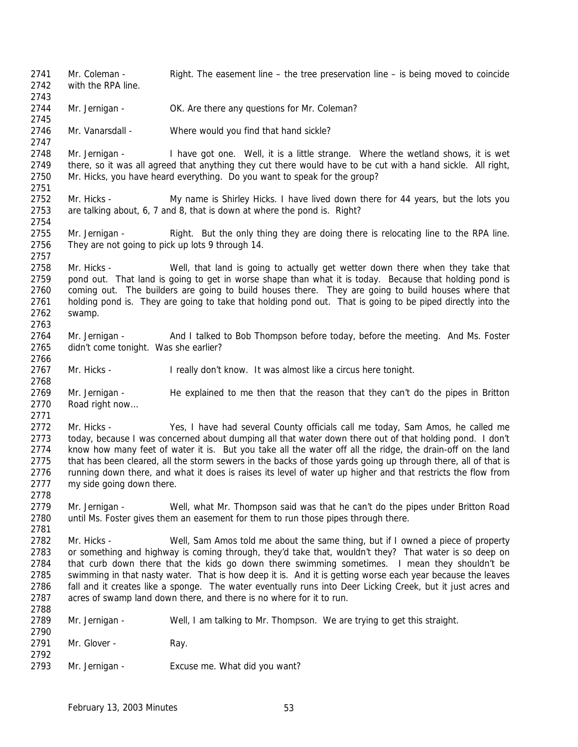2741 Mr. Coleman - Right. The easement line – the tree preservation line – is being moved to coincide
2742 with the RPA line.
2743
2744 Mr. Jernigan - OK. Are there any questions for Mr. Coleman?
2745
2746 Mr. Vanarsdall - Where would you find that hand sickle?
2747
2748 Mr. Jernigan - I have got one. Well, it is a little strange. Where the wetland shows, it is wet
2749 there, so it was all agreed that anything they cut there would have to be cut with a hand sickle. All right,
2750 Mr. Hicks, you have heard everything. Do you want to speak for the group?
2751
2752 Mr. Hicks - My name is Shirley Hicks. I have lived down there for 44 years, but the lots you
2753 are talking about, 6, 7 and 8, that is down at where the pond is. Right?
2754
2755 Mr. Jernigan - Right. But the only thing they are doing there is relocating line to the RPA line.
2756 They are not going to pick up lots 9 through 14.
2757
2758 Mr. Hicks - Well, that land is going to actually get wetter down there when they take that
2759 pond out. That land is going to get in worse shape than what it is today. Because that holding pond is
2760 coming out. The builders are going to build houses there. They are going to build houses where that
2761 holding pond is. They are going to take that holding pond out. That is going to be piped directly into the
2762 swamp.
2763
2764 Mr. Jernigan - And I talked to Bob Thompson before today, before the meeting. And Ms. Foster
2765 didn't come tonight. Was she earlier?
2766
2767 Mr. Hicks - I really don't know. It was almost like a circus here tonight.
2768
2769 Mr. Jernigan - He explained to me then that the reason that they can't do the pipes in Britton
2770 Road right now…
2771
2772 Mr. Hicks - Yes, I have had several County officials call me today, Sam Amos, he called me
2773 today, because I was concerned about dumping all that water down there out of that holding pond. I don't
2774 know how many feet of water it is. But you take all the water off all the ridge, the drain-off on the land
2775 that has been cleared, all the storm sewers in the backs of those yards going up through there, all of that is
2776 running down there, and what it does is raises its level of water up higher and that restricts the flow from
2777 my side going down there.
2778
2779 Mr. Jernigan - Well, what Mr. Thompson said was that he can't do the pipes under Britton Road
2780 until Ms. Foster gives them an easement for them to run those pipes through there.
2781
2782 Mr. Hicks - Well, Sam Amos told me about the same thing, but if I owned a piece of property
2783 or something and highway is coming through, they'd take that, wouldn't they? That water is so deep on
2784 that curb down there that the kids go down there swimming sometimes. I mean they shouldn't be
2785 swimming in that nasty water. That is how deep it is. And it is getting worse each year because the leaves
2786 fall and it creates like a sponge. The water eventually runs into Deer Licking Creek, but it just acres and
2787 acres of swamp land down there, and there is no where for it to run.
2788
2789 Mr. Jernigan - Well, I am talking to Mr. Thompson. We are trying to get this straight.
2790
2791 Mr. Glover - Ray.
2792
2793 Mr. Jernigan - Excuse me. What did you want?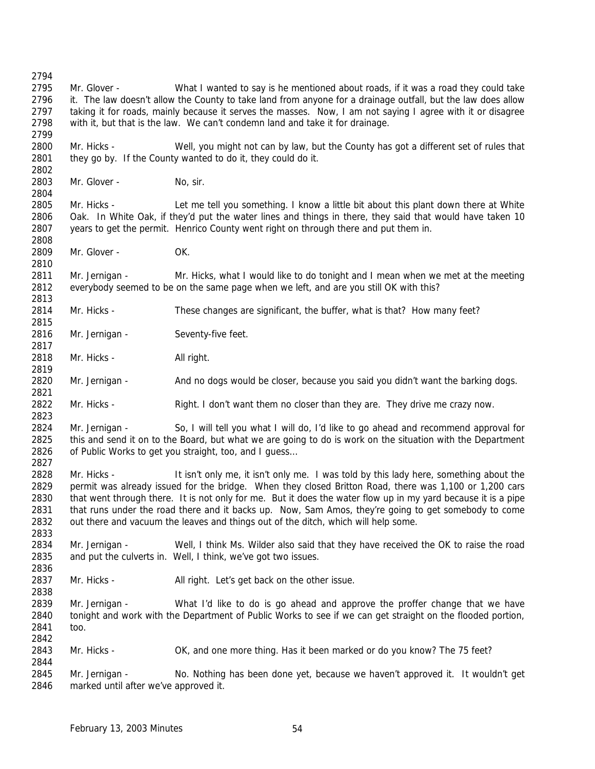Mr. Glover - What I wanted to say is he mentioned about roads, if it was a road they could take it. The law doesn't allow the County to take land from anyone for a drainage outfall, but the law does allow taking it for roads, mainly because it serves the masses. Now, I am not saying I agree with it or disagree with it, but that is the law. We can't condemn land and take it for drainage.

Mr. Hicks - Well, you might not can by law, but the County has got a different set of rules that they go by. If the County wanted to do it, they could do it.

Mr. Glover - No, sir.

Mr. Hicks - Let me tell you something. I know a little bit about this plant down there at White Oak. In White Oak, if they'd put the water lines and things in there, they said that would have taken 10 years to get the permit. Henrico County went right on through there and put them in.

Mr. Glover - OK.

Mr. Jernigan - Mr. Hicks, what I would like to do tonight and I mean when we met at the meeting everybody seemed to be on the same page when we left, and are you still OK with this?

Mr. Hicks - These changes are significant, the buffer, what is that? How many feet?

Mr. Jernigan - Seventy-five feet.

Mr. Hicks - All right.

Mr. Jernigan - And no dogs would be closer, because you said you didn't want the barking dogs.

Mr. Hicks - Right. I don't want them no closer than they are. They drive me crazy now.

Mr. Jernigan - So, I will tell you what I will do, I'd like to go ahead and recommend approval for this and send it on to the Board, but what we are going to do is work on the situation with the Department of Public Works to get you straight, too, and I guess…

Mr. Hicks - It isn't only me, it isn't only me. I was told by this lady here, something about the permit was already issued for the bridge. When they closed Britton Road, there was 1,100 or 1,200 cars that went through there. It is not only for me. But it does the water flow up in my yard because it is a pipe that runs under the road there and it backs up. Now, Sam Amos, they're going to get somebody to come out there and vacuum the leaves and things out of the ditch, which will help some.

Mr. Jernigan - Well, I think Ms. Wilder also said that they have received the OK to raise the road and put the culverts in. Well, I think, we've got two issues.

Mr. Hicks - All right. Let's get back on the other issue.

Mr. Jernigan - What I'd like to do is go ahead and approve the proffer change that we have tonight and work with the Department of Public Works to see if we can get straight on the flooded portion, too.

Mr. Hicks - OK, and one more thing. Has it been marked or do you know? The 75 feet?

Mr. Jernigan - No. Nothing has been done yet, because we haven't approved it. It wouldn't get marked until after we've approved it.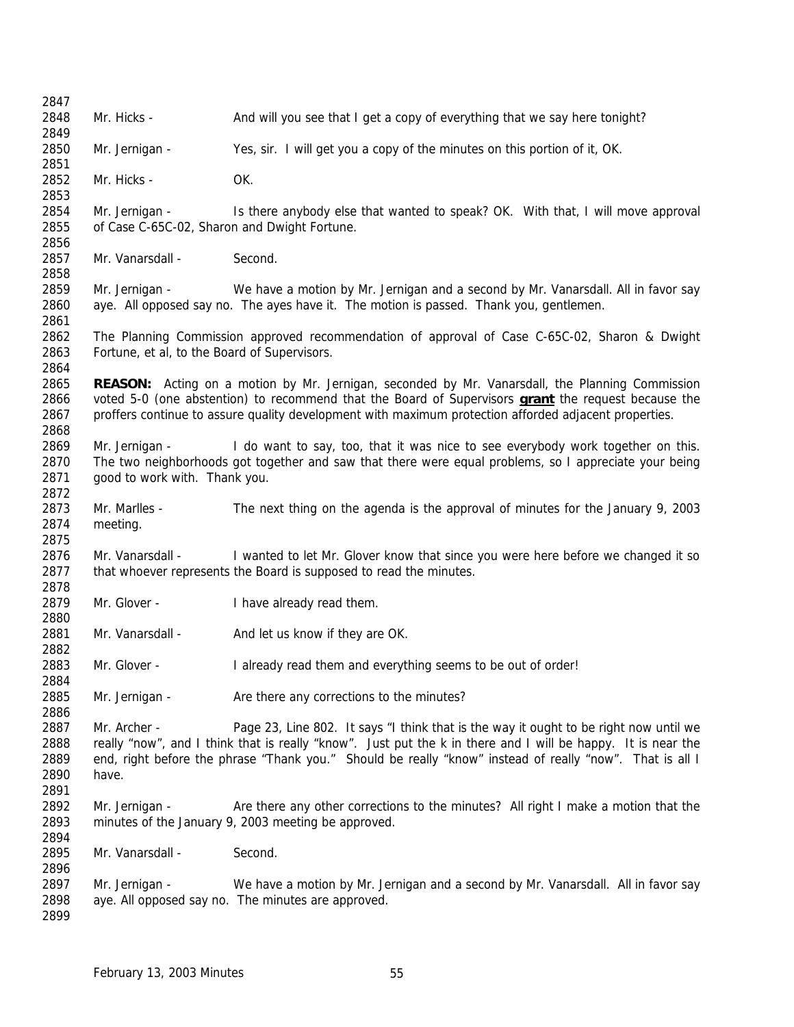2847

2848 Mr. Hicks - And will you see that I get a copy of everything that we say here tonight?

2849

2850 Mr. Jernigan - Yes, sir. I will get you a copy of the minutes on this portion of it, OK.

2851

2852 Mr. Hicks - OK.

2853

2854 Mr. Jernigan - Is there anybody else that wanted to speak? OK. With that, I will move approval
2855 of Case C-65C-02, Sharon and Dwight Fortune.

2856

2857 Mr. Vanarsdall - Second.

2858

2859 Mr. Jernigan - We have a motion by Mr. Jernigan and a second by Mr. Vanarsdall. All in favor say
2860 aye. All opposed say no. The ayes have it. The motion is passed. Thank you, gentlemen.

2861

2862 The Planning Commission approved recommendation of approval of Case C-65C-02, Sharon & Dwight
2863 Fortune, et al, to the Board of Supervisors.

2864

2865 **REASON:** Acting on a motion by Mr. Jernigan, seconded by Mr. Vanarsdall, the Planning Commission
2866 voted 5-0 (one abstention) to recommend that the Board of Supervisors **grant** the request because the
2867 proffers continue to assure quality development with maximum protection afforded adjacent properties.

2868

2869 Mr. Jernigan - I do want to say, too, that it was nice to see everybody work together on this.
2870 The two neighborhoods got together and saw that there were equal problems, so I appreciate your being
2871 good to work with. Thank you.

2872

2873 Mr. Marlles - The next thing on the agenda is the approval of minutes for the January 9, 2003
2874 meeting.

2875

2876 Mr. Vanarsdall - I wanted to let Mr. Glover know that since you were here before we changed it so
2877 that whoever represents the Board is supposed to read the minutes.

2878

2879 Mr. Glover - I have already read them.

2880

2881 Mr. Vanarsdall - And let us know if they are OK.

2882

2883 Mr. Glover - I already read them and everything seems to be out of order!

2884

2885 Mr. Jernigan - Are there any corrections to the minutes?

2886

2887 Mr. Archer - Page 23, Line 802. It says "I think that is the way it ought to be right now until we
2888 really "now", and I think that is really "know". Just put the k in there and I will be happy. It is near the
2889 end, right before the phrase "Thank you." Should be really "know" instead of really "now". That is all I
2890 have.

2891

2892 Mr. Jernigan - Are there any other corrections to the minutes? All right I make a motion that the
2893 minutes of the January 9, 2003 meeting be approved.

2894

2895 Mr. Vanarsdall - Second.

2896

2897 Mr. Jernigan - We have a motion by Mr. Jernigan and a second by Mr. Vanarsdall. All in favor say
2898 aye. All opposed say no. The minutes are approved.

2899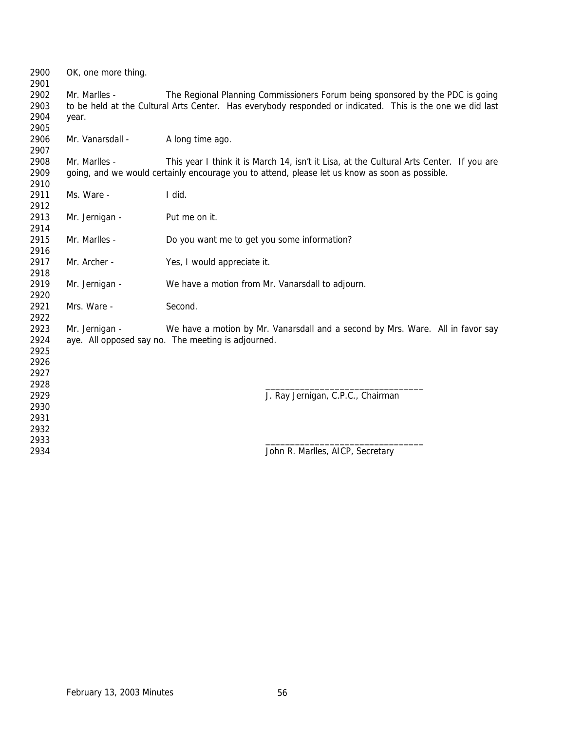OK, one more thing.

Mr. Marlles - The Regional Planning Commissioners Forum being sponsored by the PDC is going to be held at the Cultural Arts Center. Has everybody responded or indicated. This is the one we did last year.

Mr. Vanarsdall - A long time ago.

Mr. Marlles - This year I think it is March 14, isn't it Lisa, at the Cultural Arts Center. If you are going, and we would certainly encourage you to attend, please let us know as soon as possible.

Ms. Ware - I did.

Mr. Jernigan - Put me on it.

Mr. Marlles - Do you want me to get you some information?

Mr. Archer - Yes, I would appreciate it.

Mr. Jernigan - We have a motion from Mr. Vanarsdall to adjourn.

Mrs. Ware - Second.

Mr. Jernigan - We have a motion by Mr. Vanarsdall and a second by Mrs. Ware. All in favor say aye. All opposed say no. The meeting is adjourned.

________________________________
J. Ray Jernigan, C.P.C., Chairman

________________________________
John R. Marlles, AICP, Secretary